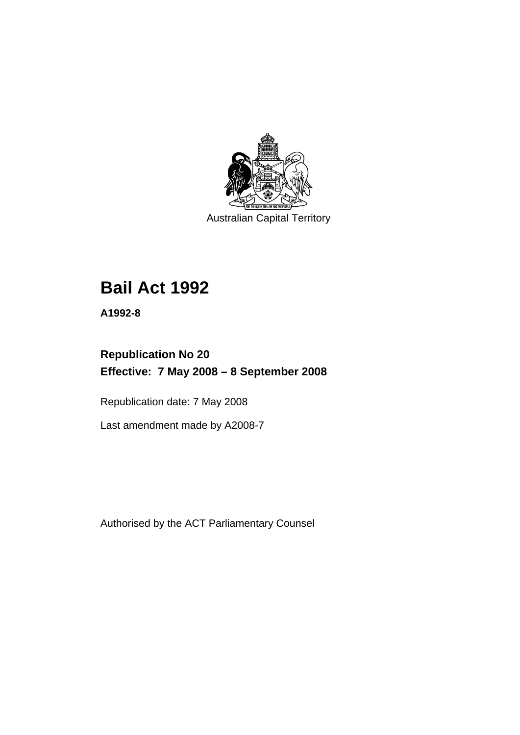Australian Capital Territory

# Bail Act 1992

**A1992-8**

**Republication No 20**
**Effective: 7 May 2008 – 8 September 2008**

Republication date: 7 May 2008

Last amendment made by A2008-7

Authorised by the ACT Parliamentary Counsel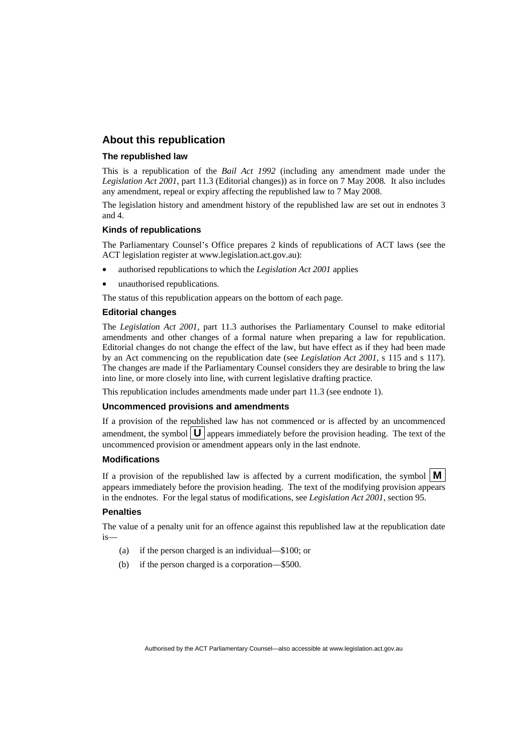## About this republication

### The republished law

This is a republication of the *Bail Act 1992* (including any amendment made under the *Legislation Act 2001*, part 11.3 (Editorial changes)) as in force on 7 May 2008*.* It also includes any amendment, repeal or expiry affecting the republished law to 7 May 2008.

The legislation history and amendment history of the republished law are set out in endnotes 3 and 4.

### Kinds of republications

The Parliamentary Counsel's Office prepares 2 kinds of republications of ACT laws (see the ACT legislation register at www.legislation.act.gov.au):

- authorised republications to which the *Legislation Act 2001* applies
- unauthorised republications.

The status of this republication appears on the bottom of each page.

### Editorial changes

The *Legislation Act 2001*, part 11.3 authorises the Parliamentary Counsel to make editorial amendments and other changes of a formal nature when preparing a law for republication. Editorial changes do not change the effect of the law, but have effect as if they had been made by an Act commencing on the republication date (see *Legislation Act 2001*, s 115 and s 117). The changes are made if the Parliamentary Counsel considers they are desirable to bring the law into line, or more closely into line, with current legislative drafting practice.

This republication includes amendments made under part 11.3 (see endnote 1).

### Uncommenced provisions and amendments

If a provision of the republished law has not commenced or is affected by an uncommenced amendment, the symbol **U** appears immediately before the provision heading. The text of the uncommenced provision or amendment appears only in the last endnote.

### Modifications

If a provision of the republished law is affected by a current modification, the symbol **M** appears immediately before the provision heading. The text of the modifying provision appears in the endnotes. For the legal status of modifications, see *Legislation Act 2001*, section 95.

### Penalties

The value of a penalty unit for an offence against this republished law at the republication date is—

(a) if the person charged is an individual—$100; or

(b) if the person charged is a corporation—$500.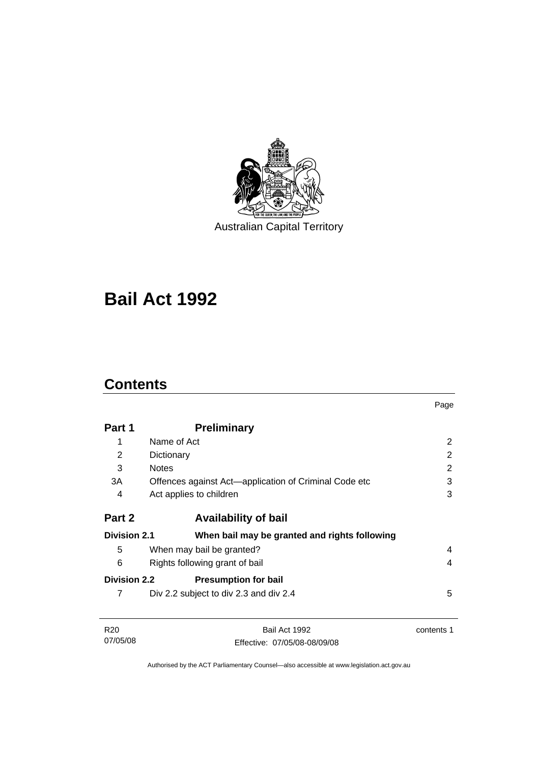Australian Capital Territory

# Bail Act 1992

## Contents

| | | Page |
|---|---|---|
| **Part 1** | **Preliminary** | |
| 1 | Name of Act | 2 |
| 2 | Dictionary | 2 |
| 3 | Notes | 2 |
| 3A | Offences against Act—application of Criminal Code etc | 3 |
| 4 | Act applies to children | 3 |
| **Part 2** | **Availability of bail** | |
| **Division 2.1** | **When bail may be granted and rights following** | |
| 5 | When may bail be granted? | 4 |
| 6 | Rights following grant of bail | 4 |
| **Division 2.2** | **Presumption for bail** | |
| 7 | Div 2.2 subject to div 2.3 and div 2.4 | 5 |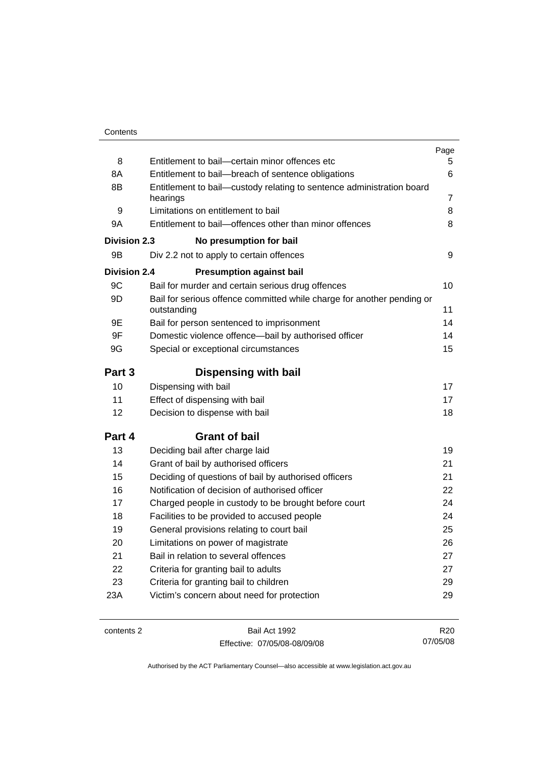| | | Page |
|---|---|---|
| 8 | Entitlement to bail—certain minor offences etc | 5 |
| 8A | Entitlement to bail—breach of sentence obligations | 6 |
| 8B | Entitlement to bail—custody relating to sentence administration board hearings | 7 |
| 9 | Limitations on entitlement to bail | 8 |
| 9A | Entitlement to bail—offences other than minor offences | 8 |
| **Division 2.3** | **No presumption for bail** | |
| 9B | Div 2.2 not to apply to certain offences | 9 |
| **Division 2.4** | **Presumption against bail** | |
| 9C | Bail for murder and certain serious drug offences | 10 |
| 9D | Bail for serious offence committed while charge for another pending or outstanding | 11 |
| 9E | Bail for person sentenced to imprisonment | 14 |
| 9F | Domestic violence offence—bail by authorised officer | 14 |
| 9G | Special or exceptional circumstances | 15 |
| **Part 3** | **Dispensing with bail** | |
| 10 | Dispensing with bail | 17 |
| 11 | Effect of dispensing with bail | 17 |
| 12 | Decision to dispense with bail | 18 |
| **Part 4** | **Grant of bail** | |
| 13 | Deciding bail after charge laid | 19 |
| 14 | Grant of bail by authorised officers | 21 |
| 15 | Deciding of questions of bail by authorised officers | 21 |
| 16 | Notification of decision of authorised officer | 22 |
| 17 | Charged people in custody to be brought before court | 24 |
| 18 | Facilities to be provided to accused people | 24 |
| 19 | General provisions relating to court bail | 25 |
| 20 | Limitations on power of magistrate | 26 |
| 21 | Bail in relation to several offences | 27 |
| 22 | Criteria for granting bail to adults | 27 |
| 23 | Criteria for granting bail to children | 29 |
| 23A | Victim's concern about need for protection | 29 |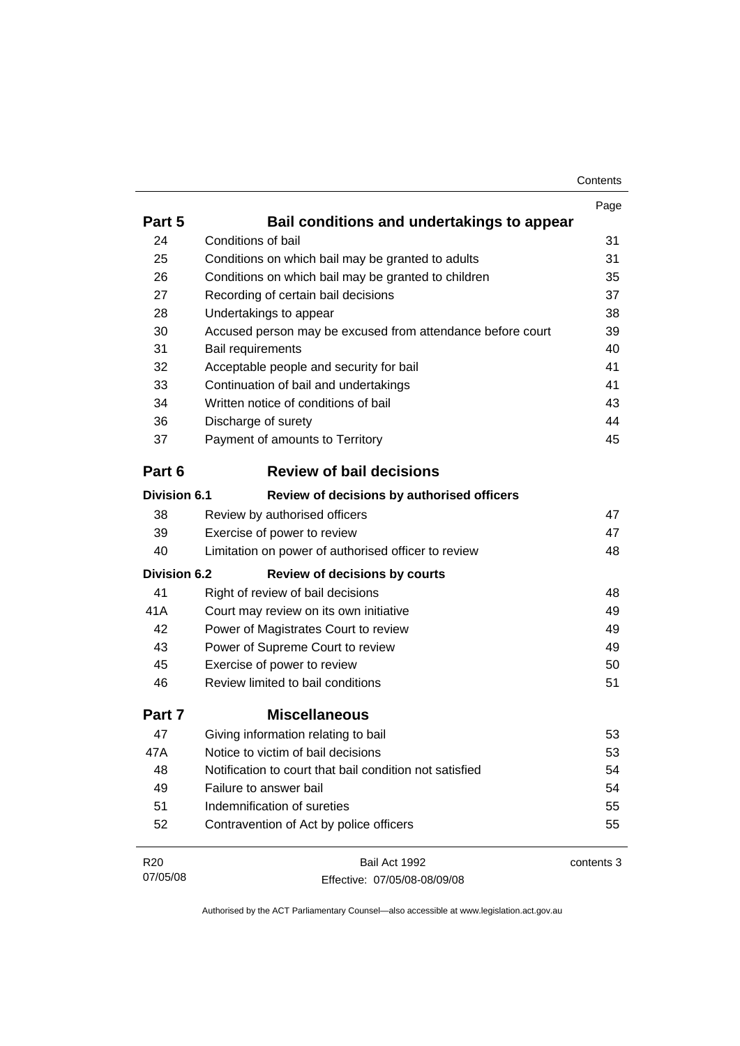| | | Page |
|---|---|---|
| **Part 5** | **Bail conditions and undertakings to appear** | |
| 24 | Conditions of bail | 31 |
| 25 | Conditions on which bail may be granted to adults | 31 |
| 26 | Conditions on which bail may be granted to children | 35 |
| 27 | Recording of certain bail decisions | 37 |
| 28 | Undertakings to appear | 38 |
| 30 | Accused person may be excused from attendance before court | 39 |
| 31 | Bail requirements | 40 |
| 32 | Acceptable people and security for bail | 41 |
| 33 | Continuation of bail and undertakings | 41 |
| 34 | Written notice of conditions of bail | 43 |
| 36 | Discharge of surety | 44 |
| 37 | Payment of amounts to Territory | 45 |
| **Part 6** | **Review of bail decisions** | |
| **Division 6.1** | **Review of decisions by authorised officers** | |
| 38 | Review by authorised officers | 47 |
| 39 | Exercise of power to review | 47 |
| 40 | Limitation on power of authorised officer to review | 48 |
| **Division 6.2** | **Review of decisions by courts** | |
| 41 | Right of review of bail decisions | 48 |
| 41A | Court may review on its own initiative | 49 |
| 42 | Power of Magistrates Court to review | 49 |
| 43 | Power of Supreme Court to review | 49 |
| 45 | Exercise of power to review | 50 |
| 46 | Review limited to bail conditions | 51 |
| **Part 7** | **Miscellaneous** | |
| 47 | Giving information relating to bail | 53 |
| 47A | Notice to victim of bail decisions | 53 |
| 48 | Notification to court that bail condition not satisfied | 54 |
| 49 | Failure to answer bail | 54 |
| 51 | Indemnification of sureties | 55 |
| 52 | Contravention of Act by police officers | 55 |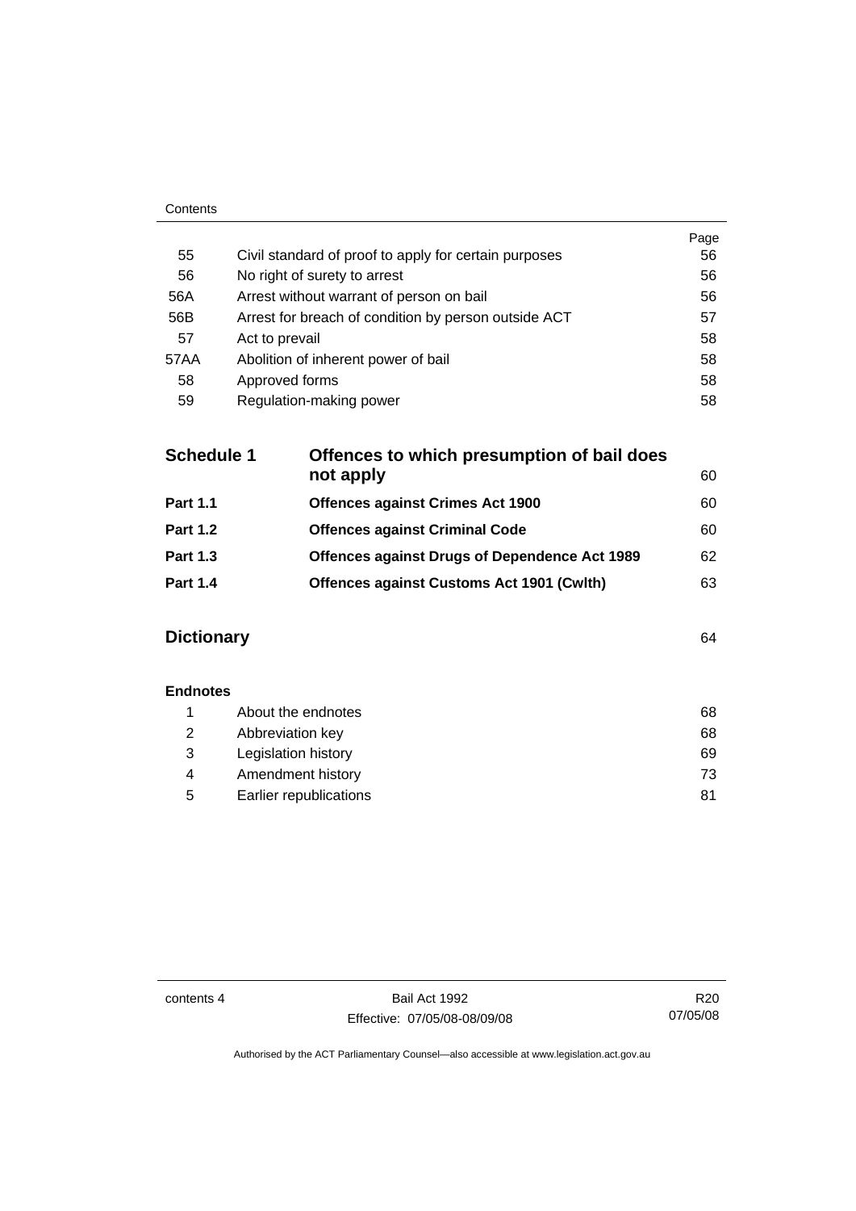| | | Page |
|---|---|---|
| 55 | Civil standard of proof to apply for certain purposes | 56 |
| 56 | No right of surety to arrest | 56 |
| 56A | Arrest without warrant of person on bail | 56 |
| 56B | Arrest for breach of condition by person outside ACT | 57 |
| 57 | Act to prevail | 58 |
| 57AA | Abolition of inherent power of bail | 58 |
| 58 | Approved forms | 58 |
| 59 | Regulation-making power | 58 |

| | | |
|---|---|---|
| **Schedule 1** | **Offences to which presumption of bail does not apply** | 60 |
| **Part 1.1** | **Offences against Crimes Act 1900** | 60 |
| **Part 1.2** | **Offences against Criminal Code** | 60 |
| **Part 1.3** | **Offences against Drugs of Dependence Act 1989** | 62 |
| **Part 1.4** | **Offences against Customs Act 1901 (Cwlth)** | 63 |

**Dictionary** 64

**Endnotes**

| | | |
|---|---|---|
| 1 | About the endnotes | 68 |
| 2 | Abbreviation key | 68 |
| 3 | Legislation history | 69 |
| 4 | Amendment history | 73 |
| 5 | Earlier republications | 81 |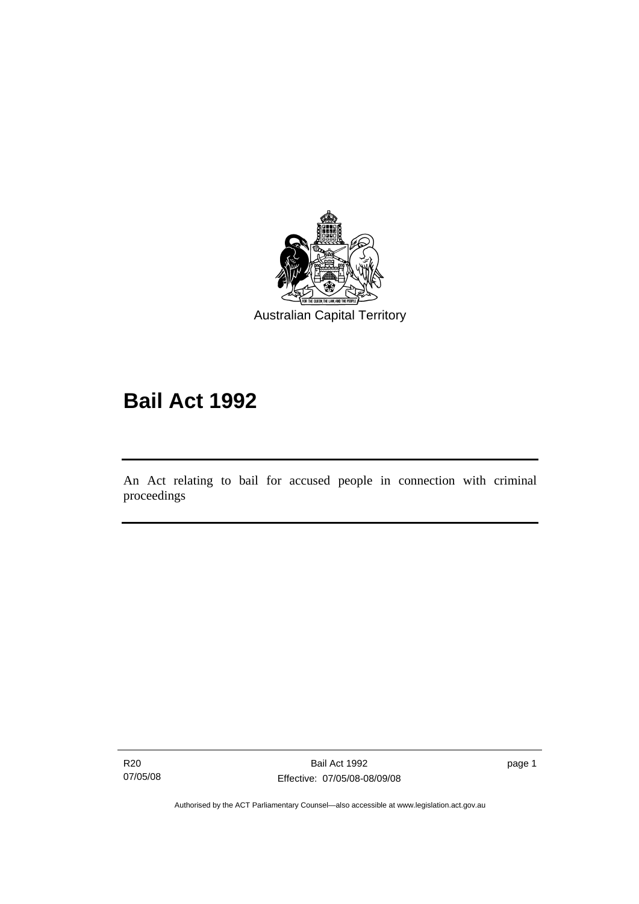Australian Capital Territory

# Bail Act 1992

An Act relating to bail for accused people in connection with criminal proceedings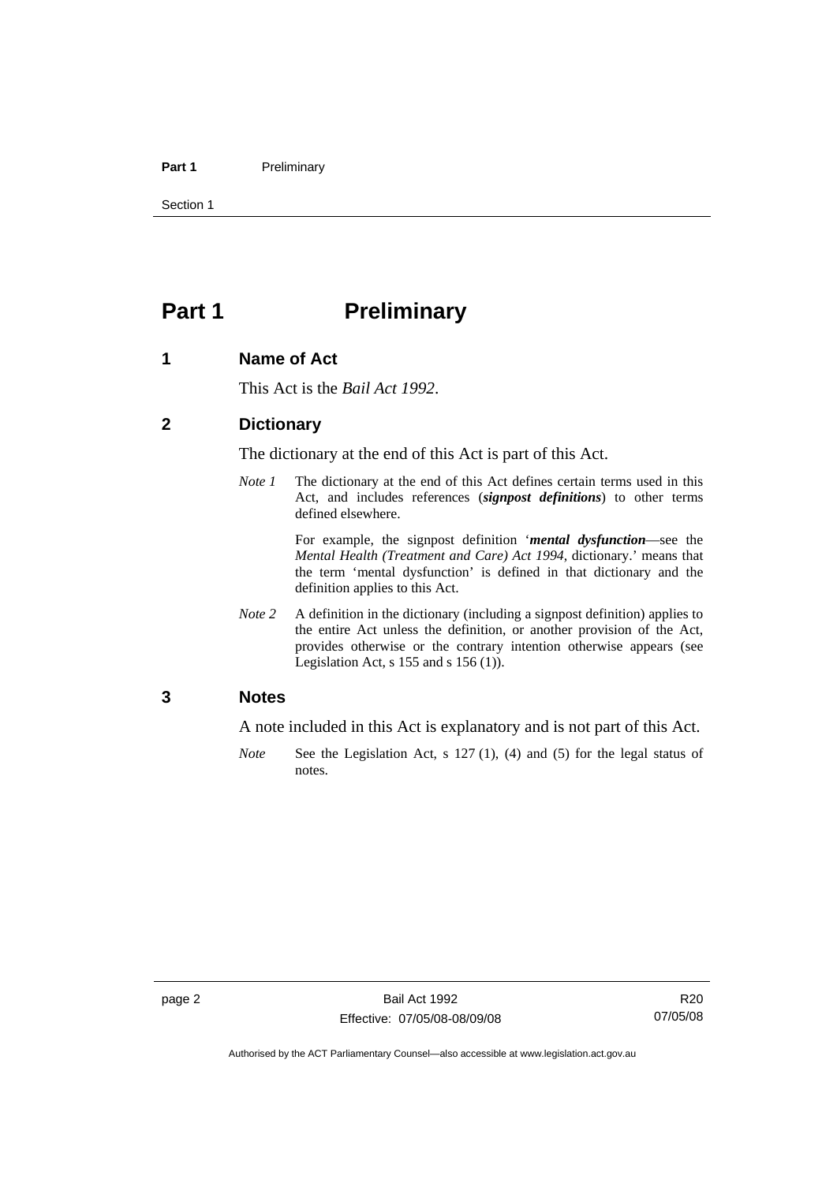# Part 1 Preliminary

## 1 Name of Act

This Act is the *Bail Act 1992*.

## 2 Dictionary

The dictionary at the end of this Act is part of this Act.

*Note 1* The dictionary at the end of this Act defines certain terms used in this Act, and includes references (***signpost definitions***) to other terms defined elsewhere.

For example, the signpost definition '***mental dysfunction***—see the *Mental Health (Treatment and Care) Act 1994*, dictionary.' means that the term 'mental dysfunction' is defined in that dictionary and the definition applies to this Act.

*Note 2* A definition in the dictionary (including a signpost definition) applies to the entire Act unless the definition, or another provision of the Act, provides otherwise or the contrary intention otherwise appears (see Legislation Act, s 155 and s 156 (1)).

## 3 Notes

A note included in this Act is explanatory and is not part of this Act.

*Note* See the Legislation Act, s 127 (1), (4) and (5) for the legal status of notes.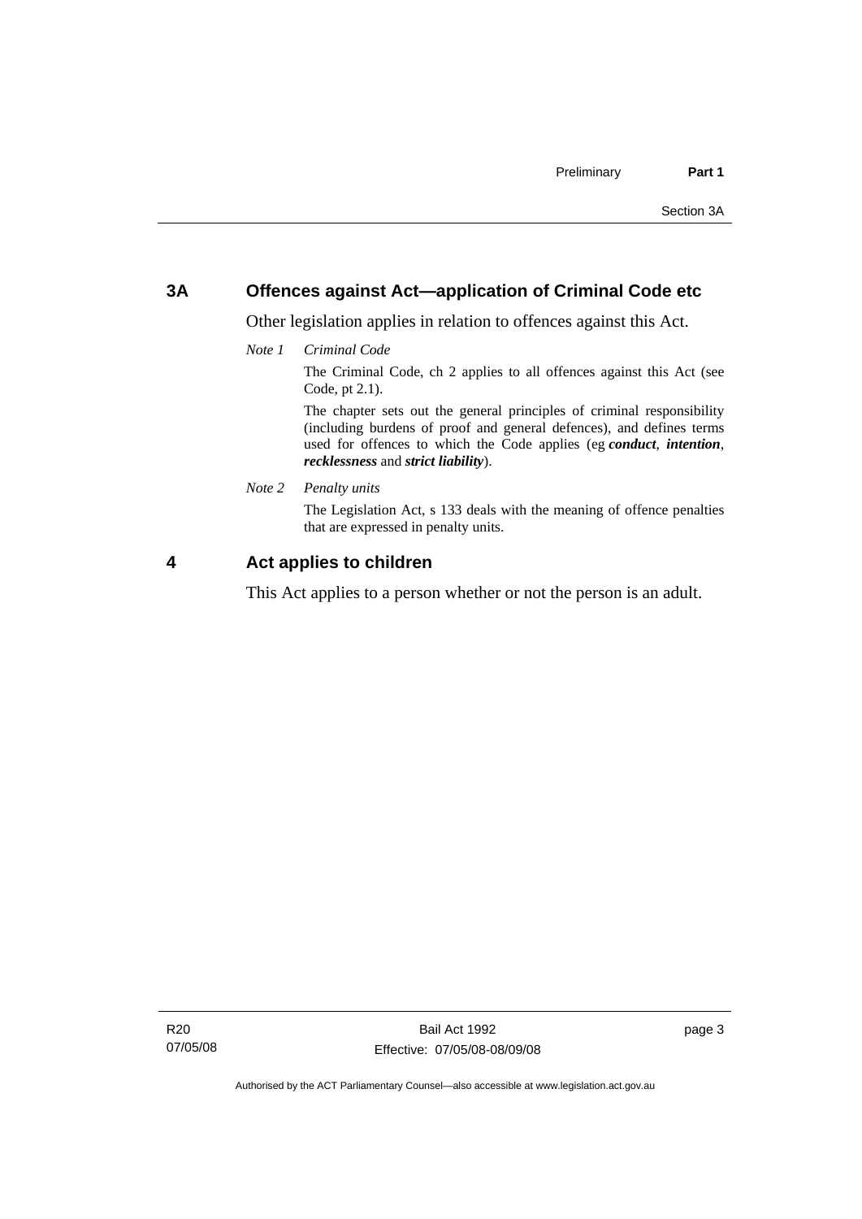## 3A Offences against Act—application of Criminal Code etc

Other legislation applies in relation to offences against this Act.

*Note 1 Criminal Code*

The Criminal Code, ch 2 applies to all offences against this Act (see Code, pt 2.1).

The chapter sets out the general principles of criminal responsibility (including burdens of proof and general defences), and defines terms used for offences to which the Code applies (eg ***conduct***, ***intention***, ***recklessness*** and ***strict liability***).

*Note 2 Penalty units*

The Legislation Act, s 133 deals with the meaning of offence penalties that are expressed in penalty units.

## 4 Act applies to children

This Act applies to a person whether or not the person is an adult.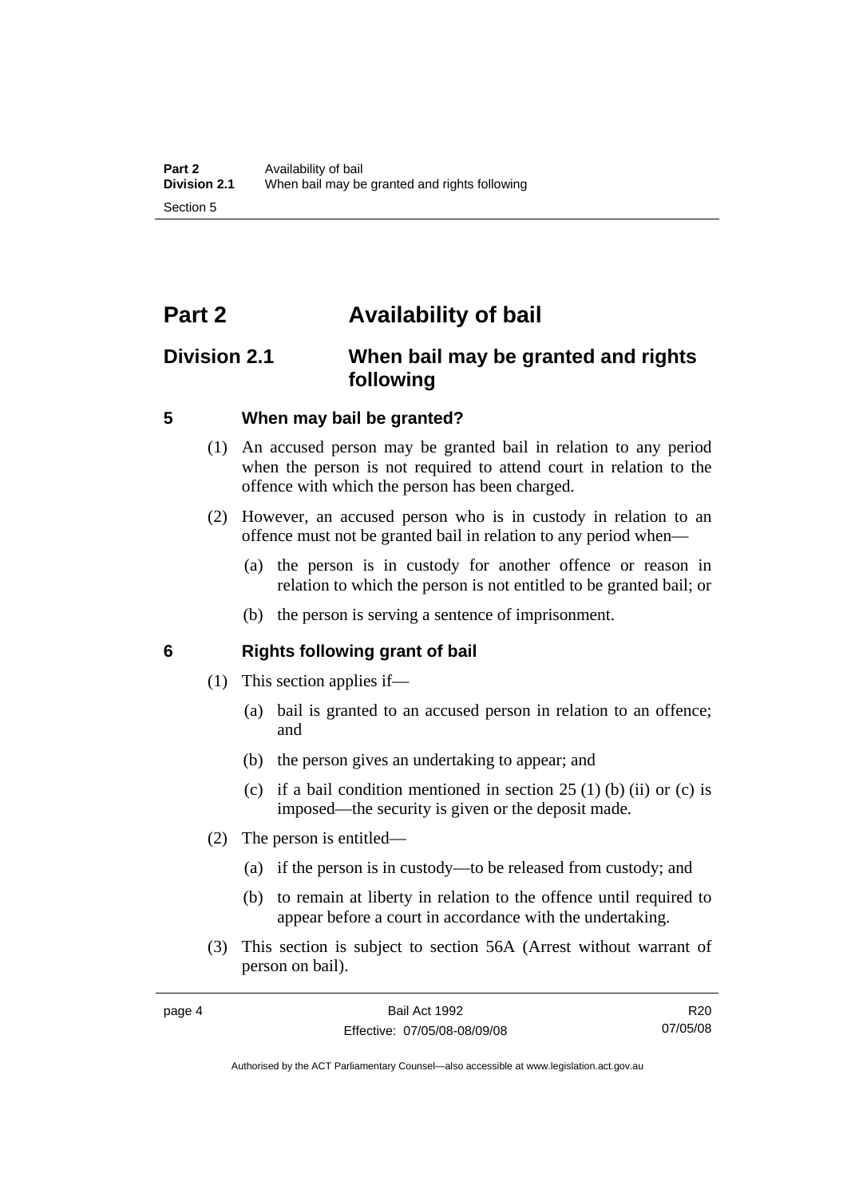# Part 2 Availability of bail

## Division 2.1 When bail may be granted and rights following

### 5 When may bail be granted?

(1) An accused person may be granted bail in relation to any period when the person is not required to attend court in relation to the offence with which the person has been charged.

(2) However, an accused person who is in custody in relation to an offence must not be granted bail in relation to any period when—

(a) the person is in custody for another offence or reason in relation to which the person is not entitled to be granted bail; or

(b) the person is serving a sentence of imprisonment.

### 6 Rights following grant of bail

(1) This section applies if—

(a) bail is granted to an accused person in relation to an offence; and

(b) the person gives an undertaking to appear; and

(c) if a bail condition mentioned in section 25 (1) (b) (ii) or (c) is imposed—the security is given or the deposit made.

(2) The person is entitled—

(a) if the person is in custody—to be released from custody; and

(b) to remain at liberty in relation to the offence until required to appear before a court in accordance with the undertaking.

(3) This section is subject to section 56A (Arrest without warrant of person on bail).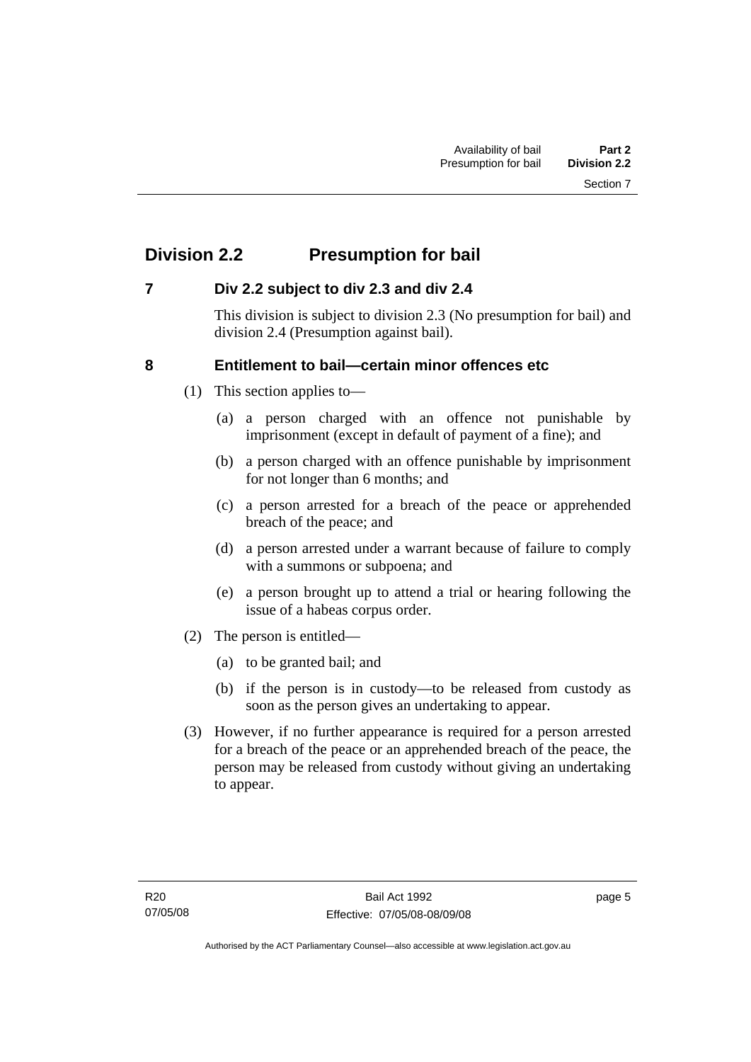## Division 2.2 Presumption for bail

### 7 Div 2.2 subject to div 2.3 and div 2.4

This division is subject to division 2.3 (No presumption for bail) and division 2.4 (Presumption against bail).

### 8 Entitlement to bail—certain minor offences etc

(1) This section applies to—

(a) a person charged with an offence not punishable by imprisonment (except in default of payment of a fine); and

(b) a person charged with an offence punishable by imprisonment for not longer than 6 months; and

(c) a person arrested for a breach of the peace or apprehended breach of the peace; and

(d) a person arrested under a warrant because of failure to comply with a summons or subpoena; and

(e) a person brought up to attend a trial or hearing following the issue of a habeas corpus order.

(2) The person is entitled—

(a) to be granted bail; and

(b) if the person is in custody—to be released from custody as soon as the person gives an undertaking to appear.

(3) However, if no further appearance is required for a person arrested for a breach of the peace or an apprehended breach of the peace, the person may be released from custody without giving an undertaking to appear.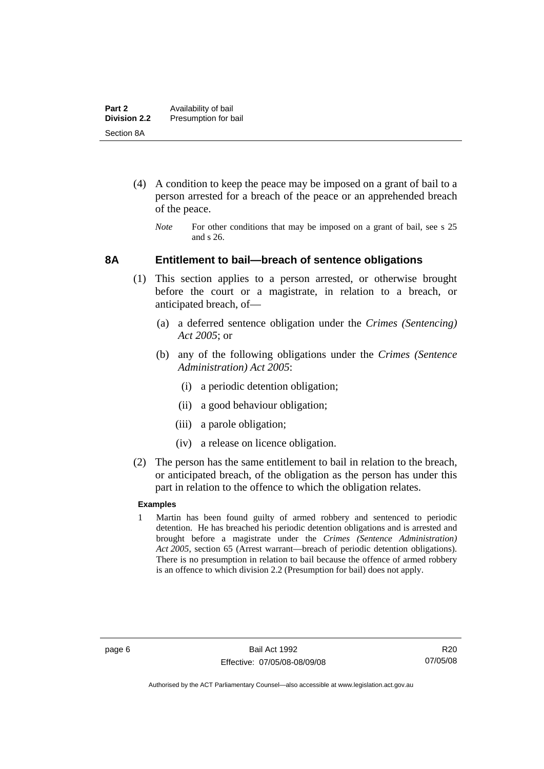(4) A condition to keep the peace may be imposed on a grant of bail to a person arrested for a breach of the peace or an apprehended breach of the peace.

*Note* For other conditions that may be imposed on a grant of bail, see s 25 and s 26.

### 8A Entitlement to bail—breach of sentence obligations

(1) This section applies to a person arrested, or otherwise brought before the court or a magistrate, in relation to a breach, or anticipated breach, of—

(a) a deferred sentence obligation under the *Crimes (Sentencing) Act 2005*; or

(b) any of the following obligations under the *Crimes (Sentence Administration) Act 2005*:

(i) a periodic detention obligation;

(ii) a good behaviour obligation;

(iii) a parole obligation;

(iv) a release on licence obligation.

(2) The person has the same entitlement to bail in relation to the breach, or anticipated breach, of the obligation as the person has under this part in relation to the offence to which the obligation relates.

**Examples**

1 Martin has been found guilty of armed robbery and sentenced to periodic detention. He has breached his periodic detention obligations and is arrested and brought before a magistrate under the *Crimes (Sentence Administration) Act 2005*, section 65 (Arrest warrant—breach of periodic detention obligations). There is no presumption in relation to bail because the offence of armed robbery is an offence to which division 2.2 (Presumption for bail) does not apply.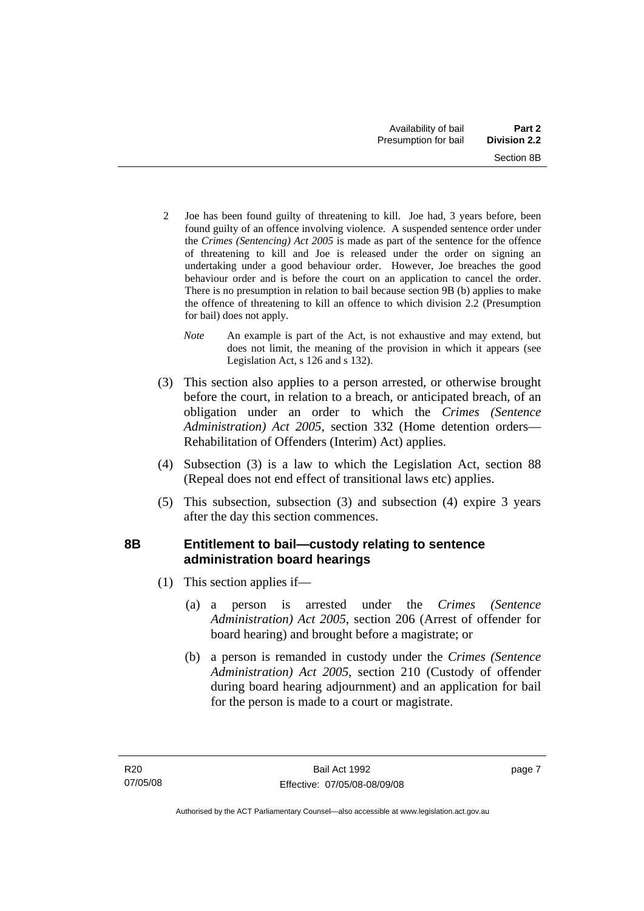2 Joe has been found guilty of threatening to kill. Joe had, 3 years before, been found guilty of an offence involving violence. A suspended sentence order under the *Crimes (Sentencing) Act 2005* is made as part of the sentence for the offence of threatening to kill and Joe is released under the order on signing an undertaking under a good behaviour order. However, Joe breaches the good behaviour order and is before the court on an application to cancel the order. There is no presumption in relation to bail because section 9B (b) applies to make the offence of threatening to kill an offence to which division 2.2 (Presumption for bail) does not apply.

*Note* An example is part of the Act, is not exhaustive and may extend, but does not limit, the meaning of the provision in which it appears (see Legislation Act, s 126 and s 132).

(3) This section also applies to a person arrested, or otherwise brought before the court, in relation to a breach, or anticipated breach, of an obligation under an order to which the *Crimes (Sentence Administration) Act 2005*, section 332 (Home detention orders—Rehabilitation of Offenders (Interim) Act) applies.

(4) Subsection (3) is a law to which the Legislation Act, section 88 (Repeal does not end effect of transitional laws etc) applies.

(5) This subsection, subsection (3) and subsection (4) expire 3 years after the day this section commences.

## 8B Entitlement to bail—custody relating to sentence administration board hearings

(1) This section applies if—

(a) a person is arrested under the *Crimes (Sentence Administration) Act 2005*, section 206 (Arrest of offender for board hearing) and brought before a magistrate; or

(b) a person is remanded in custody under the *Crimes (Sentence Administration) Act 2005*, section 210 (Custody of offender during board hearing adjournment) and an application for bail for the person is made to a court or magistrate.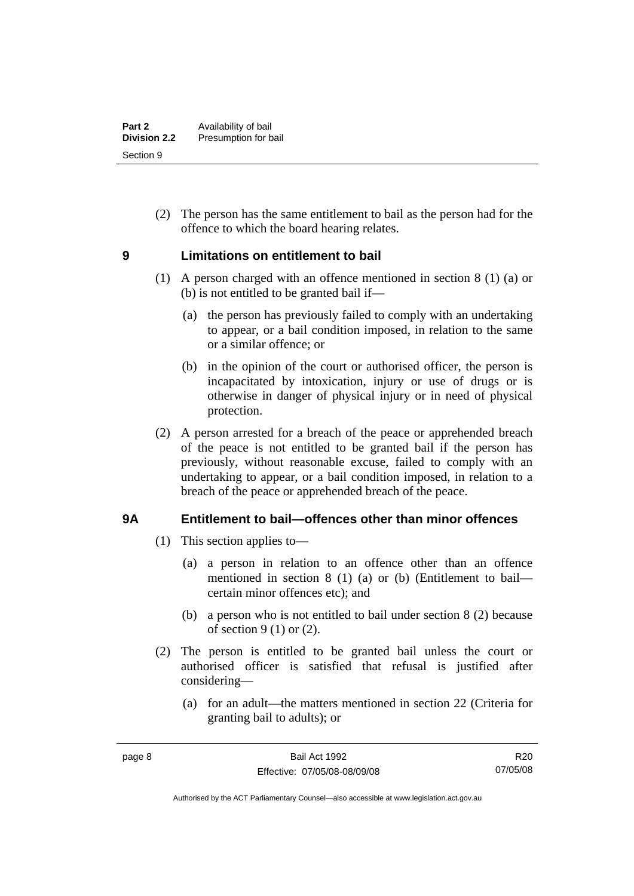(2) The person has the same entitlement to bail as the person had for the offence to which the board hearing relates.

## 9 Limitations on entitlement to bail

(1) A person charged with an offence mentioned in section 8 (1) (a) or (b) is not entitled to be granted bail if—

(a) the person has previously failed to comply with an undertaking to appear, or a bail condition imposed, in relation to the same or a similar offence; or

(b) in the opinion of the court or authorised officer, the person is incapacitated by intoxication, injury or use of drugs or is otherwise in danger of physical injury or in need of physical protection.

(2) A person arrested for a breach of the peace or apprehended breach of the peace is not entitled to be granted bail if the person has previously, without reasonable excuse, failed to comply with an undertaking to appear, or a bail condition imposed, in relation to a breach of the peace or apprehended breach of the peace.

## 9A Entitlement to bail—offences other than minor offences

(1) This section applies to—

(a) a person in relation to an offence other than an offence mentioned in section 8 (1) (a) or (b) (Entitlement to bail—certain minor offences etc); and

(b) a person who is not entitled to bail under section 8 (2) because of section 9 (1) or (2).

(2) The person is entitled to be granted bail unless the court or authorised officer is satisfied that refusal is justified after considering—

(a) for an adult—the matters mentioned in section 22 (Criteria for granting bail to adults); or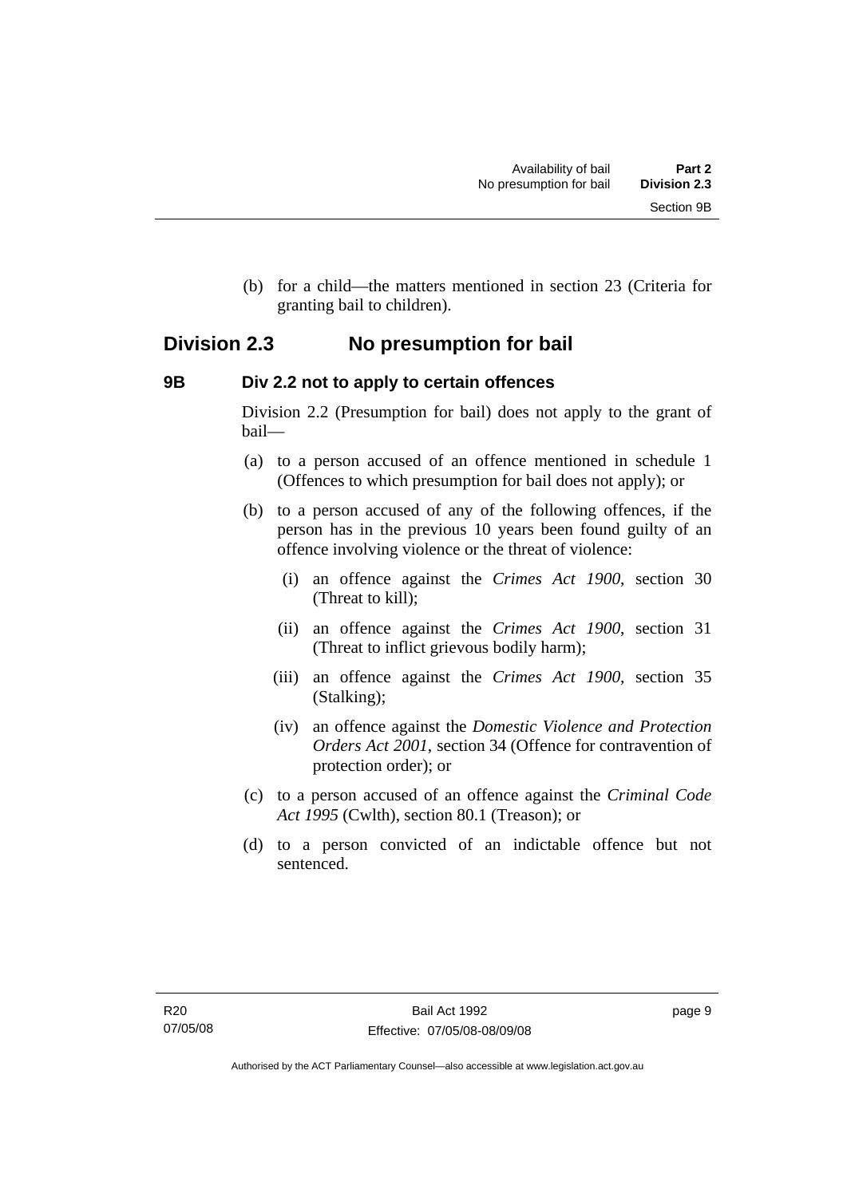(b) for a child—the matters mentioned in section 23 (Criteria for granting bail to children).

## Division 2.3 No presumption for bail

### 9B Div 2.2 not to apply to certain offences

Division 2.2 (Presumption for bail) does not apply to the grant of bail—

(a) to a person accused of an offence mentioned in schedule 1 (Offences to which presumption for bail does not apply); or

(b) to a person accused of any of the following offences, if the person has in the previous 10 years been found guilty of an offence involving violence or the threat of violence:

  (i) an offence against the *Crimes Act 1900*, section 30 (Threat to kill);

  (ii) an offence against the *Crimes Act 1900*, section 31 (Threat to inflict grievous bodily harm);

  (iii) an offence against the *Crimes Act 1900*, section 35 (Stalking);

  (iv) an offence against the *Domestic Violence and Protection Orders Act 2001*, section 34 (Offence for contravention of protection order); or

(c) to a person accused of an offence against the *Criminal Code Act 1995* (Cwlth), section 80.1 (Treason); or

(d) to a person convicted of an indictable offence but not sentenced.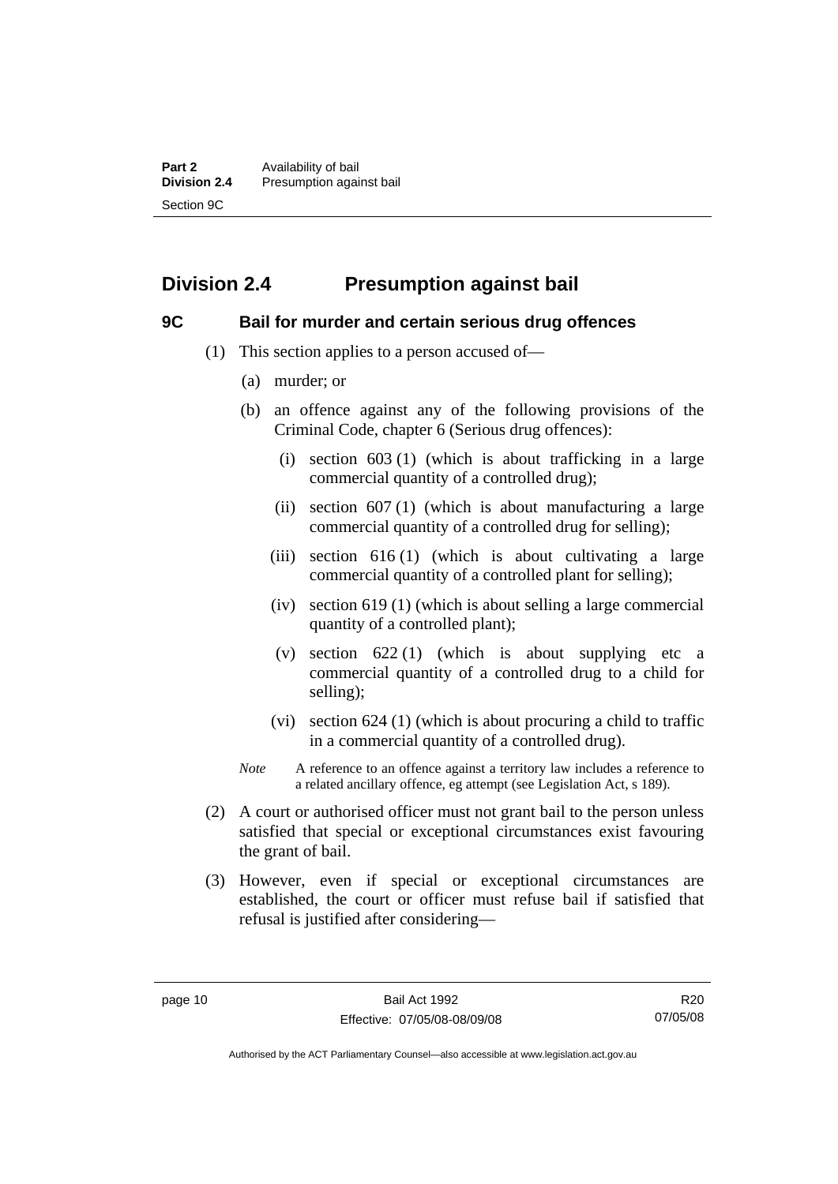## Division 2.4 Presumption against bail

### 9C Bail for murder and certain serious drug offences

(1) This section applies to a person accused of—

(a) murder; or

(b) an offence against any of the following provisions of the Criminal Code, chapter 6 (Serious drug offences):

(i) section 603 (1) (which is about trafficking in a large commercial quantity of a controlled drug);

(ii) section 607 (1) (which is about manufacturing a large commercial quantity of a controlled drug for selling);

(iii) section 616 (1) (which is about cultivating a large commercial quantity of a controlled plant for selling);

(iv) section 619 (1) (which is about selling a large commercial quantity of a controlled plant);

(v) section 622 (1) (which is about supplying etc a commercial quantity of a controlled drug to a child for selling);

(vi) section 624 (1) (which is about procuring a child to traffic in a commercial quantity of a controlled drug).

*Note* A reference to an offence against a territory law includes a reference to a related ancillary offence, eg attempt (see Legislation Act, s 189).

(2) A court or authorised officer must not grant bail to the person unless satisfied that special or exceptional circumstances exist favouring the grant of bail.

(3) However, even if special or exceptional circumstances are established, the court or officer must refuse bail if satisfied that refusal is justified after considering—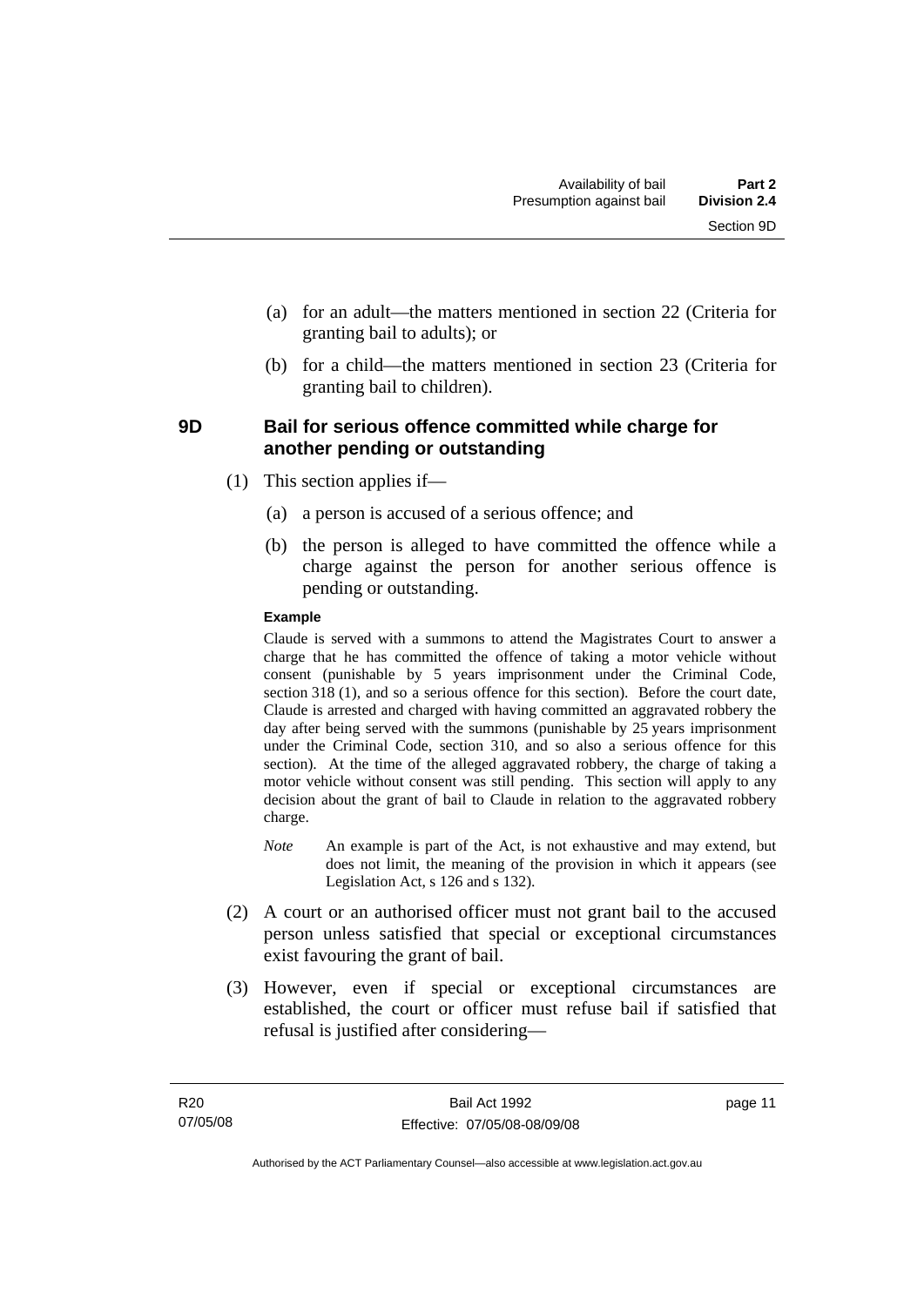(a) for an adult—the matters mentioned in section 22 (Criteria for granting bail to adults); or

(b) for a child—the matters mentioned in section 23 (Criteria for granting bail to children).

### 9D Bail for serious offence committed while charge for another pending or outstanding

(1) This section applies if—

(a) a person is accused of a serious offence; and

(b) the person is alleged to have committed the offence while a charge against the person for another serious offence is pending or outstanding.

**Example**

Claude is served with a summons to attend the Magistrates Court to answer a charge that he has committed the offence of taking a motor vehicle without consent (punishable by 5 years imprisonment under the Criminal Code, section 318 (1), and so a serious offence for this section). Before the court date, Claude is arrested and charged with having committed an aggravated robbery the day after being served with the summons (punishable by 25 years imprisonment under the Criminal Code, section 310, and so also a serious offence for this section). At the time of the alleged aggravated robbery, the charge of taking a motor vehicle without consent was still pending. This section will apply to any decision about the grant of bail to Claude in relation to the aggravated robbery charge.

*Note* An example is part of the Act, is not exhaustive and may extend, but does not limit, the meaning of the provision in which it appears (see Legislation Act, s 126 and s 132).

(2) A court or an authorised officer must not grant bail to the accused person unless satisfied that special or exceptional circumstances exist favouring the grant of bail.

(3) However, even if special or exceptional circumstances are established, the court or officer must refuse bail if satisfied that refusal is justified after considering—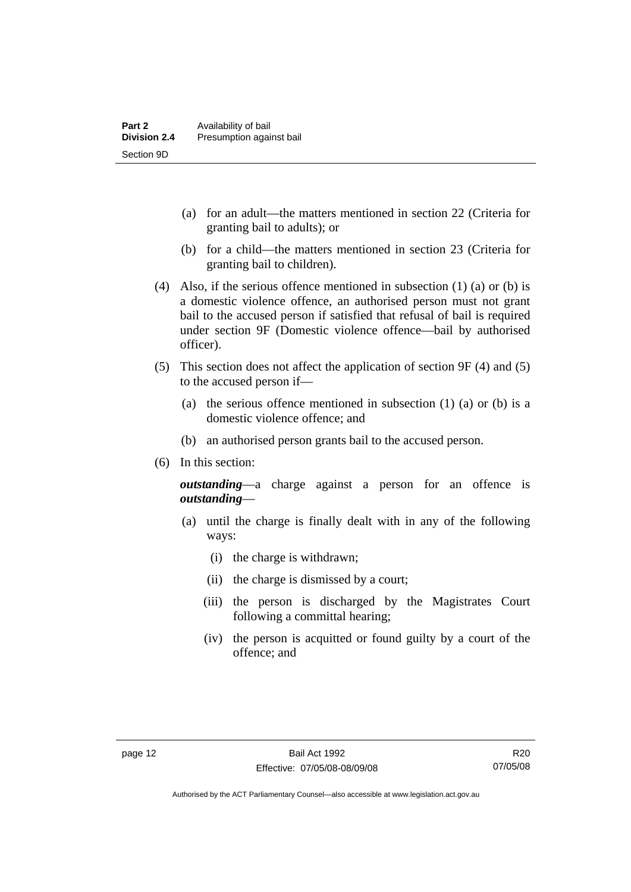(a) for an adult—the matters mentioned in section 22 (Criteria for granting bail to adults); or

(b) for a child—the matters mentioned in section 23 (Criteria for granting bail to children).

(4) Also, if the serious offence mentioned in subsection (1) (a) or (b) is a domestic violence offence, an authorised person must not grant bail to the accused person if satisfied that refusal of bail is required under section 9F (Domestic violence offence—bail by authorised officer).

(5) This section does not affect the application of section 9F (4) and (5) to the accused person if—

(a) the serious offence mentioned in subsection (1) (a) or (b) is a domestic violence offence; and

(b) an authorised person grants bail to the accused person.

(6) In this section:

***outstanding***—a charge against a person for an offence is ***outstanding***—

(a) until the charge is finally dealt with in any of the following ways:

(i) the charge is withdrawn;

(ii) the charge is dismissed by a court;

(iii) the person is discharged by the Magistrates Court following a committal hearing;

(iv) the person is acquitted or found guilty by a court of the offence; and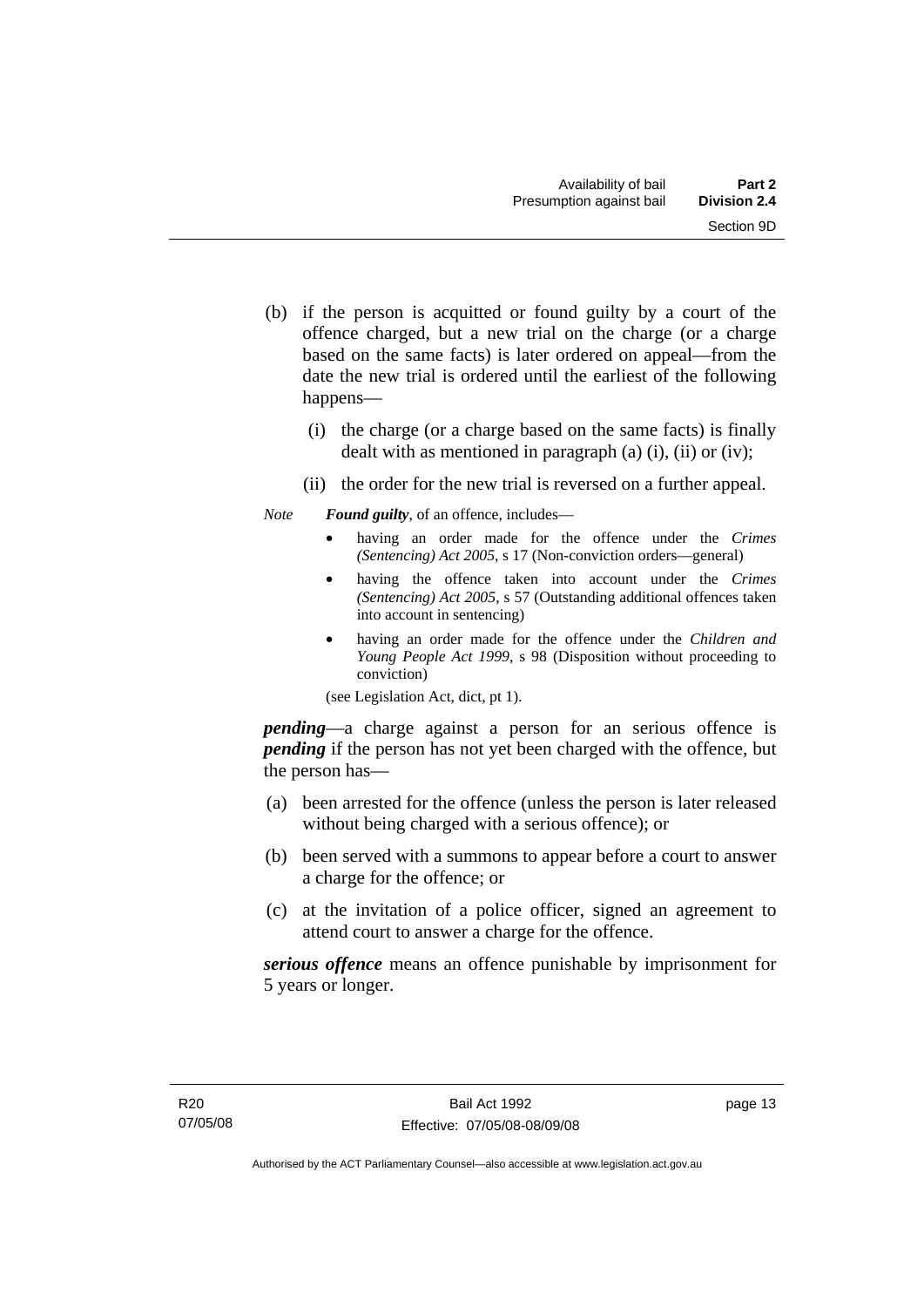(b) if the person is acquitted or found guilty by a court of the offence charged, but a new trial on the charge (or a charge based on the same facts) is later ordered on appeal—from the date the new trial is ordered until the earliest of the following happens—

  (i) the charge (or a charge based on the same facts) is finally dealt with as mentioned in paragraph (a) (i), (ii) or (iv);

  (ii) the order for the new trial is reversed on a further appeal.

*Note* ***Found guilty***, of an offence, includes—

- having an order made for the offence under the *Crimes (Sentencing) Act 2005*, s 17 (Non-conviction orders—general)
- having the offence taken into account under the *Crimes (Sentencing) Act 2005*, s 57 (Outstanding additional offences taken into account in sentencing)
- having an order made for the offence under the *Children and Young People Act 1999*, s 98 (Disposition without proceeding to conviction)

(see Legislation Act, dict, pt 1).

***pending***—a charge against a person for an serious offence is ***pending*** if the person has not yet been charged with the offence, but the person has—

(a) been arrested for the offence (unless the person is later released without being charged with a serious offence); or

(b) been served with a summons to appear before a court to answer a charge for the offence; or

(c) at the invitation of a police officer, signed an agreement to attend court to answer a charge for the offence.

***serious offence*** means an offence punishable by imprisonment for 5 years or longer.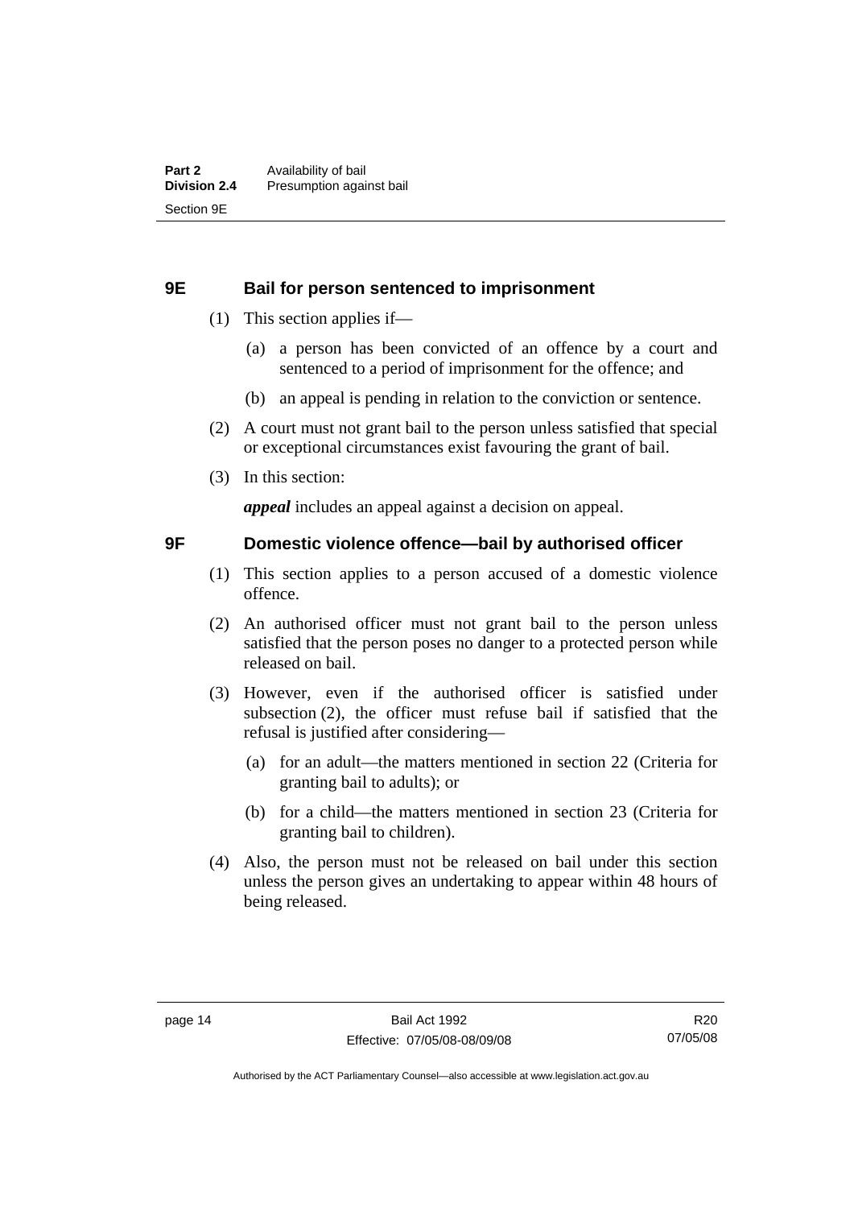## 9E Bail for person sentenced to imprisonment

(1) This section applies if—

(a) a person has been convicted of an offence by a court and sentenced to a period of imprisonment for the offence; and

(b) an appeal is pending in relation to the conviction or sentence.

(2) A court must not grant bail to the person unless satisfied that special or exceptional circumstances exist favouring the grant of bail.

(3) In this section:

***appeal*** includes an appeal against a decision on appeal.

## 9F Domestic violence offence—bail by authorised officer

(1) This section applies to a person accused of a domestic violence offence.

(2) An authorised officer must not grant bail to the person unless satisfied that the person poses no danger to a protected person while released on bail.

(3) However, even if the authorised officer is satisfied under subsection (2), the officer must refuse bail if satisfied that the refusal is justified after considering—

(a) for an adult—the matters mentioned in section 22 (Criteria for granting bail to adults); or

(b) for a child—the matters mentioned in section 23 (Criteria for granting bail to children).

(4) Also, the person must not be released on bail under this section unless the person gives an undertaking to appear within 48 hours of being released.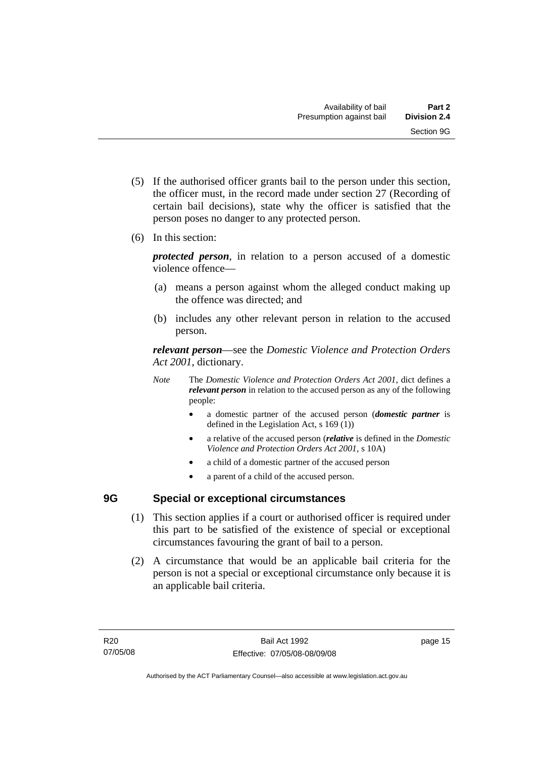(5) If the authorised officer grants bail to the person under this section, the officer must, in the record made under section 27 (Recording of certain bail decisions), state why the officer is satisfied that the person poses no danger to any protected person.

(6) In this section:

***protected person***, in relation to a person accused of a domestic violence offence—

(a) means a person against whom the alleged conduct making up the offence was directed; and

(b) includes any other relevant person in relation to the accused person.

***relevant person***—see the *Domestic Violence and Protection Orders Act 2001*, dictionary.

*Note* The *Domestic Violence and Protection Orders Act 2001*, dict defines a ***relevant person*** in relation to the accused person as any of the following people:

- a domestic partner of the accused person (***domestic partner*** is defined in the Legislation Act, s 169 (1))
- a relative of the accused person (***relative*** is defined in the *Domestic Violence and Protection Orders Act 2001*, s 10A)
- a child of a domestic partner of the accused person
- a parent of a child of the accused person.

## 9G Special or exceptional circumstances

(1) This section applies if a court or authorised officer is required under this part to be satisfied of the existence of special or exceptional circumstances favouring the grant of bail to a person.

(2) A circumstance that would be an applicable bail criteria for the person is not a special or exceptional circumstance only because it is an applicable bail criteria.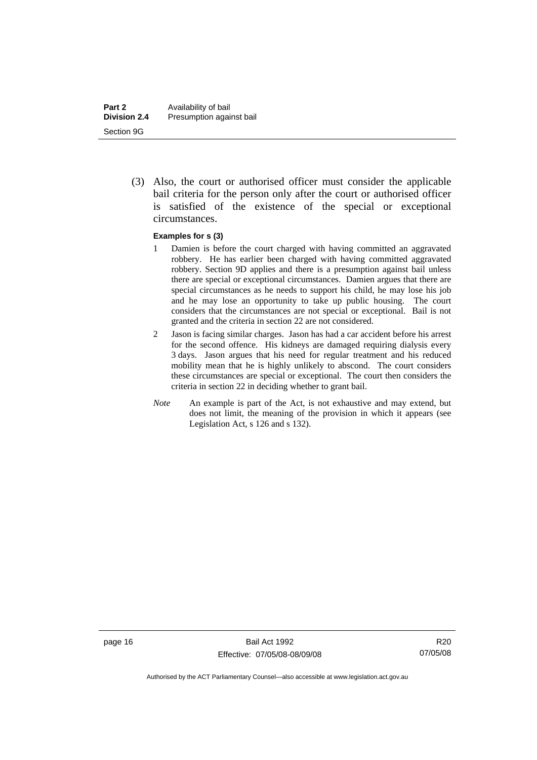(3) Also, the court or authorised officer must consider the applicable bail criteria for the person only after the court or authorised officer is satisfied of the existence of the special or exceptional circumstances.

**Examples for s (3)**

1. Damien is before the court charged with having committed an aggravated robbery. He has earlier been charged with having committed aggravated robbery. Section 9D applies and there is a presumption against bail unless there are special or exceptional circumstances. Damien argues that there are special circumstances as he needs to support his child, he may lose his job and he may lose an opportunity to take up public housing. The court considers that the circumstances are not special or exceptional. Bail is not granted and the criteria in section 22 are not considered.
2. Jason is facing similar charges. Jason has had a car accident before his arrest for the second offence. His kidneys are damaged requiring dialysis every 3 days. Jason argues that his need for regular treatment and his reduced mobility mean that he is highly unlikely to abscond. The court considers these circumstances are special or exceptional. The court then considers the criteria in section 22 in deciding whether to grant bail.

*Note* An example is part of the Act, is not exhaustive and may extend, but does not limit, the meaning of the provision in which it appears (see Legislation Act, s 126 and s 132).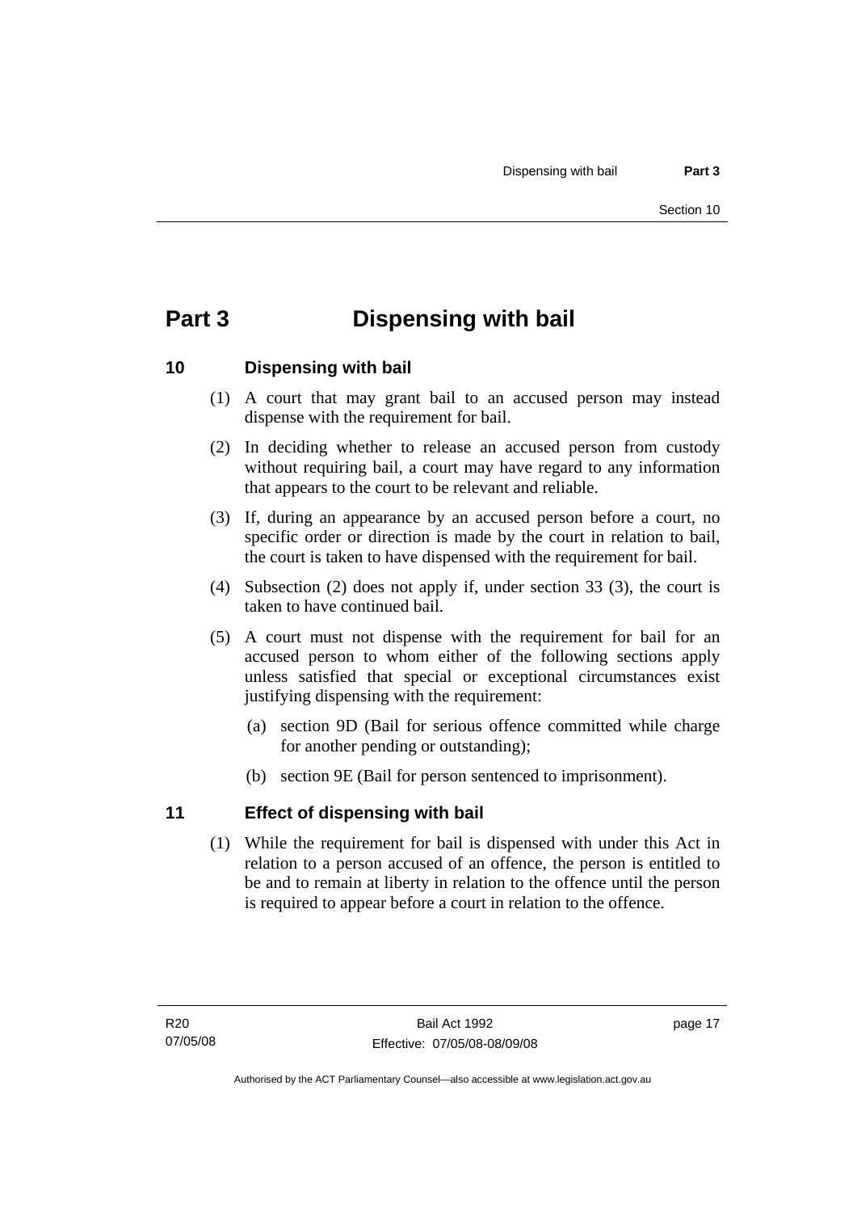# Part 3 Dispensing with bail

## 10 Dispensing with bail

(1) A court that may grant bail to an accused person may instead dispense with the requirement for bail.

(2) In deciding whether to release an accused person from custody without requiring bail, a court may have regard to any information that appears to the court to be relevant and reliable.

(3) If, during an appearance by an accused person before a court, no specific order or direction is made by the court in relation to bail, the court is taken to have dispensed with the requirement for bail.

(4) Subsection (2) does not apply if, under section 33 (3), the court is taken to have continued bail.

(5) A court must not dispense with the requirement for bail for an accused person to whom either of the following sections apply unless satisfied that special or exceptional circumstances exist justifying dispensing with the requirement:

- (a) section 9D (Bail for serious offence committed while charge for another pending or outstanding);
- (b) section 9E (Bail for person sentenced to imprisonment).

## 11 Effect of dispensing with bail

(1) While the requirement for bail is dispensed with under this Act in relation to a person accused of an offence, the person is entitled to be and to remain at liberty in relation to the offence until the person is required to appear before a court in relation to the offence.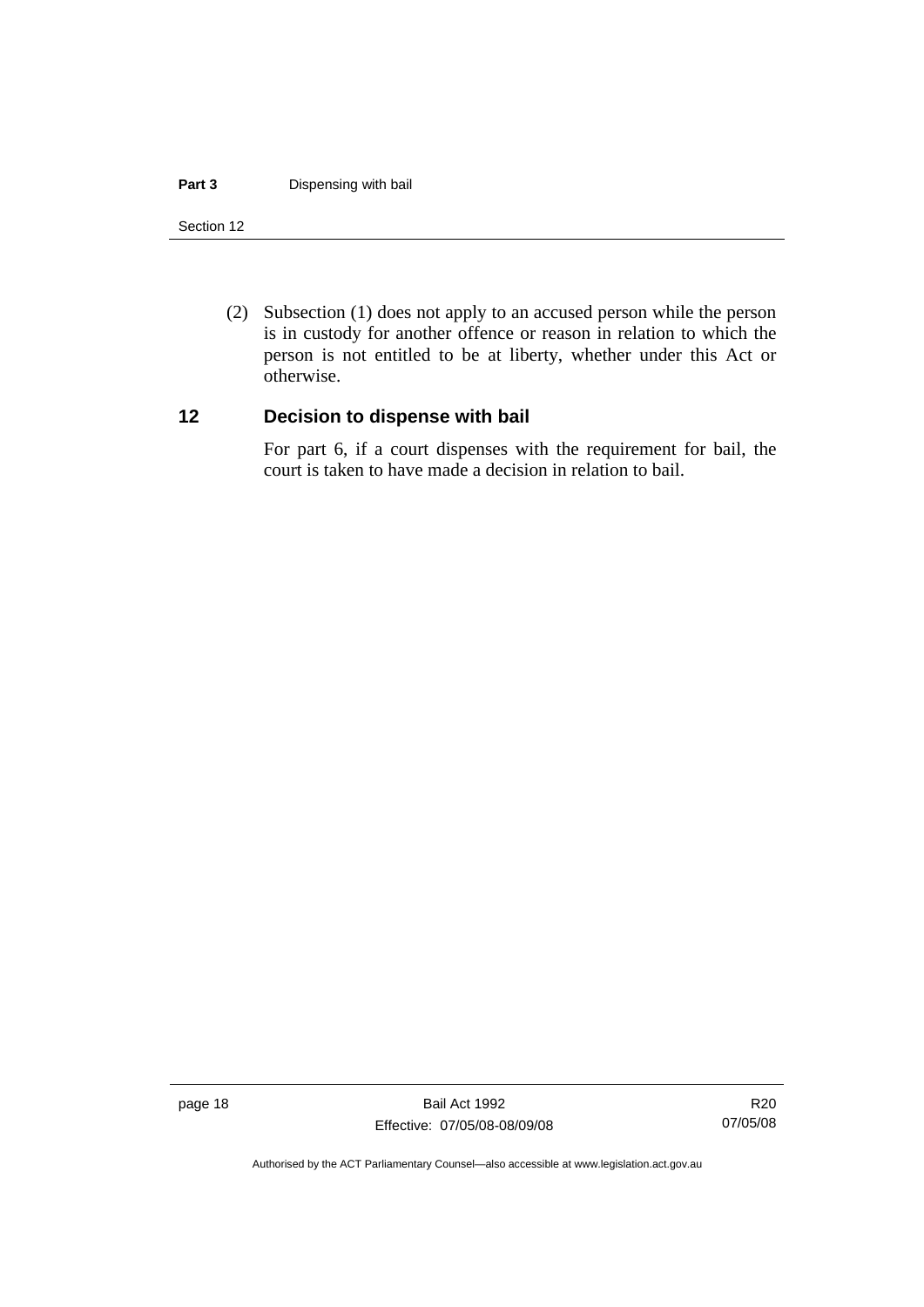(2) Subsection (1) does not apply to an accused person while the person is in custody for another offence or reason in relation to which the person is not entitled to be at liberty, whether under this Act or otherwise.

## 12 Decision to dispense with bail

For part 6, if a court dispenses with the requirement for bail, the court is taken to have made a decision in relation to bail.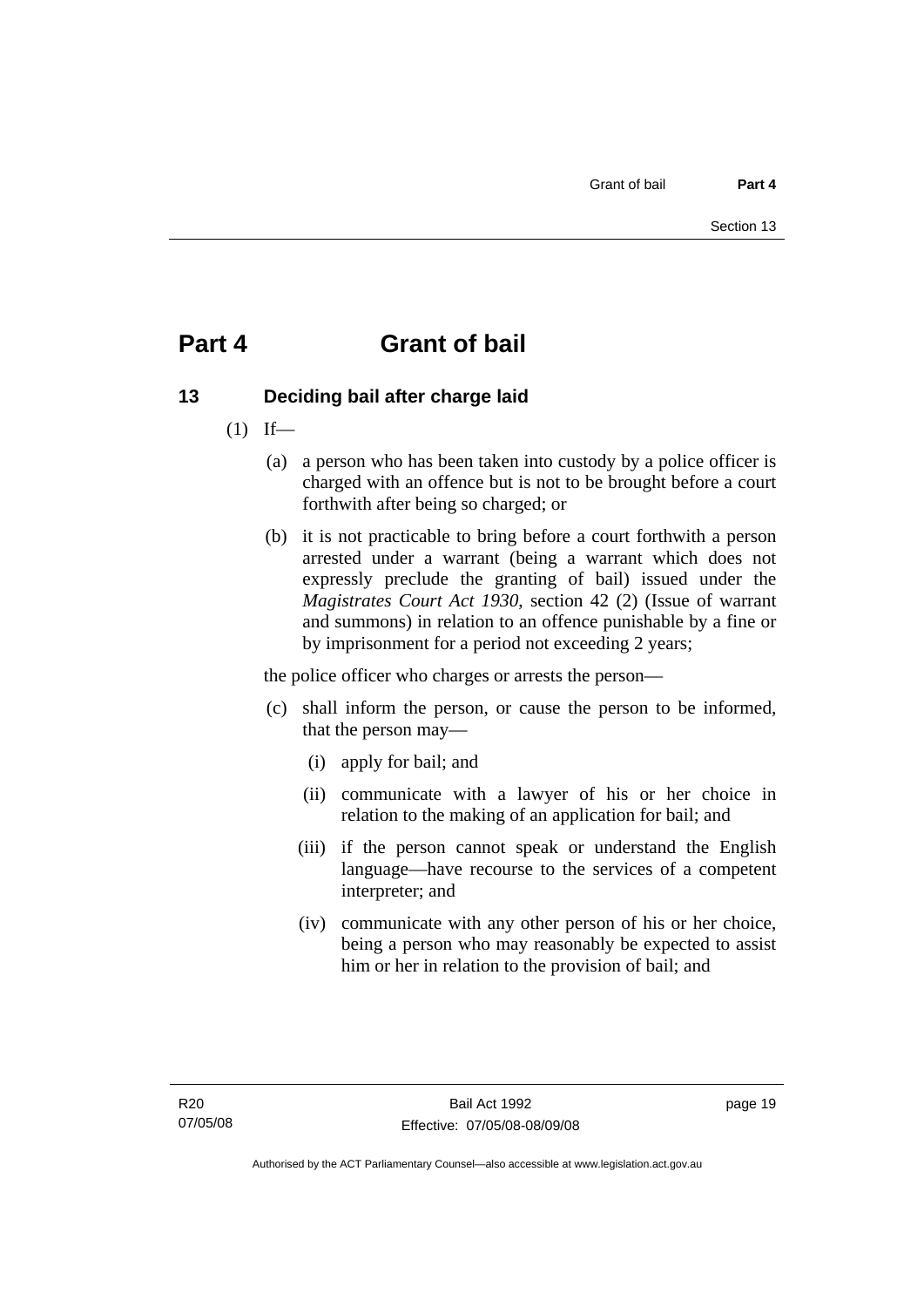# Part 4 Grant of bail

## 13 Deciding bail after charge laid

(1) If—

(a) a person who has been taken into custody by a police officer is charged with an offence but is not to be brought before a court forthwith after being so charged; or

(b) it is not practicable to bring before a court forthwith a person arrested under a warrant (being a warrant which does not expressly preclude the granting of bail) issued under the *Magistrates Court Act 1930*, section 42 (2) (Issue of warrant and summons) in relation to an offence punishable by a fine or by imprisonment for a period not exceeding 2 years;

the police officer who charges or arrests the person—

(c) shall inform the person, or cause the person to be informed, that the person may—

(i) apply for bail; and

(ii) communicate with a lawyer of his or her choice in relation to the making of an application for bail; and

(iii) if the person cannot speak or understand the English language—have recourse to the services of a competent interpreter; and

(iv) communicate with any other person of his or her choice, being a person who may reasonably be expected to assist him or her in relation to the provision of bail; and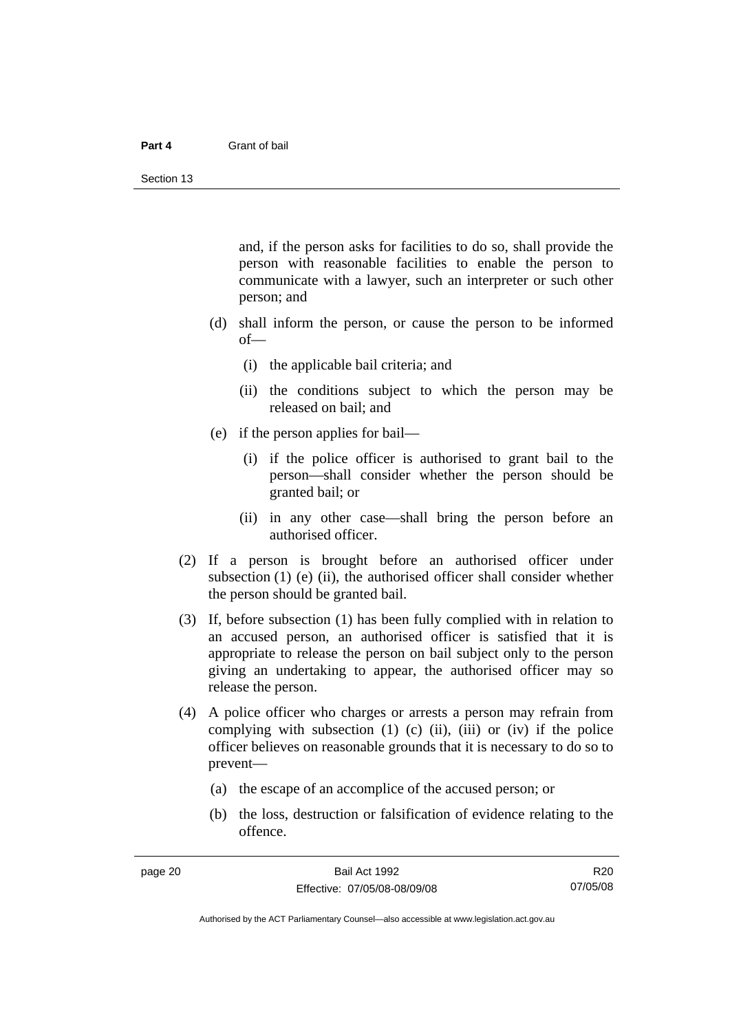and, if the person asks for facilities to do so, shall provide the person with reasonable facilities to enable the person to communicate with a lawyer, such an interpreter or such other person; and

(d) shall inform the person, or cause the person to be informed of—

(i) the applicable bail criteria; and

(ii) the conditions subject to which the person may be released on bail; and

(e) if the person applies for bail—

(i) if the police officer is authorised to grant bail to the person—shall consider whether the person should be granted bail; or

(ii) in any other case—shall bring the person before an authorised officer.

(2) If a person is brought before an authorised officer under subsection (1) (e) (ii), the authorised officer shall consider whether the person should be granted bail.

(3) If, before subsection (1) has been fully complied with in relation to an accused person, an authorised officer is satisfied that it is appropriate to release the person on bail subject only to the person giving an undertaking to appear, the authorised officer may so release the person.

(4) A police officer who charges or arrests a person may refrain from complying with subsection (1) (c) (ii), (iii) or (iv) if the police officer believes on reasonable grounds that it is necessary to do so to prevent—

(a) the escape of an accomplice of the accused person; or

(b) the loss, destruction or falsification of evidence relating to the offence.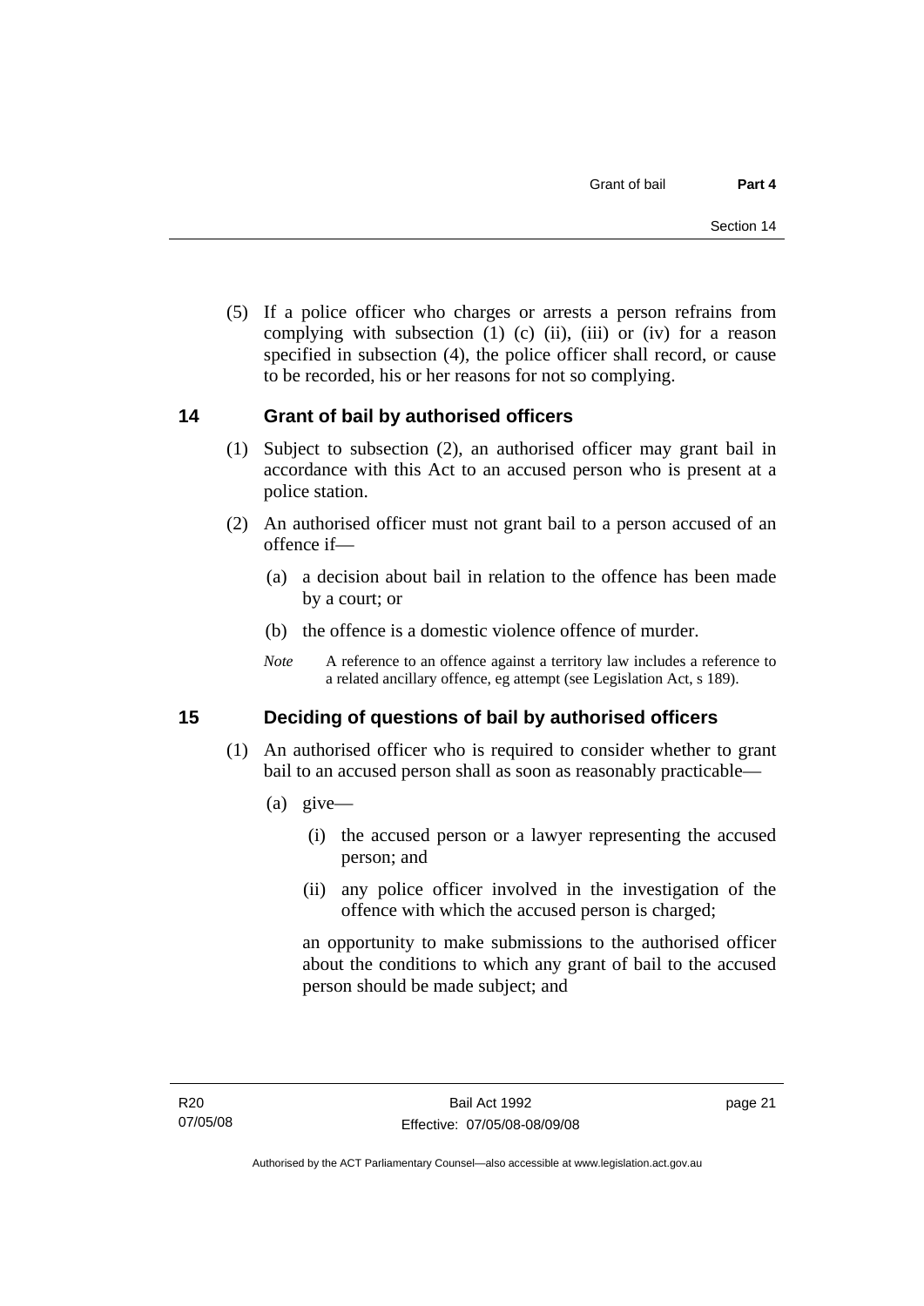(5) If a police officer who charges or arrests a person refrains from complying with subsection (1) (c) (ii), (iii) or (iv) for a reason specified in subsection (4), the police officer shall record, or cause to be recorded, his or her reasons for not so complying.

## 14 Grant of bail by authorised officers

(1) Subject to subsection (2), an authorised officer may grant bail in accordance with this Act to an accused person who is present at a police station.

(2) An authorised officer must not grant bail to a person accused of an offence if—

(a) a decision about bail in relation to the offence has been made by a court; or

(b) the offence is a domestic violence offence of murder.

*Note* A reference to an offence against a territory law includes a reference to a related ancillary offence, eg attempt (see Legislation Act, s 189).

## 15 Deciding of questions of bail by authorised officers

(1) An authorised officer who is required to consider whether to grant bail to an accused person shall as soon as reasonably practicable—

(a) give—

(i) the accused person or a lawyer representing the accused person; and

(ii) any police officer involved in the investigation of the offence with which the accused person is charged;

an opportunity to make submissions to the authorised officer about the conditions to which any grant of bail to the accused person should be made subject; and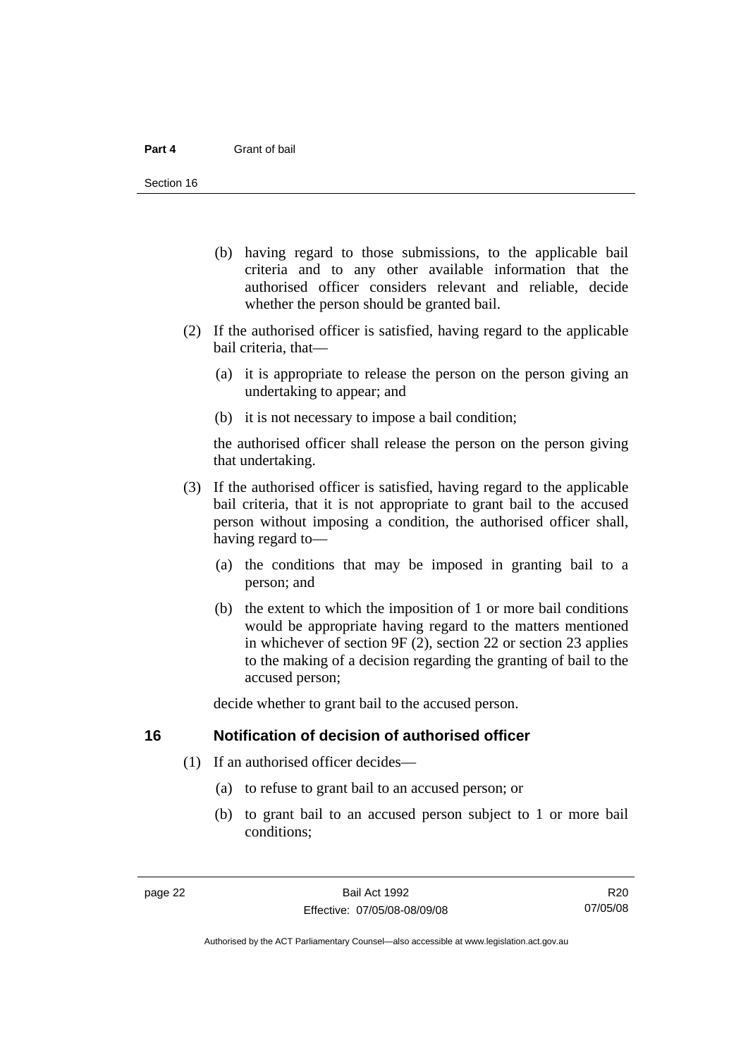(b) having regard to those submissions, to the applicable bail criteria and to any other available information that the authorised officer considers relevant and reliable, decide whether the person should be granted bail.

(2) If the authorised officer is satisfied, having regard to the applicable bail criteria, that—

(a) it is appropriate to release the person on the person giving an undertaking to appear; and

(b) it is not necessary to impose a bail condition;

the authorised officer shall release the person on the person giving that undertaking.

(3) If the authorised officer is satisfied, having regard to the applicable bail criteria, that it is not appropriate to grant bail to the accused person without imposing a condition, the authorised officer shall, having regard to—

(a) the conditions that may be imposed in granting bail to a person; and

(b) the extent to which the imposition of 1 or more bail conditions would be appropriate having regard to the matters mentioned in whichever of section 9F (2), section 22 or section 23 applies to the making of a decision regarding the granting of bail to the accused person;

decide whether to grant bail to the accused person.

## 16 Notification of decision of authorised officer

(1) If an authorised officer decides—

(a) to refuse to grant bail to an accused person; or

(b) to grant bail to an accused person subject to 1 or more bail conditions;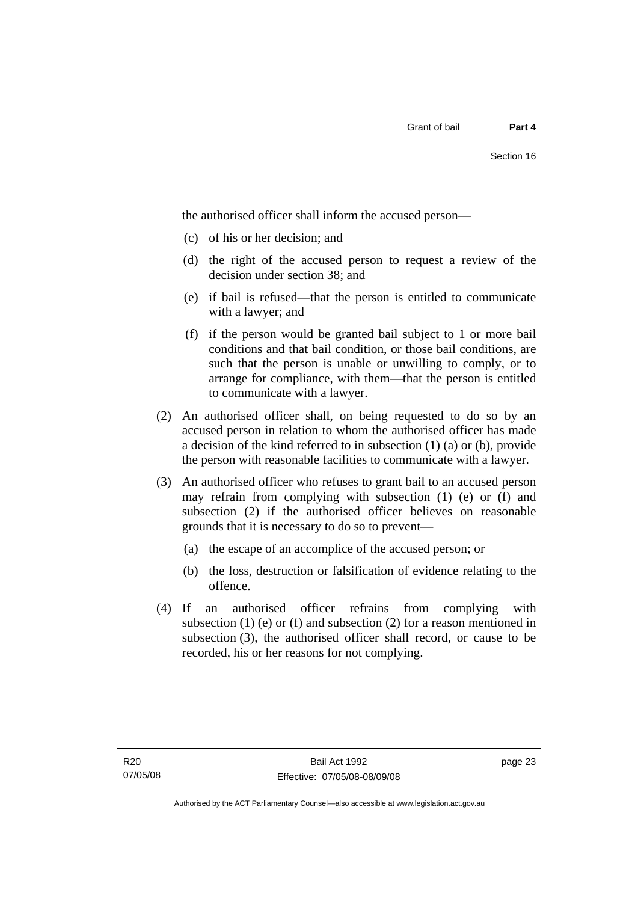the authorised officer shall inform the accused person—

(c) of his or her decision; and

(d) the right of the accused person to request a review of the decision under section 38; and

(e) if bail is refused—that the person is entitled to communicate with a lawyer; and

(f) if the person would be granted bail subject to 1 or more bail conditions and that bail condition, or those bail conditions, are such that the person is unable or unwilling to comply, or to arrange for compliance, with them—that the person is entitled to communicate with a lawyer.

(2) An authorised officer shall, on being requested to do so by an accused person in relation to whom the authorised officer has made a decision of the kind referred to in subsection (1) (a) or (b), provide the person with reasonable facilities to communicate with a lawyer.

(3) An authorised officer who refuses to grant bail to an accused person may refrain from complying with subsection (1) (e) or (f) and subsection (2) if the authorised officer believes on reasonable grounds that it is necessary to do so to prevent—

(a) the escape of an accomplice of the accused person; or

(b) the loss, destruction or falsification of evidence relating to the offence.

(4) If an authorised officer refrains from complying with subsection (1) (e) or (f) and subsection (2) for a reason mentioned in subsection (3), the authorised officer shall record, or cause to be recorded, his or her reasons for not complying.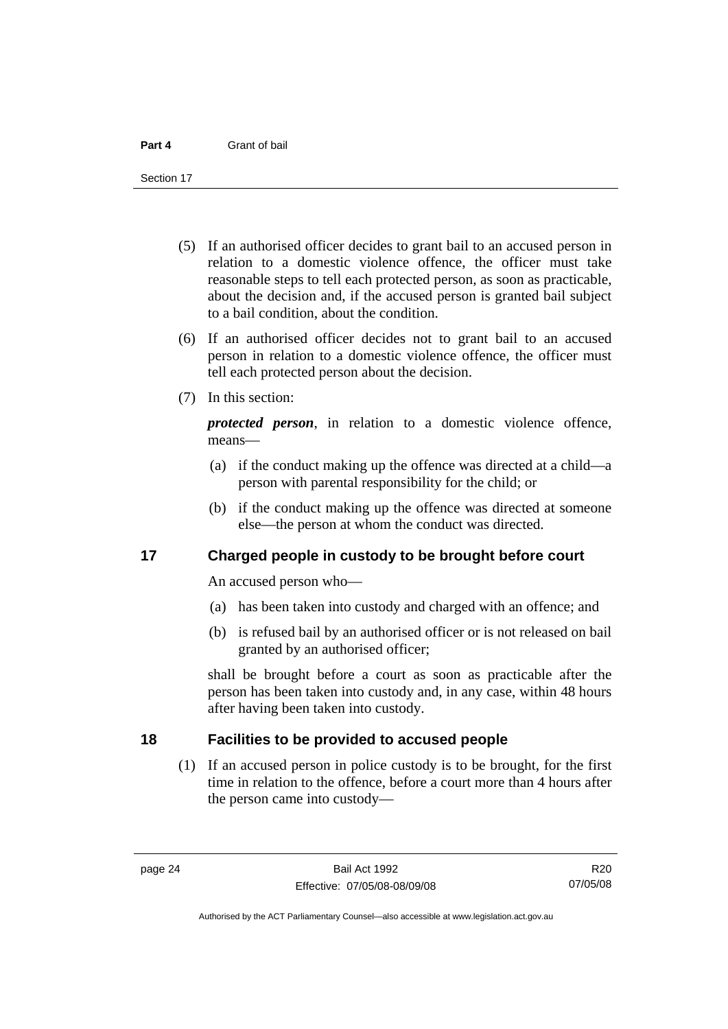(5) If an authorised officer decides to grant bail to an accused person in relation to a domestic violence offence, the officer must take reasonable steps to tell each protected person, as soon as practicable, about the decision and, if the accused person is granted bail subject to a bail condition, about the condition.

(6) If an authorised officer decides not to grant bail to an accused person in relation to a domestic violence offence, the officer must tell each protected person about the decision.

(7) In this section:

***protected person***, in relation to a domestic violence offence, means—

(a) if the conduct making up the offence was directed at a child—a person with parental responsibility for the child; or

(b) if the conduct making up the offence was directed at someone else—the person at whom the conduct was directed.

## 17 Charged people in custody to be brought before court

An accused person who—

(a) has been taken into custody and charged with an offence; and

(b) is refused bail by an authorised officer or is not released on bail granted by an authorised officer;

shall be brought before a court as soon as practicable after the person has been taken into custody and, in any case, within 48 hours after having been taken into custody.

## 18 Facilities to be provided to accused people

(1) If an accused person in police custody is to be brought, for the first time in relation to the offence, before a court more than 4 hours after the person came into custody—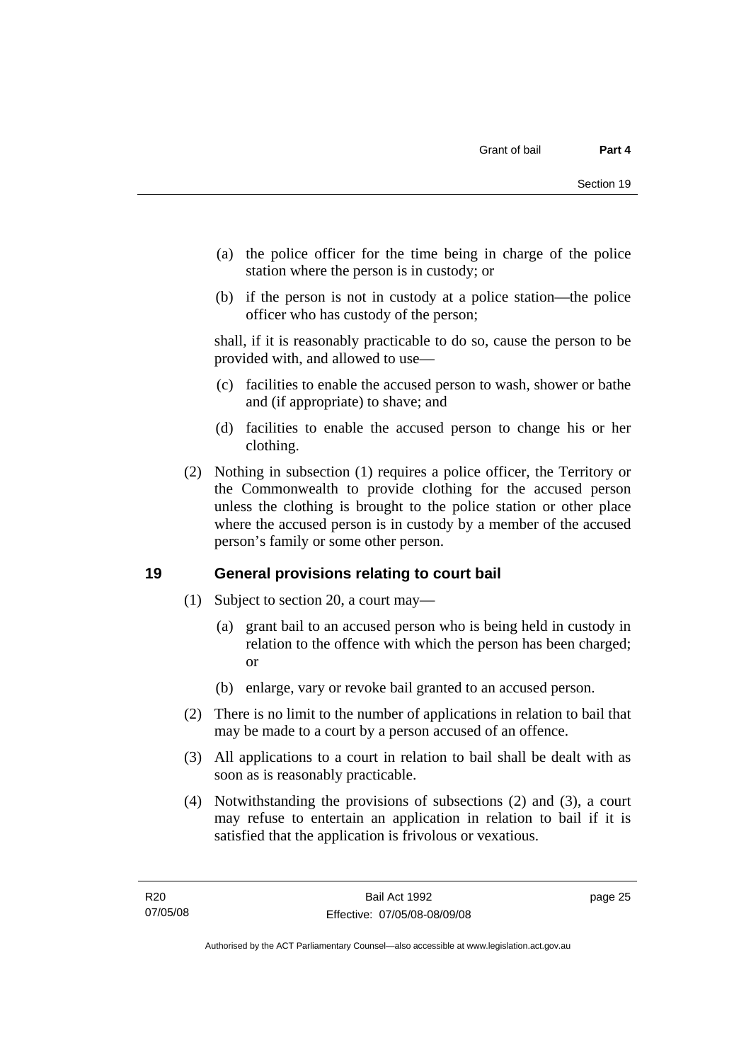(a) the police officer for the time being in charge of the police station where the person is in custody; or

(b) if the person is not in custody at a police station—the police officer who has custody of the person;

shall, if it is reasonably practicable to do so, cause the person to be provided with, and allowed to use—

(c) facilities to enable the accused person to wash, shower or bathe and (if appropriate) to shave; and

(d) facilities to enable the accused person to change his or her clothing.

(2) Nothing in subsection (1) requires a police officer, the Territory or the Commonwealth to provide clothing for the accused person unless the clothing is brought to the police station or other place where the accused person is in custody by a member of the accused person's family or some other person.

## 19 General provisions relating to court bail

(1) Subject to section 20, a court may—

(a) grant bail to an accused person who is being held in custody in relation to the offence with which the person has been charged; or

(b) enlarge, vary or revoke bail granted to an accused person.

(2) There is no limit to the number of applications in relation to bail that may be made to a court by a person accused of an offence.

(3) All applications to a court in relation to bail shall be dealt with as soon as is reasonably practicable.

(4) Notwithstanding the provisions of subsections (2) and (3), a court may refuse to entertain an application in relation to bail if it is satisfied that the application is frivolous or vexatious.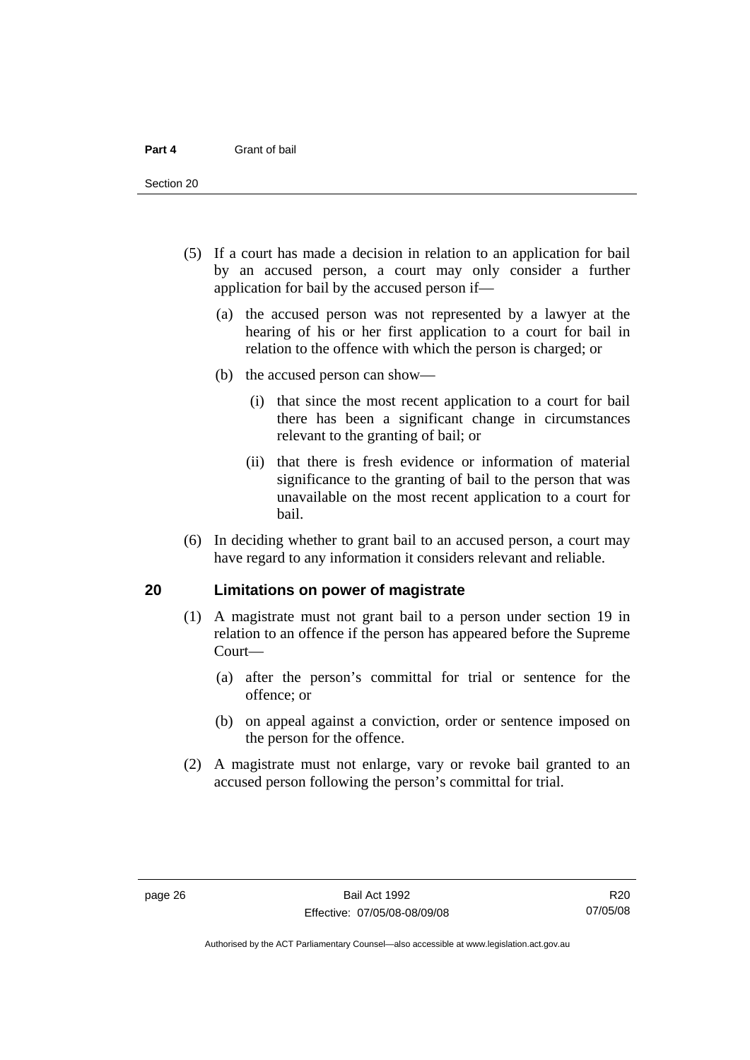(5) If a court has made a decision in relation to an application for bail by an accused person, a court may only consider a further application for bail by the accused person if—

(a) the accused person was not represented by a lawyer at the hearing of his or her first application to a court for bail in relation to the offence with which the person is charged; or

(b) the accused person can show—

(i) that since the most recent application to a court for bail there has been a significant change in circumstances relevant to the granting of bail; or

(ii) that there is fresh evidence or information of material significance to the granting of bail to the person that was unavailable on the most recent application to a court for bail.

(6) In deciding whether to grant bail to an accused person, a court may have regard to any information it considers relevant and reliable.

## 20 Limitations on power of magistrate

(1) A magistrate must not grant bail to a person under section 19 in relation to an offence if the person has appeared before the Supreme Court—

(a) after the person's committal for trial or sentence for the offence; or

(b) on appeal against a conviction, order or sentence imposed on the person for the offence.

(2) A magistrate must not enlarge, vary or revoke bail granted to an accused person following the person's committal for trial.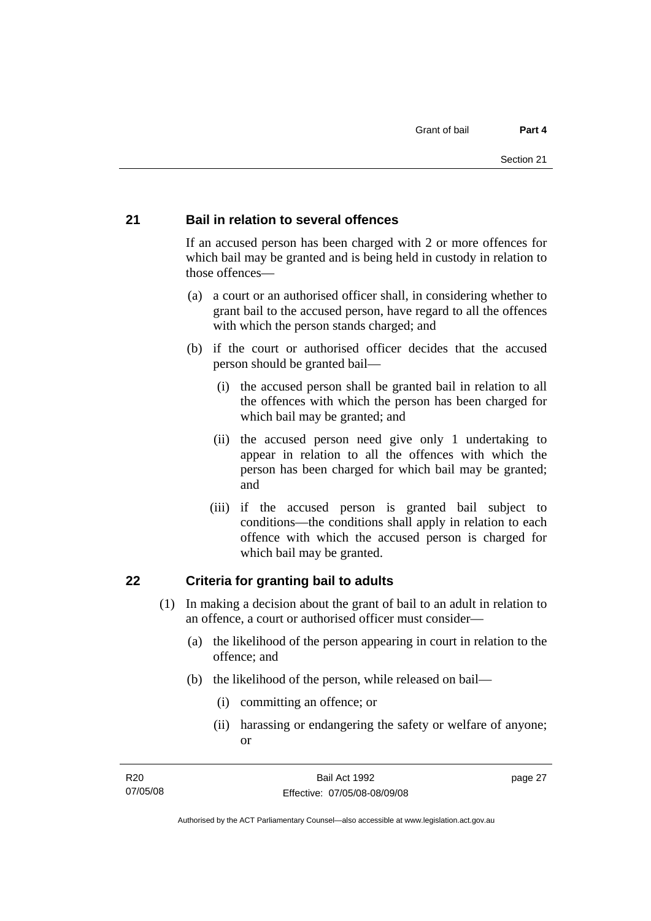## 21 Bail in relation to several offences

If an accused person has been charged with 2 or more offences for which bail may be granted and is being held in custody in relation to those offences—

(a) a court or an authorised officer shall, in considering whether to grant bail to the accused person, have regard to all the offences with which the person stands charged; and

(b) if the court or authorised officer decides that the accused person should be granted bail—

(i) the accused person shall be granted bail in relation to all the offences with which the person has been charged for which bail may be granted; and

(ii) the accused person need give only 1 undertaking to appear in relation to all the offences with which the person has been charged for which bail may be granted; and

(iii) if the accused person is granted bail subject to conditions—the conditions shall apply in relation to each offence with which the accused person is charged for which bail may be granted.

## 22 Criteria for granting bail to adults

(1) In making a decision about the grant of bail to an adult in relation to an offence, a court or authorised officer must consider—

(a) the likelihood of the person appearing in court in relation to the offence; and

(b) the likelihood of the person, while released on bail—

(i) committing an offence; or

(ii) harassing or endangering the safety or welfare of anyone; or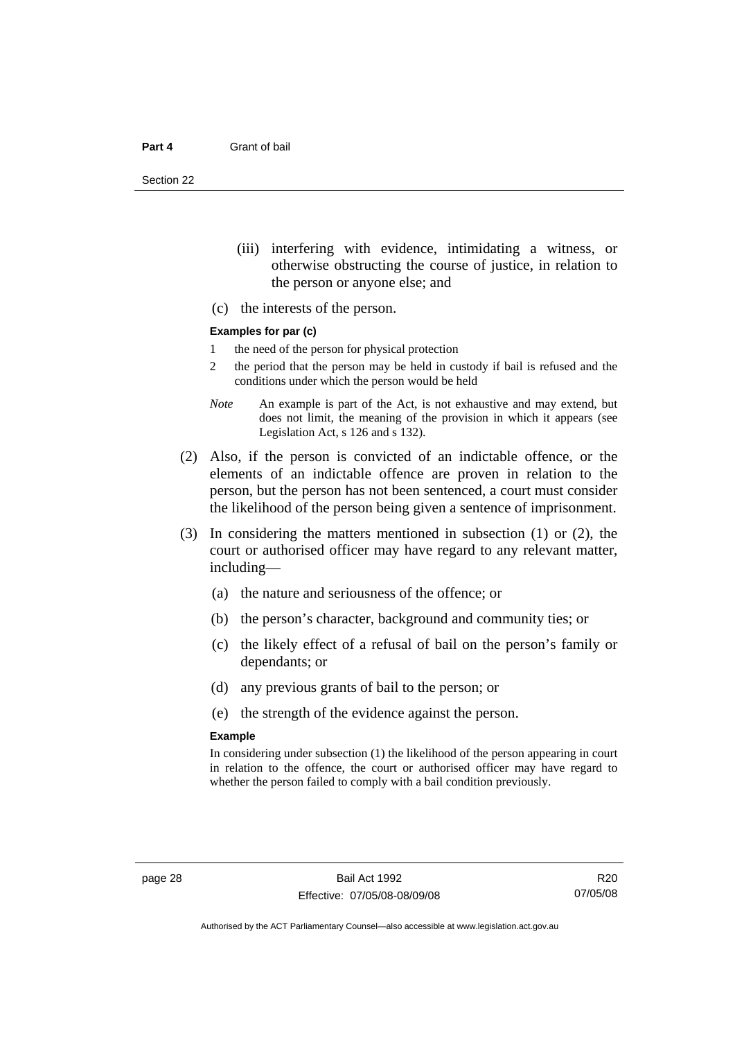(iii) interfering with evidence, intimidating a witness, or otherwise obstructing the course of justice, in relation to the person or anyone else; and

(c) the interests of the person.

**Examples for par (c)**

1 the need of the person for physical protection

2 the period that the person may be held in custody if bail is refused and the conditions under which the person would be held

*Note* An example is part of the Act, is not exhaustive and may extend, but does not limit, the meaning of the provision in which it appears (see Legislation Act, s 126 and s 132).

(2) Also, if the person is convicted of an indictable offence, or the elements of an indictable offence are proven in relation to the person, but the person has not been sentenced, a court must consider the likelihood of the person being given a sentence of imprisonment.

(3) In considering the matters mentioned in subsection (1) or (2), the court or authorised officer may have regard to any relevant matter, including—

(a) the nature and seriousness of the offence; or

(b) the person's character, background and community ties; or

(c) the likely effect of a refusal of bail on the person's family or dependants; or

(d) any previous grants of bail to the person; or

(e) the strength of the evidence against the person.

**Example**

In considering under subsection (1) the likelihood of the person appearing in court in relation to the offence, the court or authorised officer may have regard to whether the person failed to comply with a bail condition previously.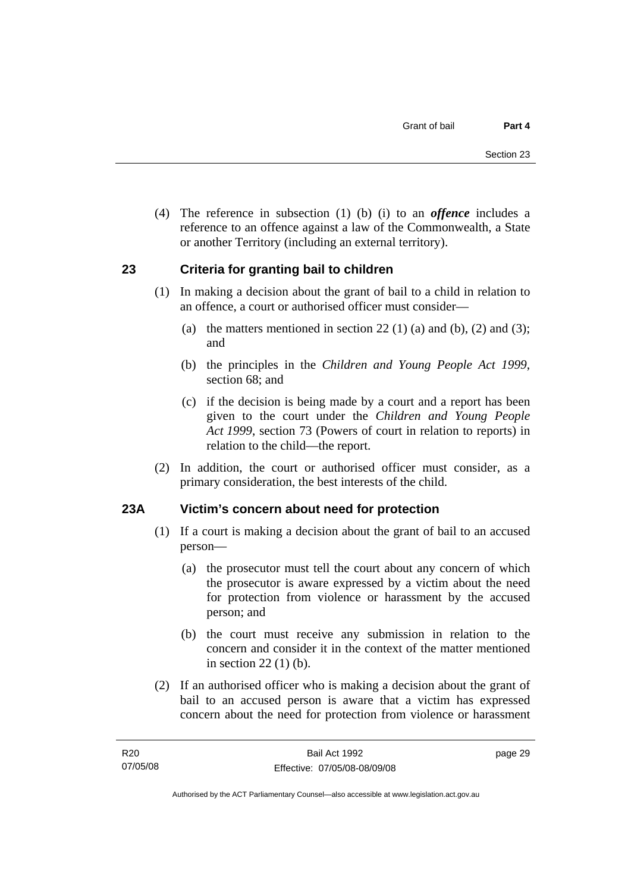(4) The reference in subsection (1) (b) (i) to an ***offence*** includes a reference to an offence against a law of the Commonwealth, a State or another Territory (including an external territory).

## 23 Criteria for granting bail to children

(1) In making a decision about the grant of bail to a child in relation to an offence, a court or authorised officer must consider—

(a) the matters mentioned in section 22 (1) (a) and (b), (2) and (3); and

(b) the principles in the *Children and Young People Act 1999*, section 68; and

(c) if the decision is being made by a court and a report has been given to the court under the *Children and Young People Act 1999*, section 73 (Powers of court in relation to reports) in relation to the child—the report.

(2) In addition, the court or authorised officer must consider, as a primary consideration, the best interests of the child.

## 23A Victim's concern about need for protection

(1) If a court is making a decision about the grant of bail to an accused person—

(a) the prosecutor must tell the court about any concern of which the prosecutor is aware expressed by a victim about the need for protection from violence or harassment by the accused person; and

(b) the court must receive any submission in relation to the concern and consider it in the context of the matter mentioned in section 22 (1) (b).

(2) If an authorised officer who is making a decision about the grant of bail to an accused person is aware that a victim has expressed concern about the need for protection from violence or harassment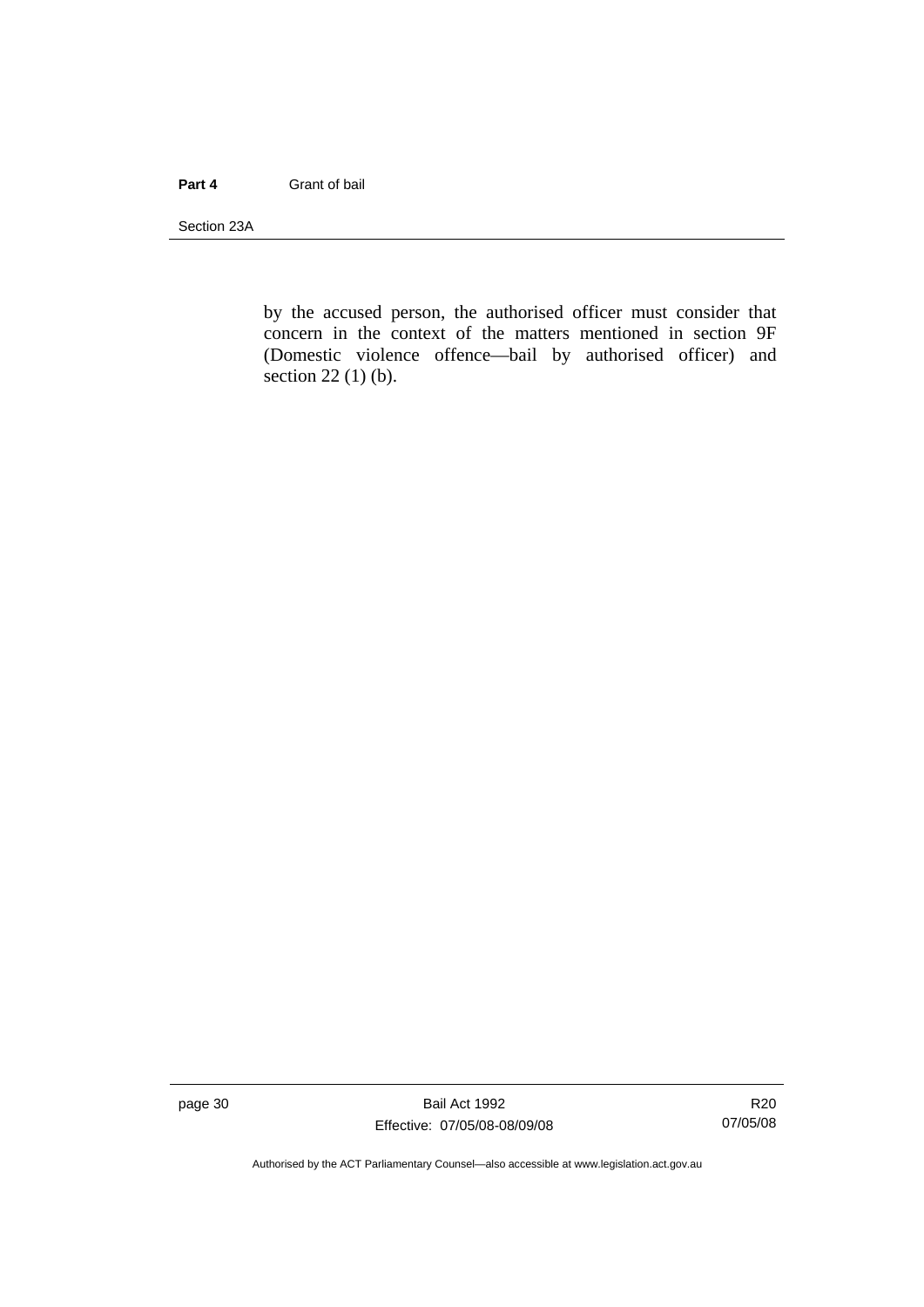by the accused person, the authorised officer must consider that concern in the context of the matters mentioned in section 9F (Domestic violence offence—bail by authorised officer) and section 22 (1) (b).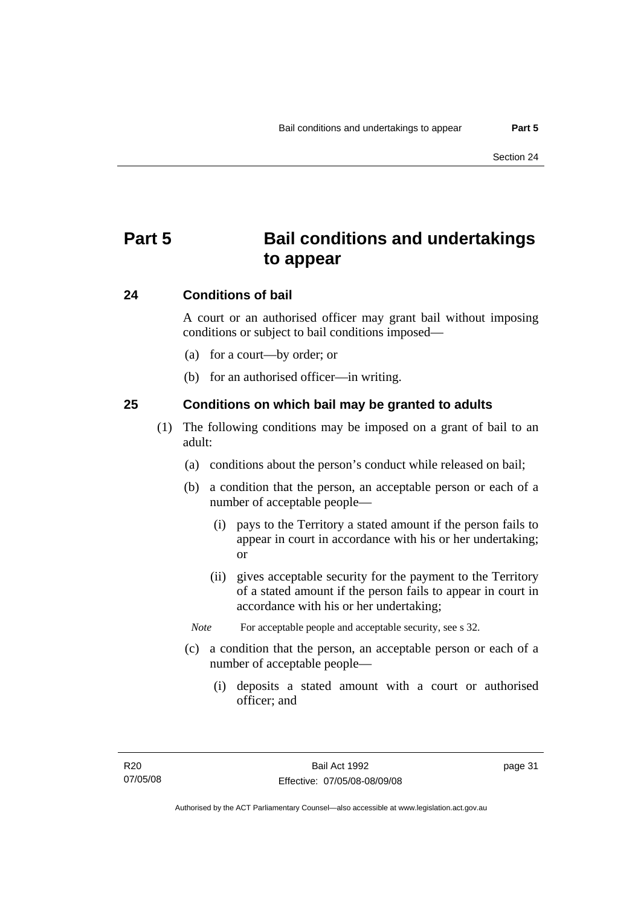# Part 5 Bail conditions and undertakings to appear

## 24 Conditions of bail

A court or an authorised officer may grant bail without imposing conditions or subject to bail conditions imposed—

(a) for a court—by order; or

(b) for an authorised officer—in writing.

## 25 Conditions on which bail may be granted to adults

(1) The following conditions may be imposed on a grant of bail to an adult:

(a) conditions about the person's conduct while released on bail;

(b) a condition that the person, an acceptable person or each of a number of acceptable people—

(i) pays to the Territory a stated amount if the person fails to appear in court in accordance with his or her undertaking; or

(ii) gives acceptable security for the payment to the Territory of a stated amount if the person fails to appear in court in accordance with his or her undertaking;

*Note* For acceptable people and acceptable security, see s 32.

(c) a condition that the person, an acceptable person or each of a number of acceptable people—

(i) deposits a stated amount with a court or authorised officer; and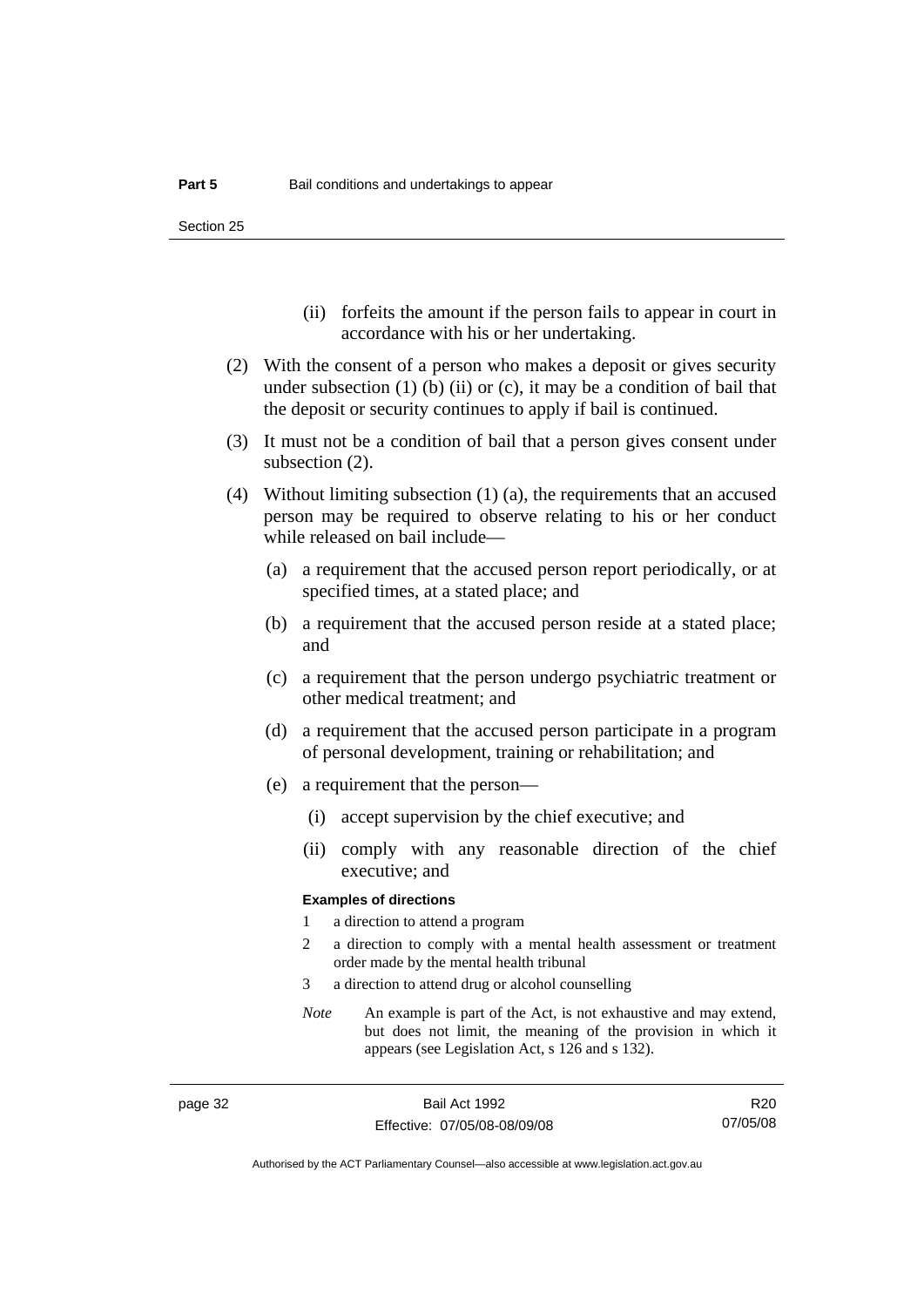(ii) forfeits the amount if the person fails to appear in court in accordance with his or her undertaking.

(2) With the consent of a person who makes a deposit or gives security under subsection (1) (b) (ii) or (c), it may be a condition of bail that the deposit or security continues to apply if bail is continued.

(3) It must not be a condition of bail that a person gives consent under subsection (2).

(4) Without limiting subsection (1) (a), the requirements that an accused person may be required to observe relating to his or her conduct while released on bail include—

(a) a requirement that the accused person report periodically, or at specified times, at a stated place; and

(b) a requirement that the accused person reside at a stated place; and

(c) a requirement that the person undergo psychiatric treatment or other medical treatment; and

(d) a requirement that the accused person participate in a program of personal development, training or rehabilitation; and

(e) a requirement that the person—

(i) accept supervision by the chief executive; and

(ii) comply with any reasonable direction of the chief executive; and

**Examples of directions**

1 a direction to attend a program

2 a direction to comply with a mental health assessment or treatment order made by the mental health tribunal

3 a direction to attend drug or alcohol counselling

*Note* An example is part of the Act, is not exhaustive and may extend, but does not limit, the meaning of the provision in which it appears (see Legislation Act, s 126 and s 132).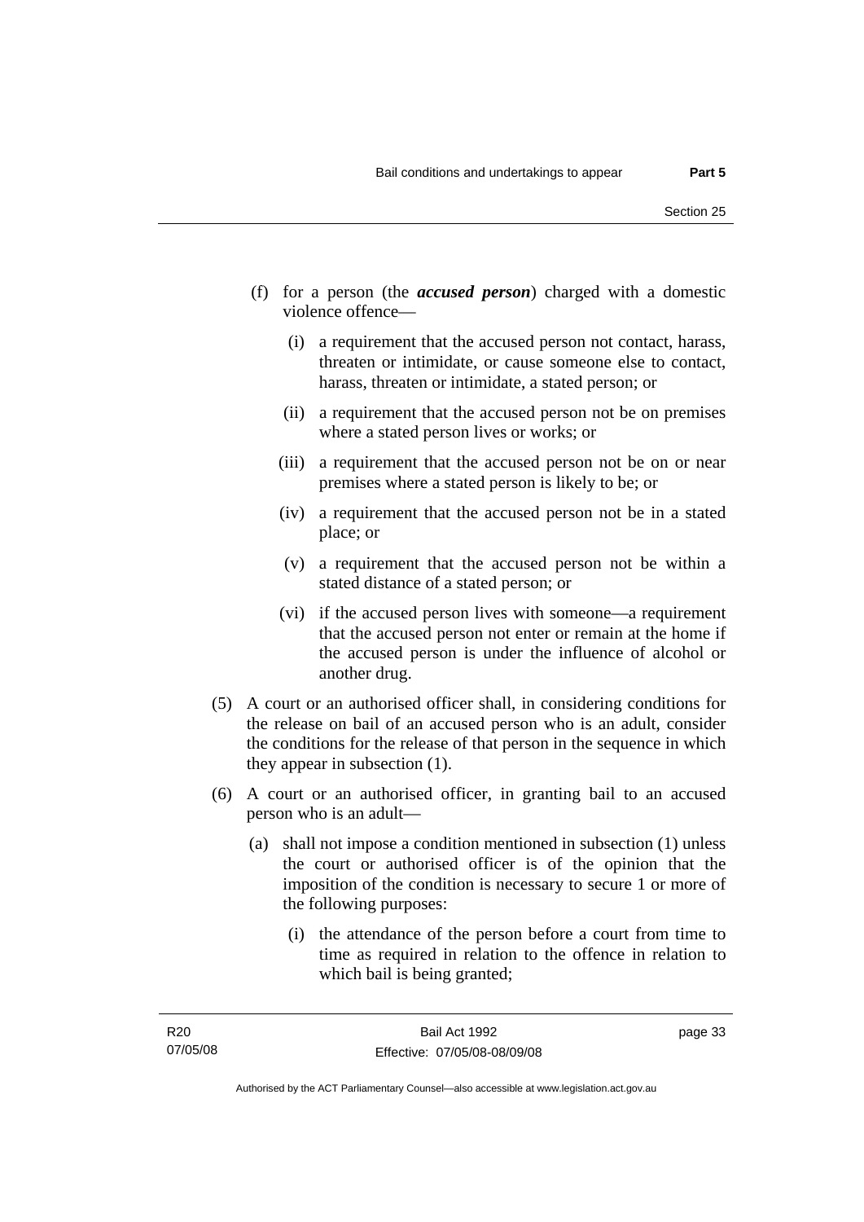(f) for a person (the ***accused person***) charged with a domestic violence offence—

   (i) a requirement that the accused person not contact, harass, threaten or intimidate, or cause someone else to contact, harass, threaten or intimidate, a stated person; or

   (ii) a requirement that the accused person not be on premises where a stated person lives or works; or

   (iii) a requirement that the accused person not be on or near premises where a stated person is likely to be; or

   (iv) a requirement that the accused person not be in a stated place; or

   (v) a requirement that the accused person not be within a stated distance of a stated person; or

   (vi) if the accused person lives with someone—a requirement that the accused person not enter or remain at the home if the accused person is under the influence of alcohol or another drug.

(5) A court or an authorised officer shall, in considering conditions for the release on bail of an accused person who is an adult, consider the conditions for the release of that person in the sequence in which they appear in subsection (1).

(6) A court or an authorised officer, in granting bail to an accused person who is an adult—

   (a) shall not impose a condition mentioned in subsection (1) unless the court or authorised officer is of the opinion that the imposition of the condition is necessary to secure 1 or more of the following purposes:

      (i) the attendance of the person before a court from time to time as required in relation to the offence in relation to which bail is being granted;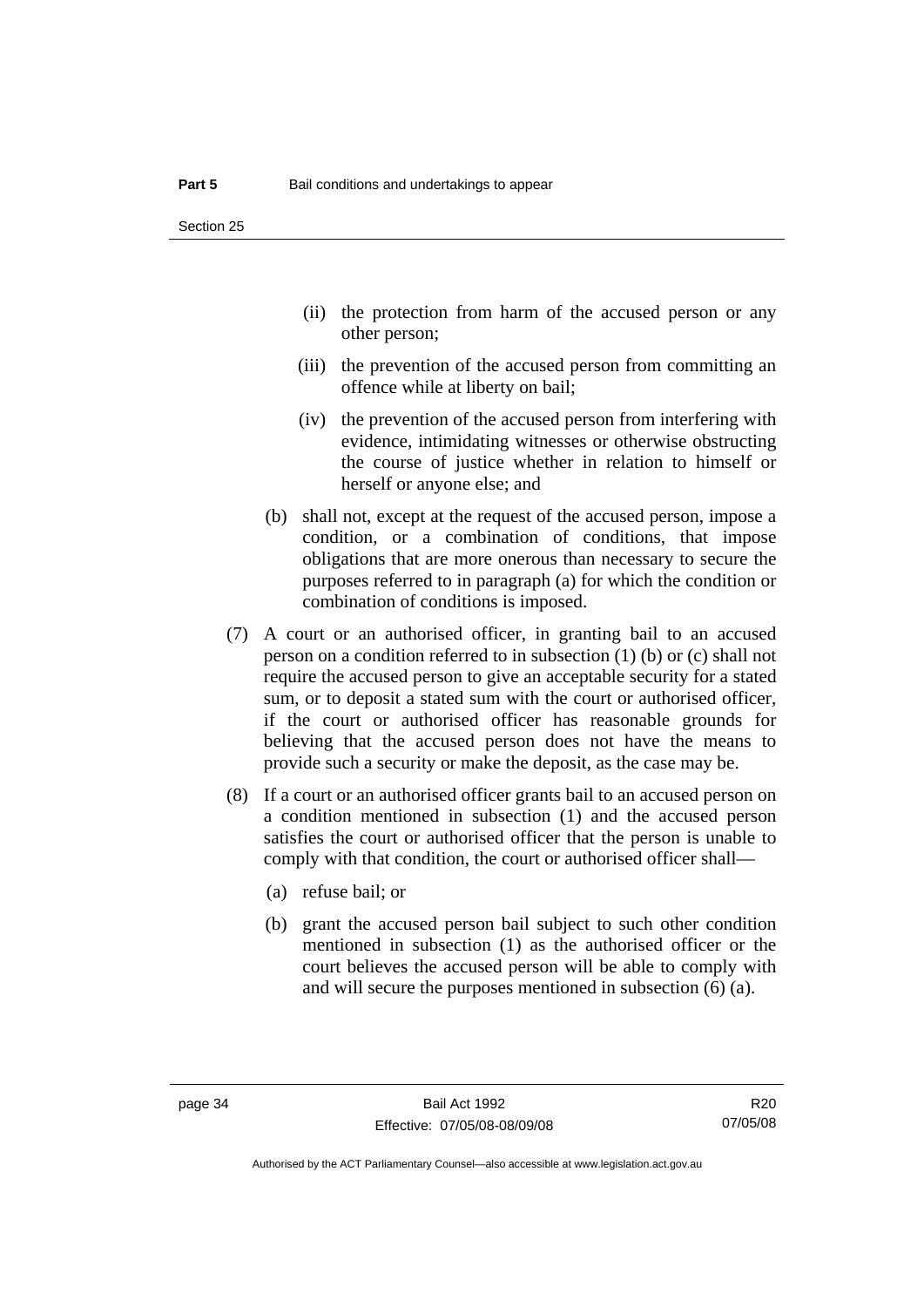(ii) the protection from harm of the accused person or any other person;

(iii) the prevention of the accused person from committing an offence while at liberty on bail;

(iv) the prevention of the accused person from interfering with evidence, intimidating witnesses or otherwise obstructing the course of justice whether in relation to himself or herself or anyone else; and

(b) shall not, except at the request of the accused person, impose a condition, or a combination of conditions, that impose obligations that are more onerous than necessary to secure the purposes referred to in paragraph (a) for which the condition or combination of conditions is imposed.

(7) A court or an authorised officer, in granting bail to an accused person on a condition referred to in subsection (1) (b) or (c) shall not require the accused person to give an acceptable security for a stated sum, or to deposit a stated sum with the court or authorised officer, if the court or authorised officer has reasonable grounds for believing that the accused person does not have the means to provide such a security or make the deposit, as the case may be.

(8) If a court or an authorised officer grants bail to an accused person on a condition mentioned in subsection (1) and the accused person satisfies the court or authorised officer that the person is unable to comply with that condition, the court or authorised officer shall—

(a) refuse bail; or

(b) grant the accused person bail subject to such other condition mentioned in subsection (1) as the authorised officer or the court believes the accused person will be able to comply with and will secure the purposes mentioned in subsection (6) (a).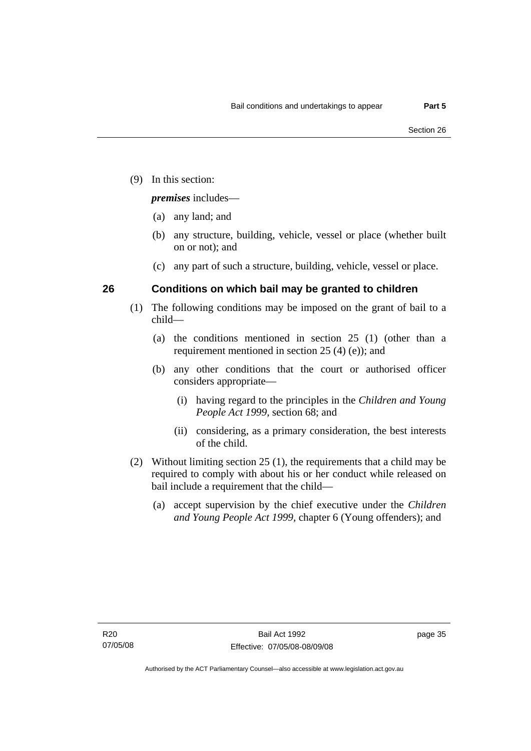(9) In this section:

***premises*** includes—

(a) any land; and

(b) any structure, building, vehicle, vessel or place (whether built on or not); and

(c) any part of such a structure, building, vehicle, vessel or place.

## 26 Conditions on which bail may be granted to children

(1) The following conditions may be imposed on the grant of bail to a child—

(a) the conditions mentioned in section 25 (1) (other than a requirement mentioned in section 25 (4) (e)); and

(b) any other conditions that the court or authorised officer considers appropriate—

(i) having regard to the principles in the *Children and Young People Act 1999*, section 68; and

(ii) considering, as a primary consideration, the best interests of the child.

(2) Without limiting section 25 (1), the requirements that a child may be required to comply with about his or her conduct while released on bail include a requirement that the child—

(a) accept supervision by the chief executive under the *Children and Young People Act 1999*, chapter 6 (Young offenders); and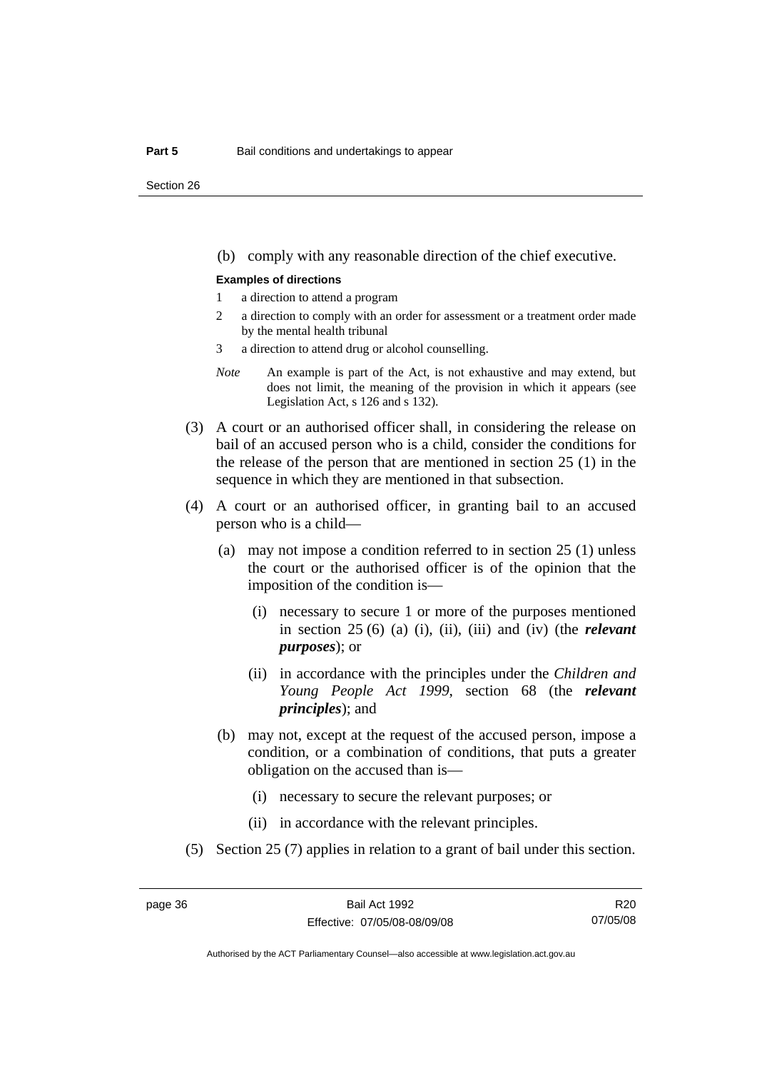(b) comply with any reasonable direction of the chief executive.

**Examples of directions**

1 a direction to attend a program

2 a direction to comply with an order for assessment or a treatment order made by the mental health tribunal

3 a direction to attend drug or alcohol counselling.

*Note* An example is part of the Act, is not exhaustive and may extend, but does not limit, the meaning of the provision in which it appears (see Legislation Act, s 126 and s 132).

(3) A court or an authorised officer shall, in considering the release on bail of an accused person who is a child, consider the conditions for the release of the person that are mentioned in section 25 (1) in the sequence in which they are mentioned in that subsection.

(4) A court or an authorised officer, in granting bail to an accused person who is a child—

(a) may not impose a condition referred to in section 25 (1) unless the court or the authorised officer is of the opinion that the imposition of the condition is—

(i) necessary to secure 1 or more of the purposes mentioned in section 25 (6) (a) (i), (ii), (iii) and (iv) (the ***relevant purposes***); or

(ii) in accordance with the principles under the *Children and Young People Act 1999*, section 68 (the ***relevant principles***); and

(b) may not, except at the request of the accused person, impose a condition, or a combination of conditions, that puts a greater obligation on the accused than is—

(i) necessary to secure the relevant purposes; or

(ii) in accordance with the relevant principles.

(5) Section 25 (7) applies in relation to a grant of bail under this section.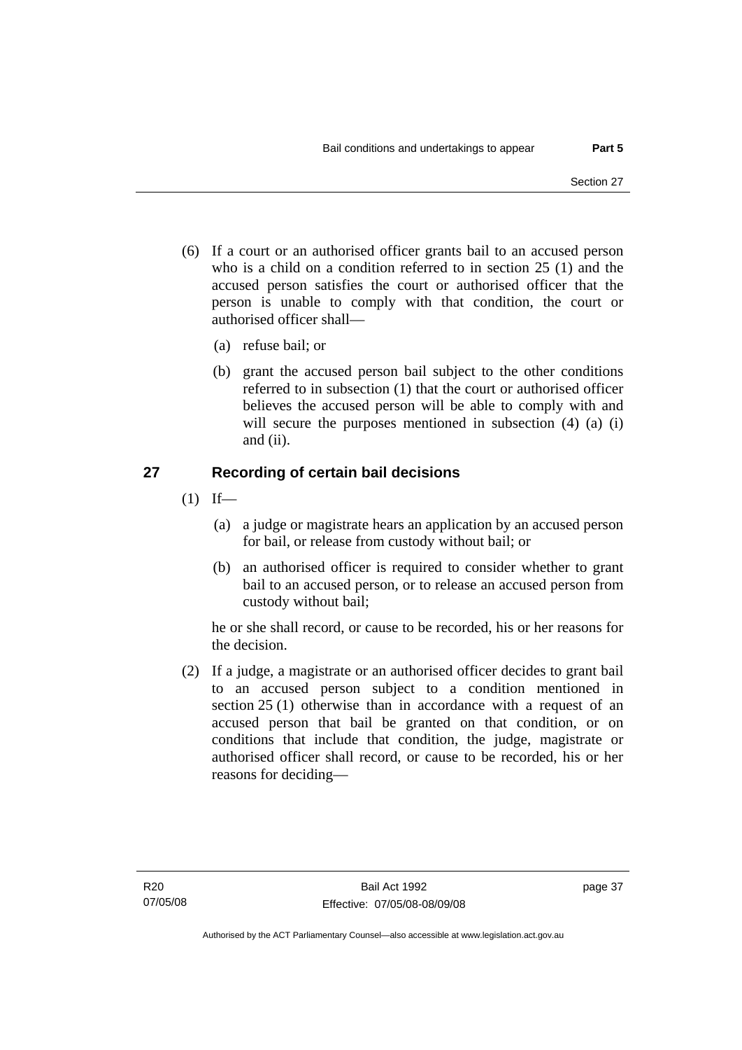(6) If a court or an authorised officer grants bail to an accused person who is a child on a condition referred to in section 25 (1) and the accused person satisfies the court or authorised officer that the person is unable to comply with that condition, the court or authorised officer shall—

(a) refuse bail; or

(b) grant the accused person bail subject to the other conditions referred to in subsection (1) that the court or authorised officer believes the accused person will be able to comply with and will secure the purposes mentioned in subsection (4) (a) (i) and (ii).

## 27 Recording of certain bail decisions

(1) If—

(a) a judge or magistrate hears an application by an accused person for bail, or release from custody without bail; or

(b) an authorised officer is required to consider whether to grant bail to an accused person, or to release an accused person from custody without bail;

he or she shall record, or cause to be recorded, his or her reasons for the decision.

(2) If a judge, a magistrate or an authorised officer decides to grant bail to an accused person subject to a condition mentioned in section 25 (1) otherwise than in accordance with a request of an accused person that bail be granted on that condition, or on conditions that include that condition, the judge, magistrate or authorised officer shall record, or cause to be recorded, his or her reasons for deciding—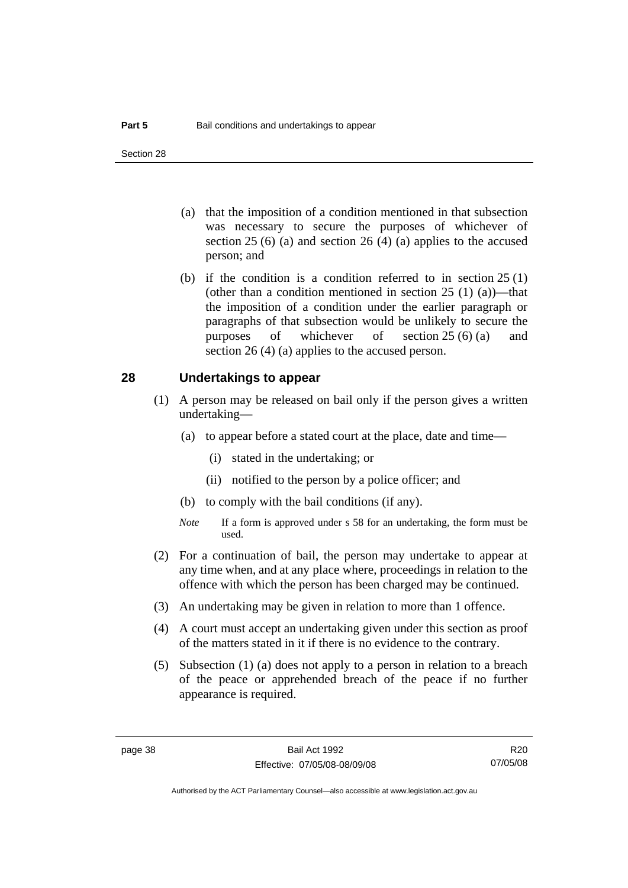(a) that the imposition of a condition mentioned in that subsection was necessary to secure the purposes of whichever of section 25 (6) (a) and section 26 (4) (a) applies to the accused person; and

(b) if the condition is a condition referred to in section 25 (1) (other than a condition mentioned in section 25 (1) (a))—that the imposition of a condition under the earlier paragraph or paragraphs of that subsection would be unlikely to secure the purposes of whichever of section 25 (6) (a) and section 26 (4) (a) applies to the accused person.

## 28 Undertakings to appear

(1) A person may be released on bail only if the person gives a written undertaking—

(a) to appear before a stated court at the place, date and time—

(i) stated in the undertaking; or

(ii) notified to the person by a police officer; and

(b) to comply with the bail conditions (if any).

*Note* If a form is approved under s 58 for an undertaking, the form must be used.

(2) For a continuation of bail, the person may undertake to appear at any time when, and at any place where, proceedings in relation to the offence with which the person has been charged may be continued.

(3) An undertaking may be given in relation to more than 1 offence.

(4) A court must accept an undertaking given under this section as proof of the matters stated in it if there is no evidence to the contrary.

(5) Subsection (1) (a) does not apply to a person in relation to a breach of the peace or apprehended breach of the peace if no further appearance is required.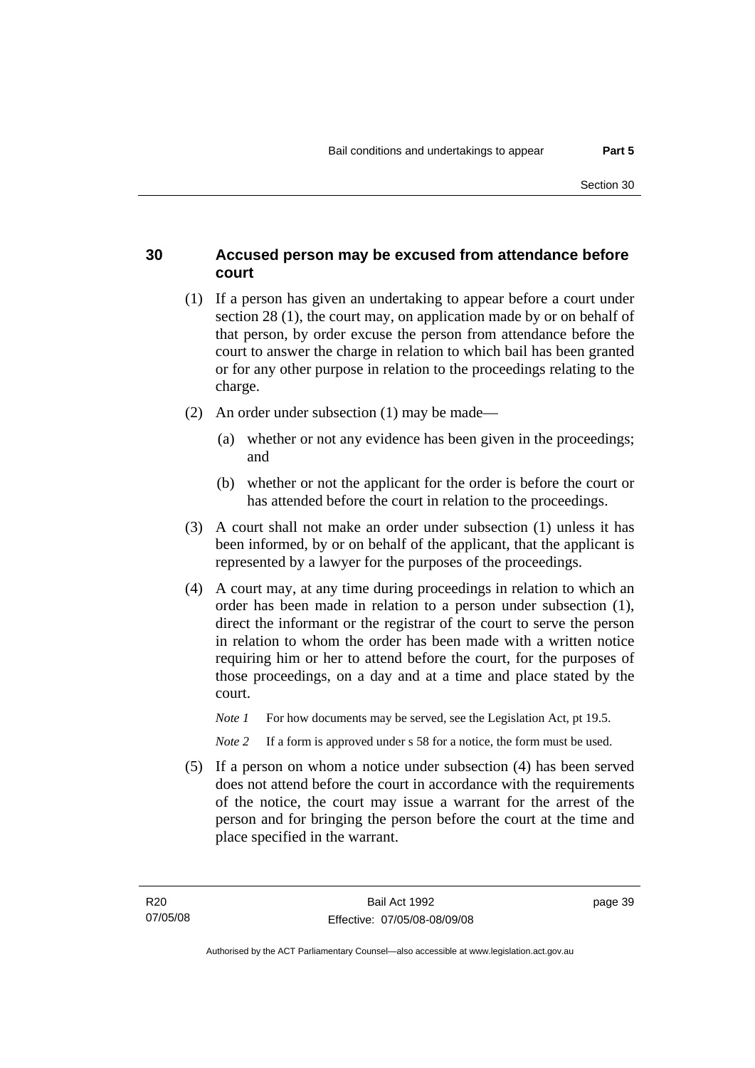## 30 Accused person may be excused from attendance before court

(1) If a person has given an undertaking to appear before a court under section 28 (1), the court may, on application made by or on behalf of that person, by order excuse the person from attendance before the court to answer the charge in relation to which bail has been granted or for any other purpose in relation to the proceedings relating to the charge.

(2) An order under subsection (1) may be made—

(a) whether or not any evidence has been given in the proceedings; and

(b) whether or not the applicant for the order is before the court or has attended before the court in relation to the proceedings.

(3) A court shall not make an order under subsection (1) unless it has been informed, by or on behalf of the applicant, that the applicant is represented by a lawyer for the purposes of the proceedings.

(4) A court may, at any time during proceedings in relation to which an order has been made in relation to a person under subsection (1), direct the informant or the registrar of the court to serve the person in relation to whom the order has been made with a written notice requiring him or her to attend before the court, for the purposes of those proceedings, on a day and at a time and place stated by the court.

*Note 1* For how documents may be served, see the Legislation Act, pt 19.5.

*Note 2* If a form is approved under s 58 for a notice, the form must be used.

(5) If a person on whom a notice under subsection (4) has been served does not attend before the court in accordance with the requirements of the notice, the court may issue a warrant for the arrest of the person and for bringing the person before the court at the time and place specified in the warrant.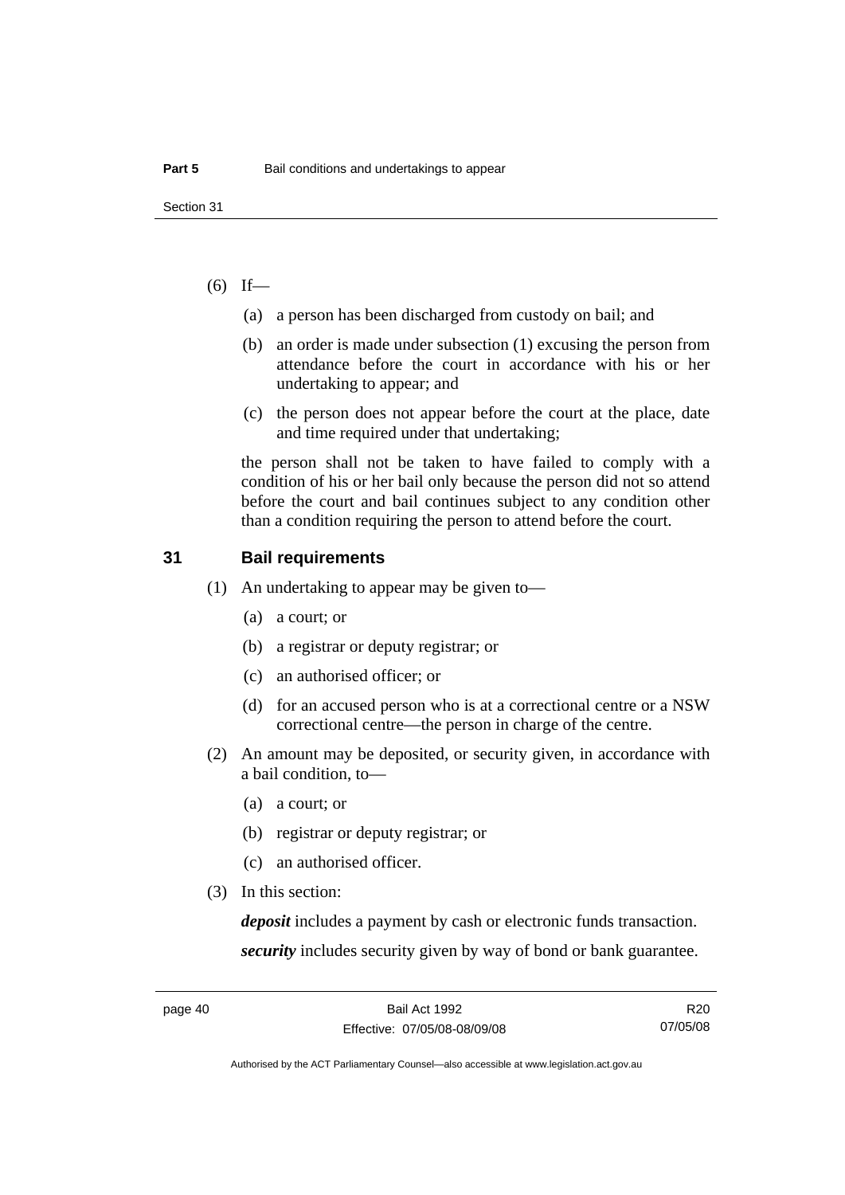(6) If—

(a) a person has been discharged from custody on bail; and

(b) an order is made under subsection (1) excusing the person from attendance before the court in accordance with his or her undertaking to appear; and

(c) the person does not appear before the court at the place, date and time required under that undertaking;

the person shall not be taken to have failed to comply with a condition of his or her bail only because the person did not so attend before the court and bail continues subject to any condition other than a condition requiring the person to attend before the court.

## 31 Bail requirements

(1) An undertaking to appear may be given to—

(a) a court; or

(b) a registrar or deputy registrar; or

(c) an authorised officer; or

(d) for an accused person who is at a correctional centre or a NSW correctional centre—the person in charge of the centre.

(2) An amount may be deposited, or security given, in accordance with a bail condition, to—

(a) a court; or

(b) registrar or deputy registrar; or

(c) an authorised officer.

(3) In this section:

***deposit*** includes a payment by cash or electronic funds transaction.

***security*** includes security given by way of bond or bank guarantee.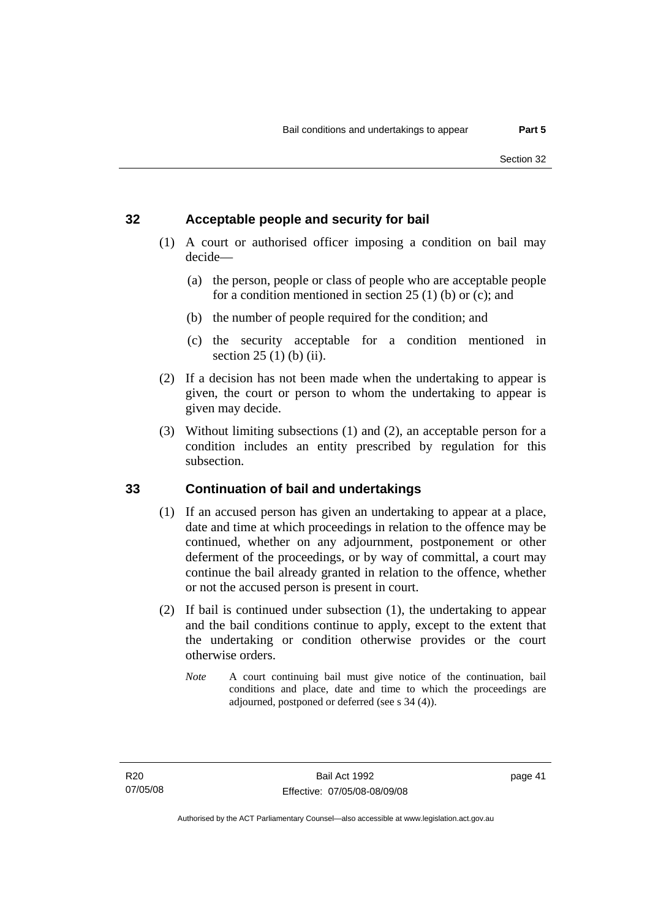## 32 Acceptable people and security for bail

(1) A court or authorised officer imposing a condition on bail may decide—

(a) the person, people or class of people who are acceptable people for a condition mentioned in section 25 (1) (b) or (c); and

(b) the number of people required for the condition; and

(c) the security acceptable for a condition mentioned in section 25 (1) (b) (ii).

(2) If a decision has not been made when the undertaking to appear is given, the court or person to whom the undertaking to appear is given may decide.

(3) Without limiting subsections (1) and (2), an acceptable person for a condition includes an entity prescribed by regulation for this subsection.

## 33 Continuation of bail and undertakings

(1) If an accused person has given an undertaking to appear at a place, date and time at which proceedings in relation to the offence may be continued, whether on any adjournment, postponement or other deferment of the proceedings, or by way of committal, a court may continue the bail already granted in relation to the offence, whether or not the accused person is present in court.

(2) If bail is continued under subsection (1), the undertaking to appear and the bail conditions continue to apply, except to the extent that the undertaking or condition otherwise provides or the court otherwise orders.

*Note* A court continuing bail must give notice of the continuation, bail conditions and place, date and time to which the proceedings are adjourned, postponed or deferred (see s 34 (4)).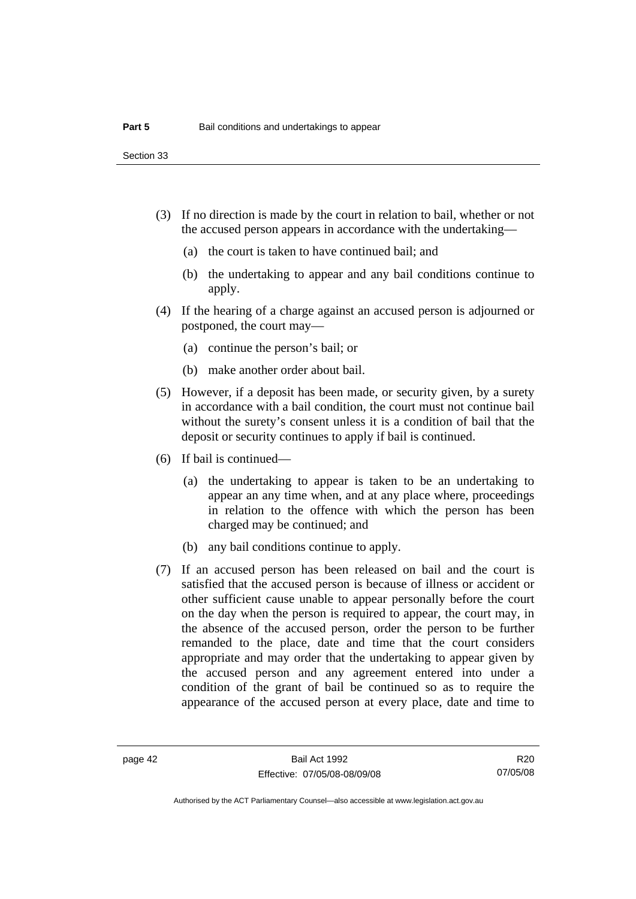(3) If no direction is made by the court in relation to bail, whether or not the accused person appears in accordance with the undertaking—

(a) the court is taken to have continued bail; and

(b) the undertaking to appear and any bail conditions continue to apply.

(4) If the hearing of a charge against an accused person is adjourned or postponed, the court may—

(a) continue the person's bail; or

(b) make another order about bail.

(5) However, if a deposit has been made, or security given, by a surety in accordance with a bail condition, the court must not continue bail without the surety's consent unless it is a condition of bail that the deposit or security continues to apply if bail is continued.

(6) If bail is continued—

(a) the undertaking to appear is taken to be an undertaking to appear an any time when, and at any place where, proceedings in relation to the offence with which the person has been charged may be continued; and

(b) any bail conditions continue to apply.

(7) If an accused person has been released on bail and the court is satisfied that the accused person is because of illness or accident or other sufficient cause unable to appear personally before the court on the day when the person is required to appear, the court may, in the absence of the accused person, order the person to be further remanded to the place, date and time that the court considers appropriate and may order that the undertaking to appear given by the accused person and any agreement entered into under a condition of the grant of bail be continued so as to require the appearance of the accused person at every place, date and time to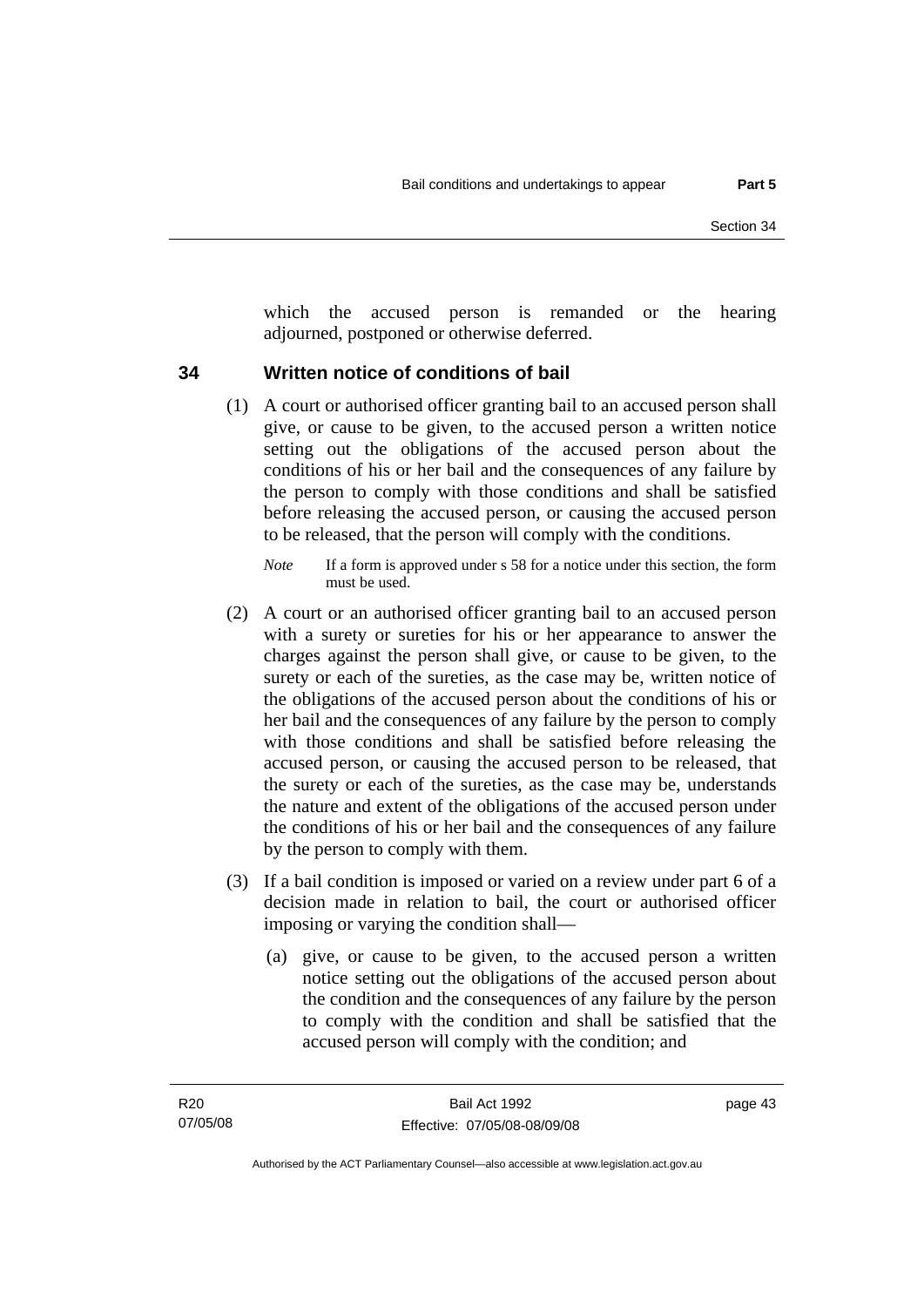which the accused person is remanded or the hearing adjourned, postponed or otherwise deferred.

## 34 Written notice of conditions of bail

(1) A court or authorised officer granting bail to an accused person shall give, or cause to be given, to the accused person a written notice setting out the obligations of the accused person about the conditions of his or her bail and the consequences of any failure by the person to comply with those conditions and shall be satisfied before releasing the accused person, or causing the accused person to be released, that the person will comply with the conditions.

*Note* If a form is approved under s 58 for a notice under this section, the form must be used.

(2) A court or an authorised officer granting bail to an accused person with a surety or sureties for his or her appearance to answer the charges against the person shall give, or cause to be given, to the surety or each of the sureties, as the case may be, written notice of the obligations of the accused person about the conditions of his or her bail and the consequences of any failure by the person to comply with those conditions and shall be satisfied before releasing the accused person, or causing the accused person to be released, that the surety or each of the sureties, as the case may be, understands the nature and extent of the obligations of the accused person under the conditions of his or her bail and the consequences of any failure by the person to comply with them.

(3) If a bail condition is imposed or varied on a review under part 6 of a decision made in relation to bail, the court or authorised officer imposing or varying the condition shall—

(a) give, or cause to be given, to the accused person a written notice setting out the obligations of the accused person about the condition and the consequences of any failure by the person to comply with the condition and shall be satisfied that the accused person will comply with the condition; and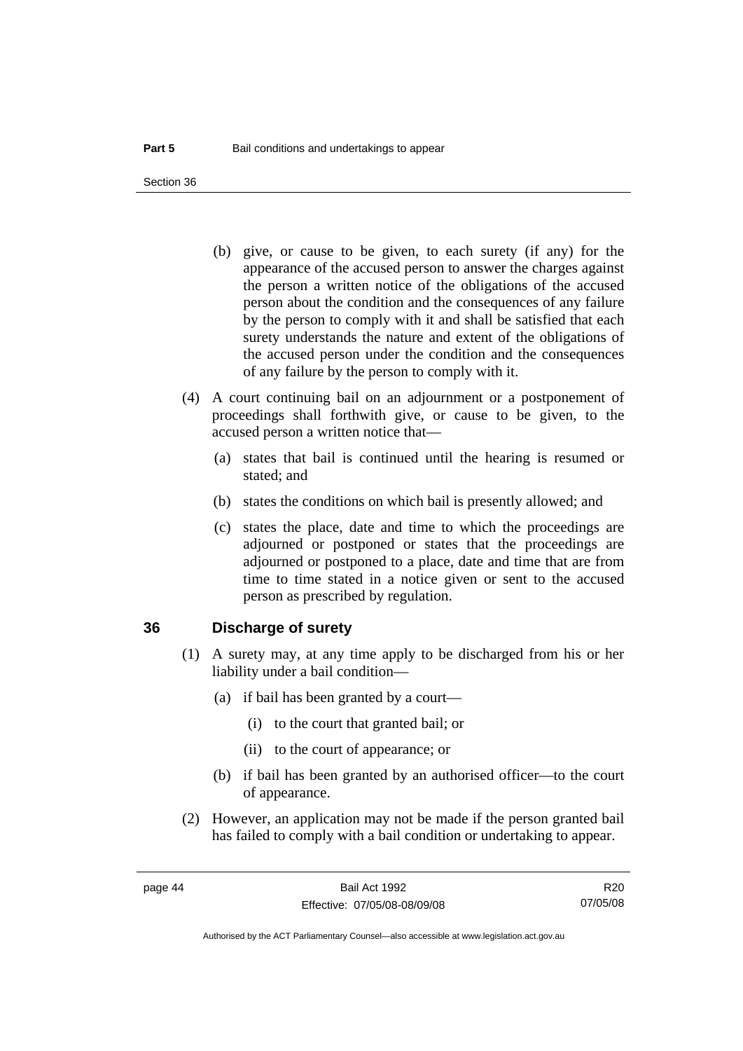(b) give, or cause to be given, to each surety (if any) for the appearance of the accused person to answer the charges against the person a written notice of the obligations of the accused person about the condition and the consequences of any failure by the person to comply with it and shall be satisfied that each surety understands the nature and extent of the obligations of the accused person under the condition and the consequences of any failure by the person to comply with it.

(4) A court continuing bail on an adjournment or a postponement of proceedings shall forthwith give, or cause to be given, to the accused person a written notice that—

(a) states that bail is continued until the hearing is resumed or stated; and

(b) states the conditions on which bail is presently allowed; and

(c) states the place, date and time to which the proceedings are adjourned or postponed or states that the proceedings are adjourned or postponed to a place, date and time that are from time to time stated in a notice given or sent to the accused person as prescribed by regulation.

## 36 Discharge of surety

(1) A surety may, at any time apply to be discharged from his or her liability under a bail condition—

(a) if bail has been granted by a court—

(i) to the court that granted bail; or

(ii) to the court of appearance; or

(b) if bail has been granted by an authorised officer—to the court of appearance.

(2) However, an application may not be made if the person granted bail has failed to comply with a bail condition or undertaking to appear.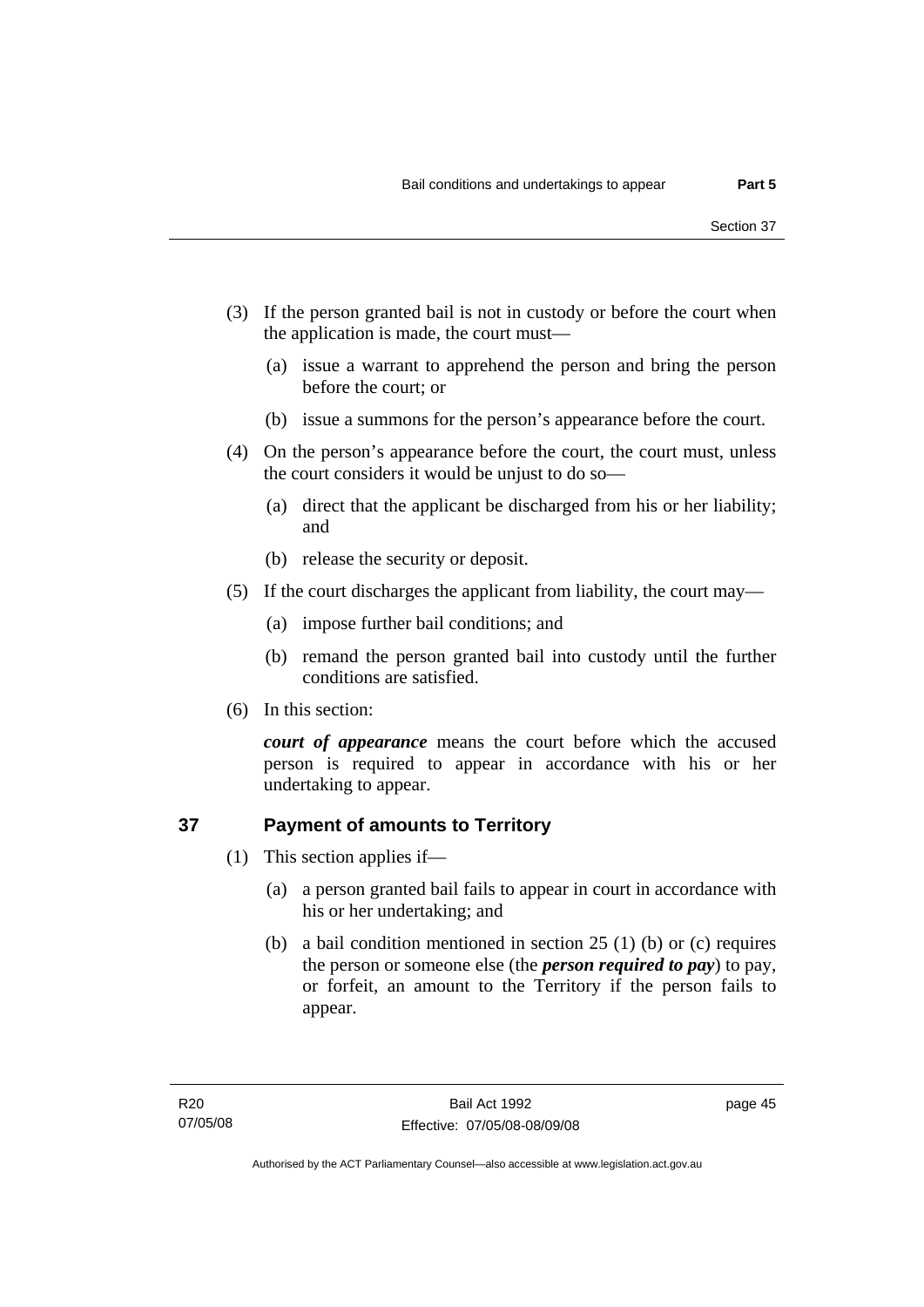(3) If the person granted bail is not in custody or before the court when the application is made, the court must—

(a) issue a warrant to apprehend the person and bring the person before the court; or

(b) issue a summons for the person's appearance before the court.

(4) On the person's appearance before the court, the court must, unless the court considers it would be unjust to do so—

(a) direct that the applicant be discharged from his or her liability; and

(b) release the security or deposit.

(5) If the court discharges the applicant from liability, the court may—

(a) impose further bail conditions; and

(b) remand the person granted bail into custody until the further conditions are satisfied.

(6) In this section:

***court of appearance*** means the court before which the accused person is required to appear in accordance with his or her undertaking to appear.

## 37 Payment of amounts to Territory

(1) This section applies if—

(a) a person granted bail fails to appear in court in accordance with his or her undertaking; and

(b) a bail condition mentioned in section 25 (1) (b) or (c) requires the person or someone else (the ***person required to pay***) to pay, or forfeit, an amount to the Territory if the person fails to appear.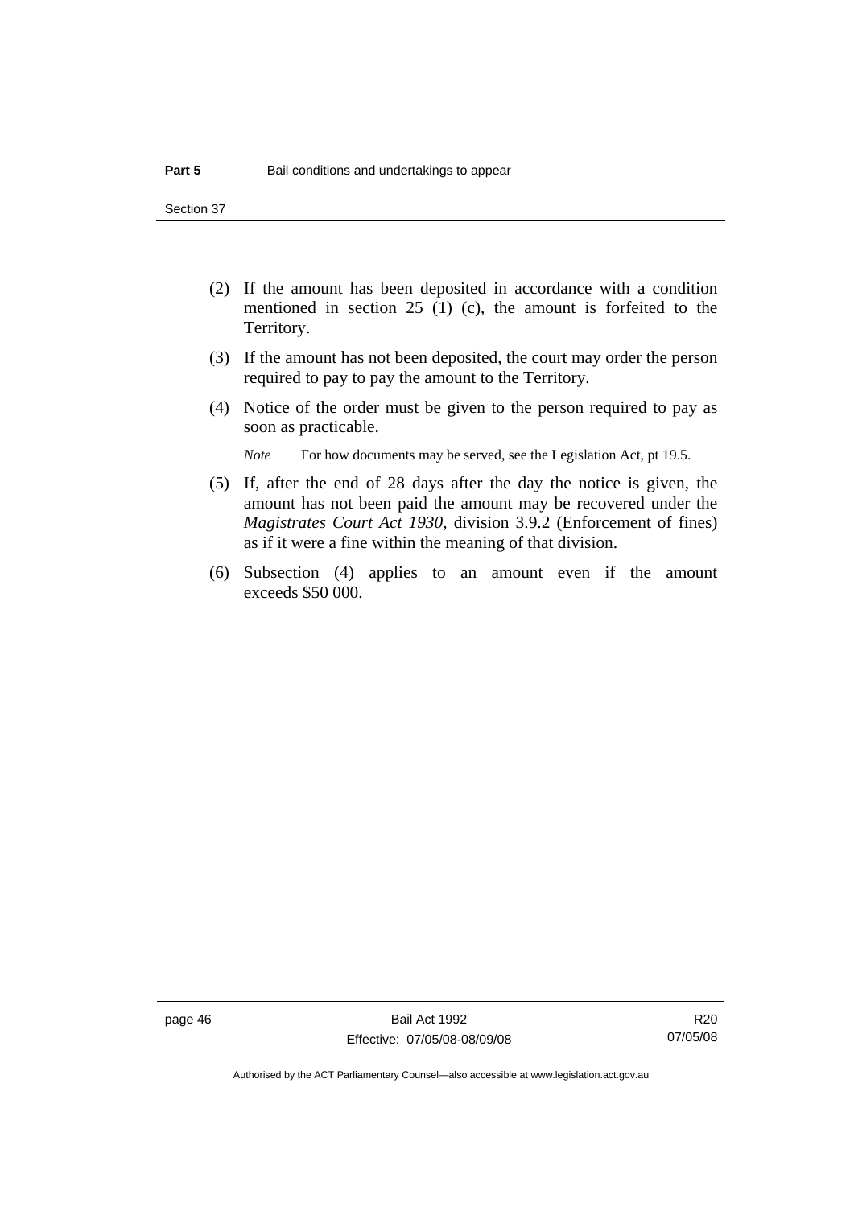(2) If the amount has been deposited in accordance with a condition mentioned in section 25 (1) (c), the amount is forfeited to the Territory.

(3) If the amount has not been deposited, the court may order the person required to pay to pay the amount to the Territory.

(4) Notice of the order must be given to the person required to pay as soon as practicable.

*Note* For how documents may be served, see the Legislation Act, pt 19.5.

(5) If, after the end of 28 days after the day the notice is given, the amount has not been paid the amount may be recovered under the *Magistrates Court Act 1930*, division 3.9.2 (Enforcement of fines) as if it were a fine within the meaning of that division.

(6) Subsection (4) applies to an amount even if the amount exceeds $50 000.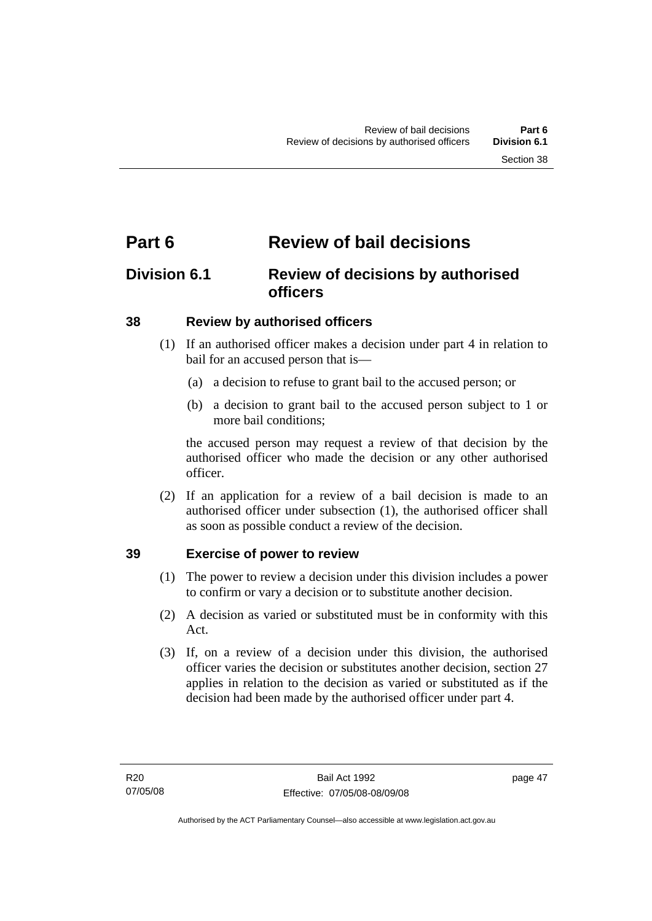# Part 6 Review of bail decisions

## Division 6.1 Review of decisions by authorised officers

### 38 Review by authorised officers

(1) If an authorised officer makes a decision under part 4 in relation to bail for an accused person that is—

(a) a decision to refuse to grant bail to the accused person; or

(b) a decision to grant bail to the accused person subject to 1 or more bail conditions;

the accused person may request a review of that decision by the authorised officer who made the decision or any other authorised officer.

(2) If an application for a review of a bail decision is made to an authorised officer under subsection (1), the authorised officer shall as soon as possible conduct a review of the decision.

### 39 Exercise of power to review

(1) The power to review a decision under this division includes a power to confirm or vary a decision or to substitute another decision.

(2) A decision as varied or substituted must be in conformity with this Act.

(3) If, on a review of a decision under this division, the authorised officer varies the decision or substitutes another decision, section 27 applies in relation to the decision as varied or substituted as if the decision had been made by the authorised officer under part 4.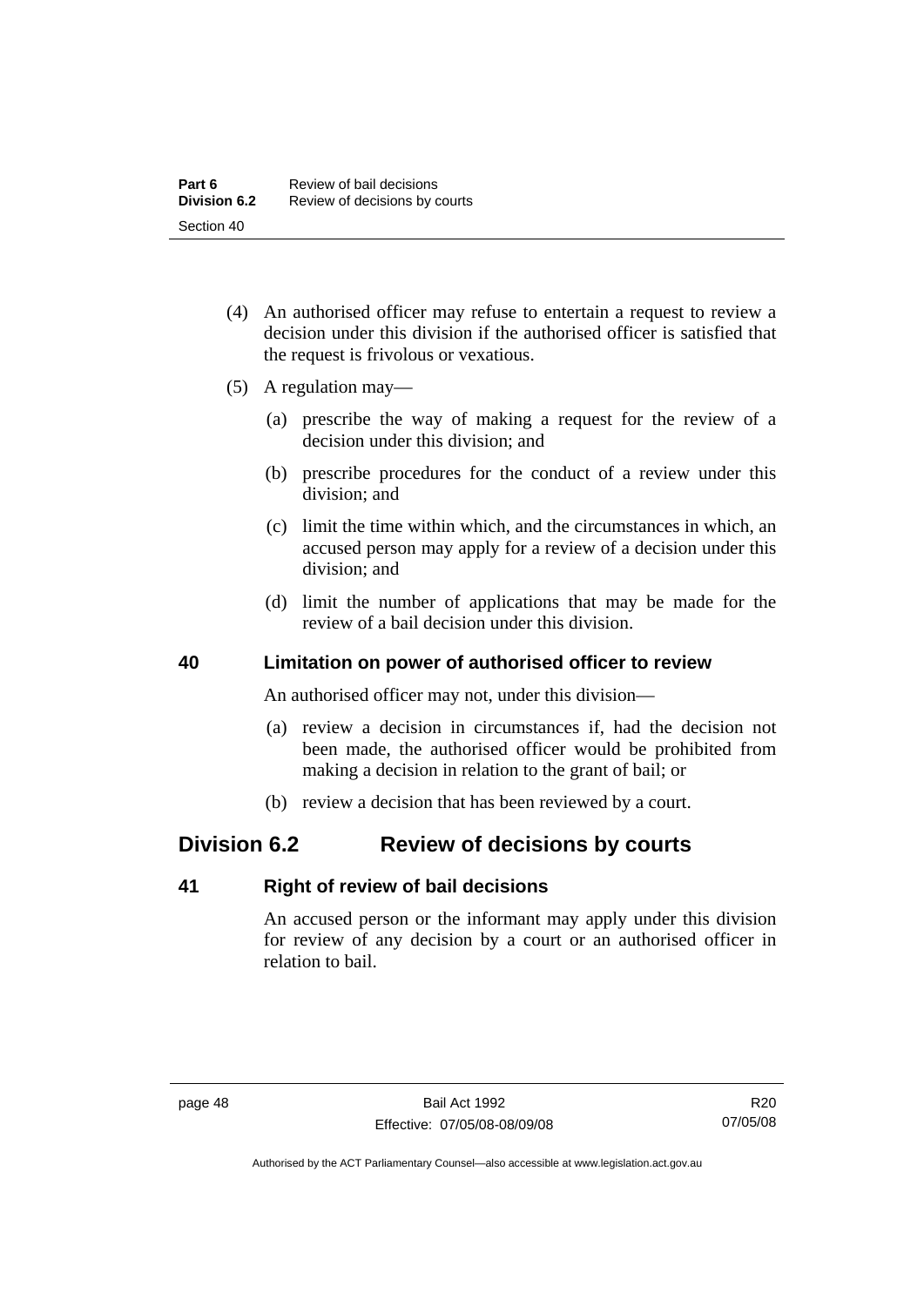(4) An authorised officer may refuse to entertain a request to review a decision under this division if the authorised officer is satisfied that the request is frivolous or vexatious.

(5) A regulation may—

(a) prescribe the way of making a request for the review of a decision under this division; and

(b) prescribe procedures for the conduct of a review under this division; and

(c) limit the time within which, and the circumstances in which, an accused person may apply for a review of a decision under this division; and

(d) limit the number of applications that may be made for the review of a bail decision under this division.

### 40 Limitation on power of authorised officer to review

An authorised officer may not, under this division—

(a) review a decision in circumstances if, had the decision not been made, the authorised officer would be prohibited from making a decision in relation to the grant of bail; or

(b) review a decision that has been reviewed by a court.

## Division 6.2 Review of decisions by courts

### 41 Right of review of bail decisions

An accused person or the informant may apply under this division for review of any decision by a court or an authorised officer in relation to bail.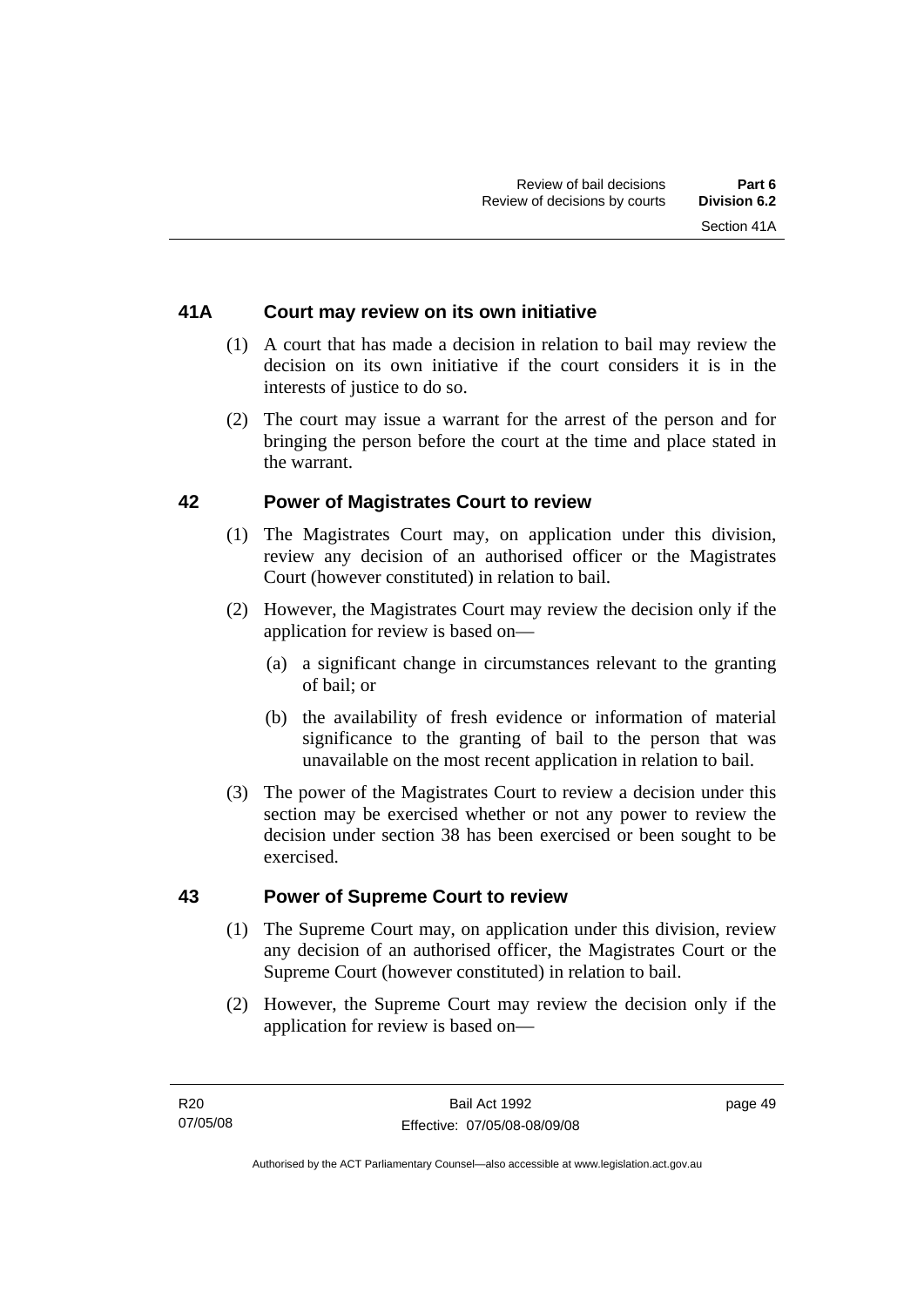## 41A Court may review on its own initiative

(1) A court that has made a decision in relation to bail may review the decision on its own initiative if the court considers it is in the interests of justice to do so.

(2) The court may issue a warrant for the arrest of the person and for bringing the person before the court at the time and place stated in the warrant.

## 42 Power of Magistrates Court to review

(1) The Magistrates Court may, on application under this division, review any decision of an authorised officer or the Magistrates Court (however constituted) in relation to bail.

(2) However, the Magistrates Court may review the decision only if the application for review is based on—

  (a) a significant change in circumstances relevant to the granting of bail; or

  (b) the availability of fresh evidence or information of material significance to the granting of bail to the person that was unavailable on the most recent application in relation to bail.

(3) The power of the Magistrates Court to review a decision under this section may be exercised whether or not any power to review the decision under section 38 has been exercised or been sought to be exercised.

## 43 Power of Supreme Court to review

(1) The Supreme Court may, on application under this division, review any decision of an authorised officer, the Magistrates Court or the Supreme Court (however constituted) in relation to bail.

(2) However, the Supreme Court may review the decision only if the application for review is based on—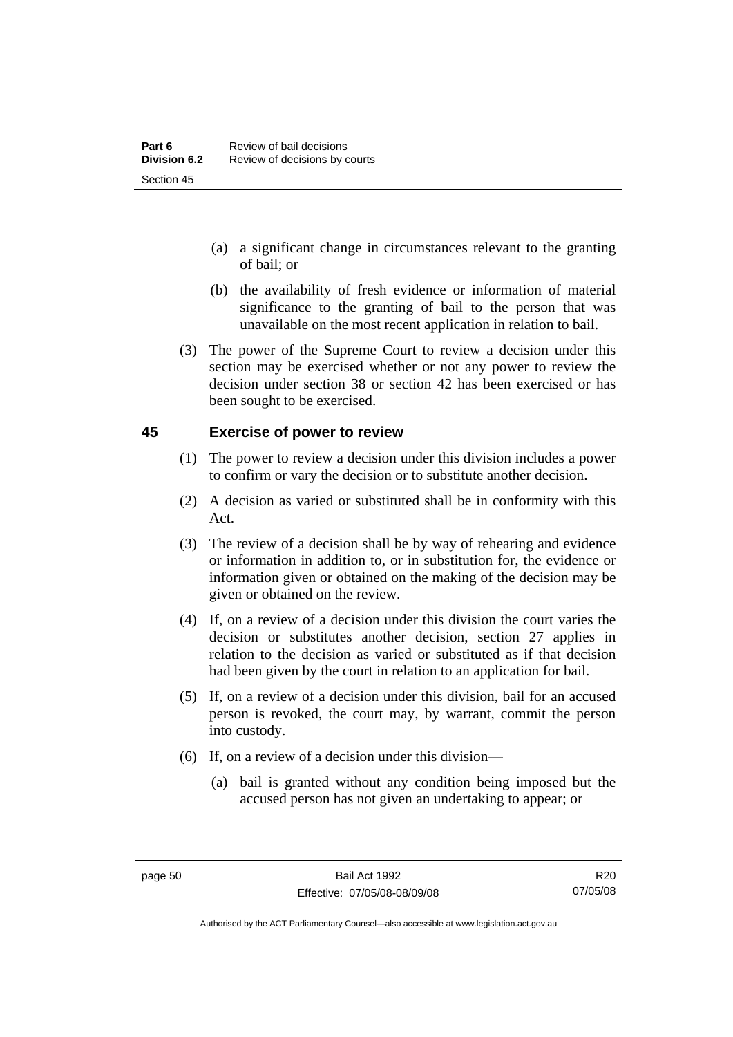(a) a significant change in circumstances relevant to the granting of bail; or

(b) the availability of fresh evidence or information of material significance to the granting of bail to the person that was unavailable on the most recent application in relation to bail.

(3) The power of the Supreme Court to review a decision under this section may be exercised whether or not any power to review the decision under section 38 or section 42 has been exercised or has been sought to be exercised.

## 45 Exercise of power to review

(1) The power to review a decision under this division includes a power to confirm or vary the decision or to substitute another decision.

(2) A decision as varied or substituted shall be in conformity with this Act.

(3) The review of a decision shall be by way of rehearing and evidence or information in addition to, or in substitution for, the evidence or information given or obtained on the making of the decision may be given or obtained on the review.

(4) If, on a review of a decision under this division the court varies the decision or substitutes another decision, section 27 applies in relation to the decision as varied or substituted as if that decision had been given by the court in relation to an application for bail.

(5) If, on a review of a decision under this division, bail for an accused person is revoked, the court may, by warrant, commit the person into custody.

(6) If, on a review of a decision under this division—

(a) bail is granted without any condition being imposed but the accused person has not given an undertaking to appear; or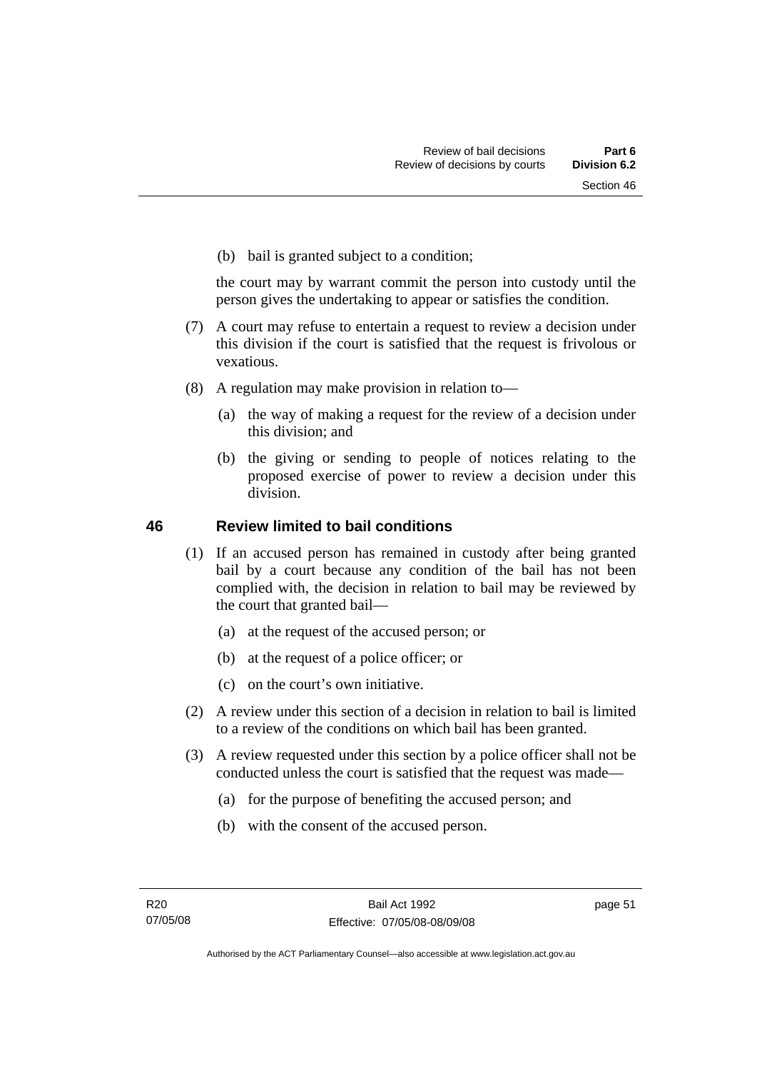(b) bail is granted subject to a condition;

the court may by warrant commit the person into custody until the person gives the undertaking to appear or satisfies the condition.

(7) A court may refuse to entertain a request to review a decision under this division if the court is satisfied that the request is frivolous or vexatious.

(8) A regulation may make provision in relation to—

(a) the way of making a request for the review of a decision under this division; and

(b) the giving or sending to people of notices relating to the proposed exercise of power to review a decision under this division.

## 46 Review limited to bail conditions

(1) If an accused person has remained in custody after being granted bail by a court because any condition of the bail has not been complied with, the decision in relation to bail may be reviewed by the court that granted bail—

(a) at the request of the accused person; or

(b) at the request of a police officer; or

(c) on the court's own initiative.

(2) A review under this section of a decision in relation to bail is limited to a review of the conditions on which bail has been granted.

(3) A review requested under this section by a police officer shall not be conducted unless the court is satisfied that the request was made—

(a) for the purpose of benefiting the accused person; and

(b) with the consent of the accused person.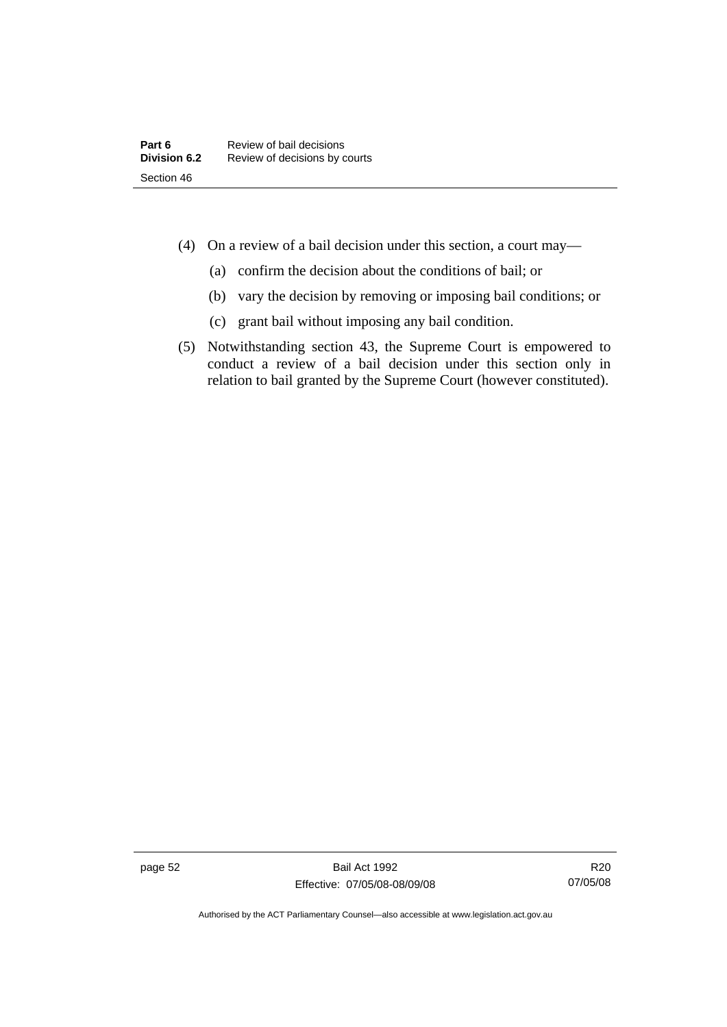(4) On a review of a bail decision under this section, a court may—

  (a) confirm the decision about the conditions of bail; or

  (b) vary the decision by removing or imposing bail conditions; or

  (c) grant bail without imposing any bail condition.

(5) Notwithstanding section 43, the Supreme Court is empowered to conduct a review of a bail decision under this section only in relation to bail granted by the Supreme Court (however constituted).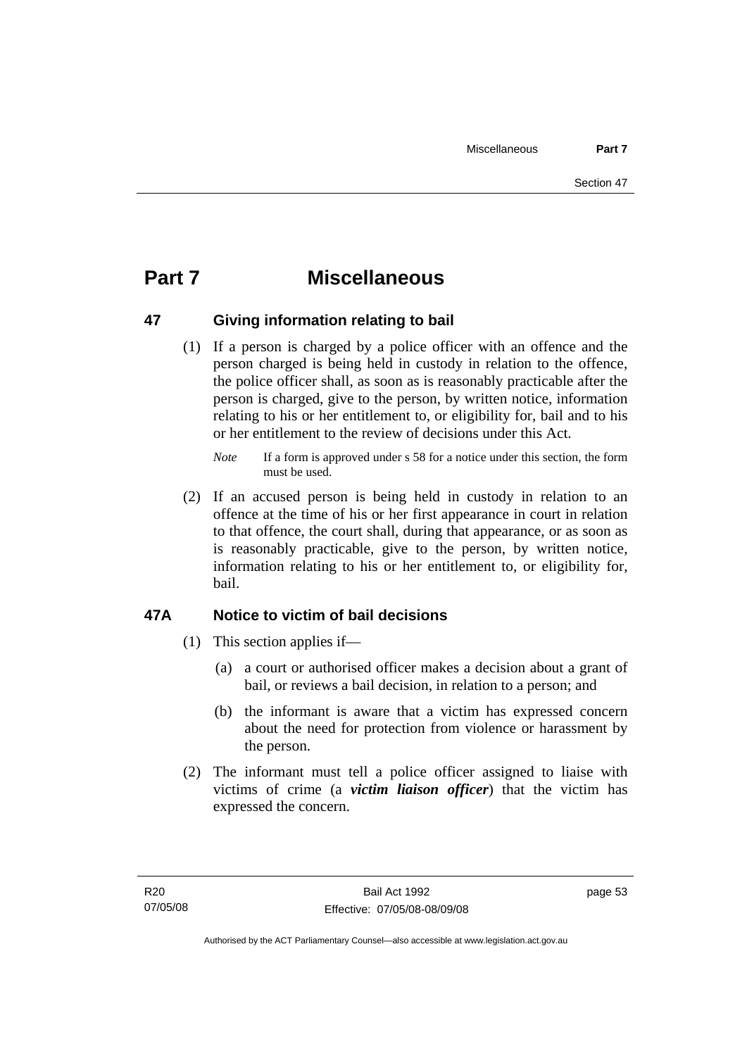# Part 7 Miscellaneous

## 47 Giving information relating to bail

(1) If a person is charged by a police officer with an offence and the person charged is being held in custody in relation to the offence, the police officer shall, as soon as is reasonably practicable after the person is charged, give to the person, by written notice, information relating to his or her entitlement to, or eligibility for, bail and to his or her entitlement to the review of decisions under this Act.

*Note* If a form is approved under s 58 for a notice under this section, the form must be used.

(2) If an accused person is being held in custody in relation to an offence at the time of his or her first appearance in court in relation to that offence, the court shall, during that appearance, or as soon as is reasonably practicable, give to the person, by written notice, information relating to his or her entitlement to, or eligibility for, bail.

## 47A Notice to victim of bail decisions

(1) This section applies if—

(a) a court or authorised officer makes a decision about a grant of bail, or reviews a bail decision, in relation to a person; and

(b) the informant is aware that a victim has expressed concern about the need for protection from violence or harassment by the person.

(2) The informant must tell a police officer assigned to liaise with victims of crime (a ***victim liaison officer***) that the victim has expressed the concern.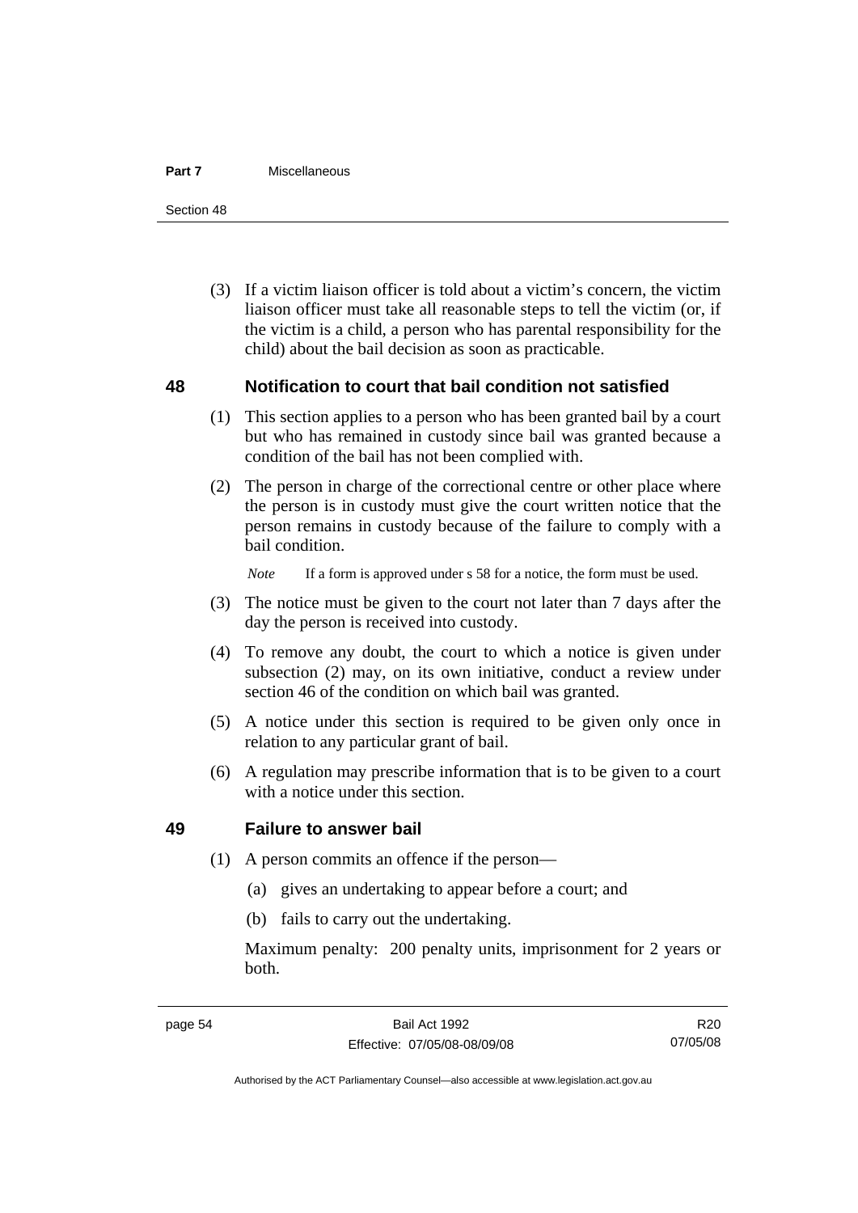(3) If a victim liaison officer is told about a victim's concern, the victim liaison officer must take all reasonable steps to tell the victim (or, if the victim is a child, a person who has parental responsibility for the child) about the bail decision as soon as practicable.

## 48 Notification to court that bail condition not satisfied

(1) This section applies to a person who has been granted bail by a court but who has remained in custody since bail was granted because a condition of the bail has not been complied with.

(2) The person in charge of the correctional centre or other place where the person is in custody must give the court written notice that the person remains in custody because of the failure to comply with a bail condition.

*Note* If a form is approved under s 58 for a notice, the form must be used.

(3) The notice must be given to the court not later than 7 days after the day the person is received into custody.

(4) To remove any doubt, the court to which a notice is given under subsection (2) may, on its own initiative, conduct a review under section 46 of the condition on which bail was granted.

(5) A notice under this section is required to be given only once in relation to any particular grant of bail.

(6) A regulation may prescribe information that is to be given to a court with a notice under this section.

## 49 Failure to answer bail

(1) A person commits an offence if the person—

(a) gives an undertaking to appear before a court; and

(b) fails to carry out the undertaking.

Maximum penalty: 200 penalty units, imprisonment for 2 years or both.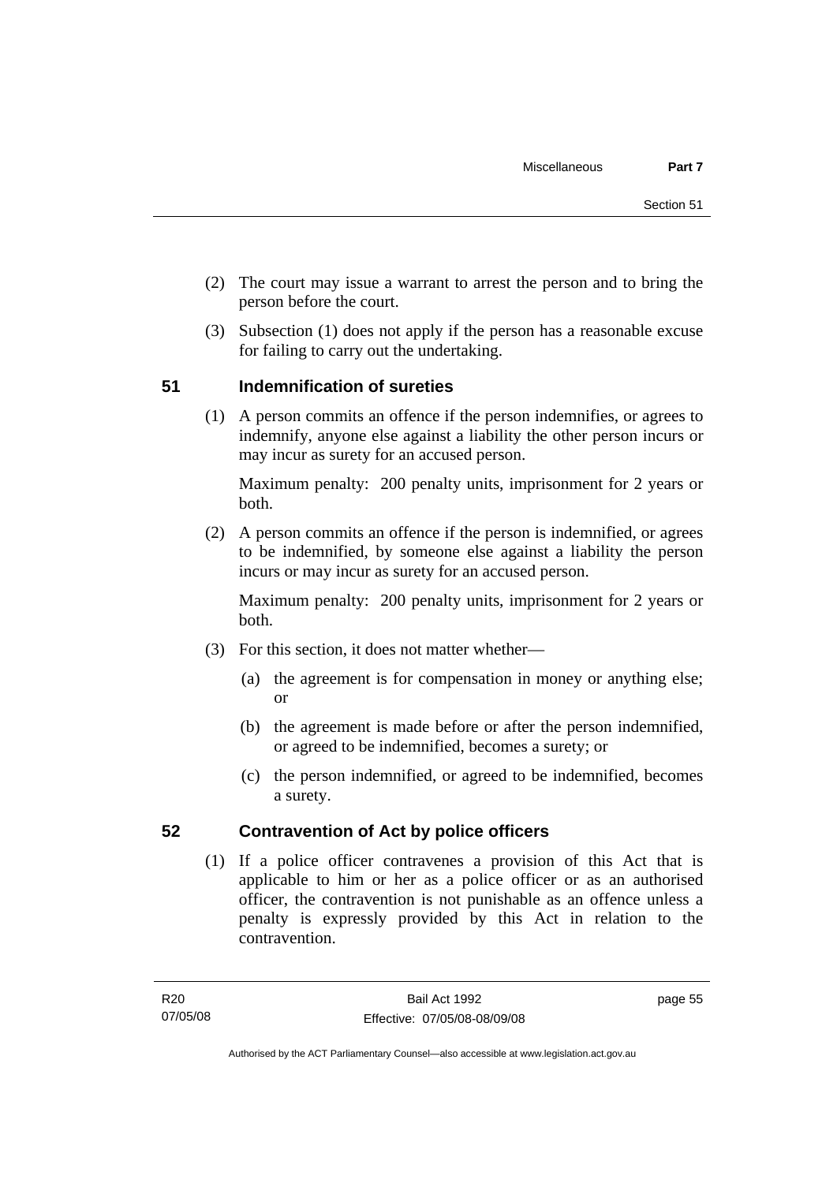(2) The court may issue a warrant to arrest the person and to bring the person before the court.

(3) Subsection (1) does not apply if the person has a reasonable excuse for failing to carry out the undertaking.

## 51 Indemnification of sureties

(1) A person commits an offence if the person indemnifies, or agrees to indemnify, anyone else against a liability the other person incurs or may incur as surety for an accused person.

Maximum penalty: 200 penalty units, imprisonment for 2 years or both.

(2) A person commits an offence if the person is indemnified, or agrees to be indemnified, by someone else against a liability the person incurs or may incur as surety for an accused person.

Maximum penalty: 200 penalty units, imprisonment for 2 years or both.

(3) For this section, it does not matter whether—

(a) the agreement is for compensation in money or anything else; or

(b) the agreement is made before or after the person indemnified, or agreed to be indemnified, becomes a surety; or

(c) the person indemnified, or agreed to be indemnified, becomes a surety.

## 52 Contravention of Act by police officers

(1) If a police officer contravenes a provision of this Act that is applicable to him or her as a police officer or as an authorised officer, the contravention is not punishable as an offence unless a penalty is expressly provided by this Act in relation to the contravention.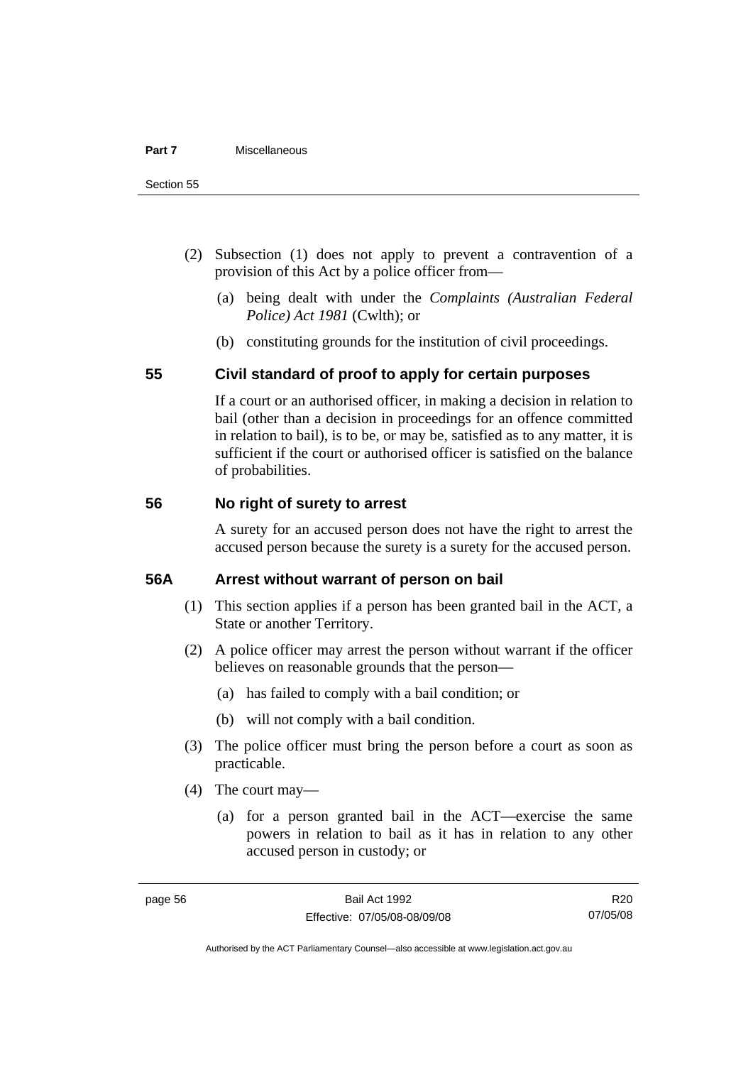(2) Subsection (1) does not apply to prevent a contravention of a provision of this Act by a police officer from—

(a) being dealt with under the *Complaints (Australian Federal Police) Act 1981* (Cwlth); or

(b) constituting grounds for the institution of civil proceedings.

## 55 Civil standard of proof to apply for certain purposes

If a court or an authorised officer, in making a decision in relation to bail (other than a decision in proceedings for an offence committed in relation to bail), is to be, or may be, satisfied as to any matter, it is sufficient if the court or authorised officer is satisfied on the balance of probabilities.

## 56 No right of surety to arrest

A surety for an accused person does not have the right to arrest the accused person because the surety is a surety for the accused person.

## 56A Arrest without warrant of person on bail

(1) This section applies if a person has been granted bail in the ACT, a State or another Territory.

(2) A police officer may arrest the person without warrant if the officer believes on reasonable grounds that the person—

(a) has failed to comply with a bail condition; or

(b) will not comply with a bail condition.

(3) The police officer must bring the person before a court as soon as practicable.

(4) The court may—

(a) for a person granted bail in the ACT—exercise the same powers in relation to bail as it has in relation to any other accused person in custody; or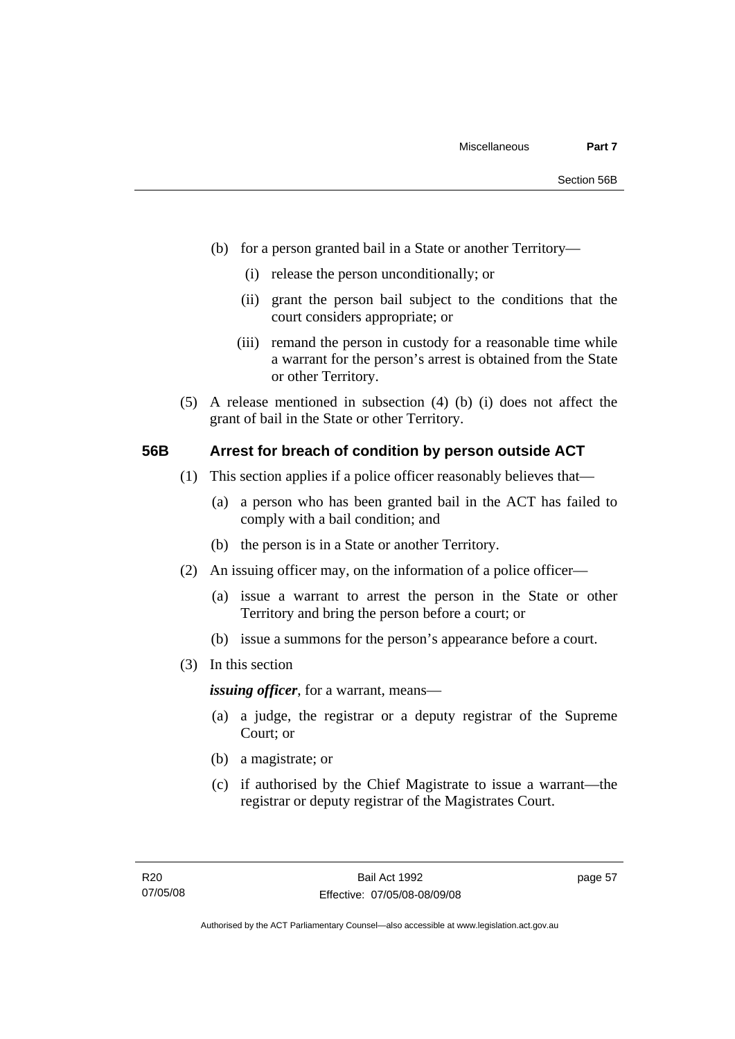(b) for a person granted bail in a State or another Territory—

  (i) release the person unconditionally; or

  (ii) grant the person bail subject to the conditions that the court considers appropriate; or

  (iii) remand the person in custody for a reasonable time while a warrant for the person's arrest is obtained from the State or other Territory.

(5) A release mentioned in subsection (4) (b) (i) does not affect the grant of bail in the State or other Territory.

## 56B Arrest for breach of condition by person outside ACT

(1) This section applies if a police officer reasonably believes that—

  (a) a person who has been granted bail in the ACT has failed to comply with a bail condition; and

  (b) the person is in a State or another Territory.

(2) An issuing officer may, on the information of a police officer—

  (a) issue a warrant to arrest the person in the State or other Territory and bring the person before a court; or

  (b) issue a summons for the person's appearance before a court.

(3) In this section

***issuing officer***, for a warrant, means—

  (a) a judge, the registrar or a deputy registrar of the Supreme Court; or

  (b) a magistrate; or

  (c) if authorised by the Chief Magistrate to issue a warrant—the registrar or deputy registrar of the Magistrates Court.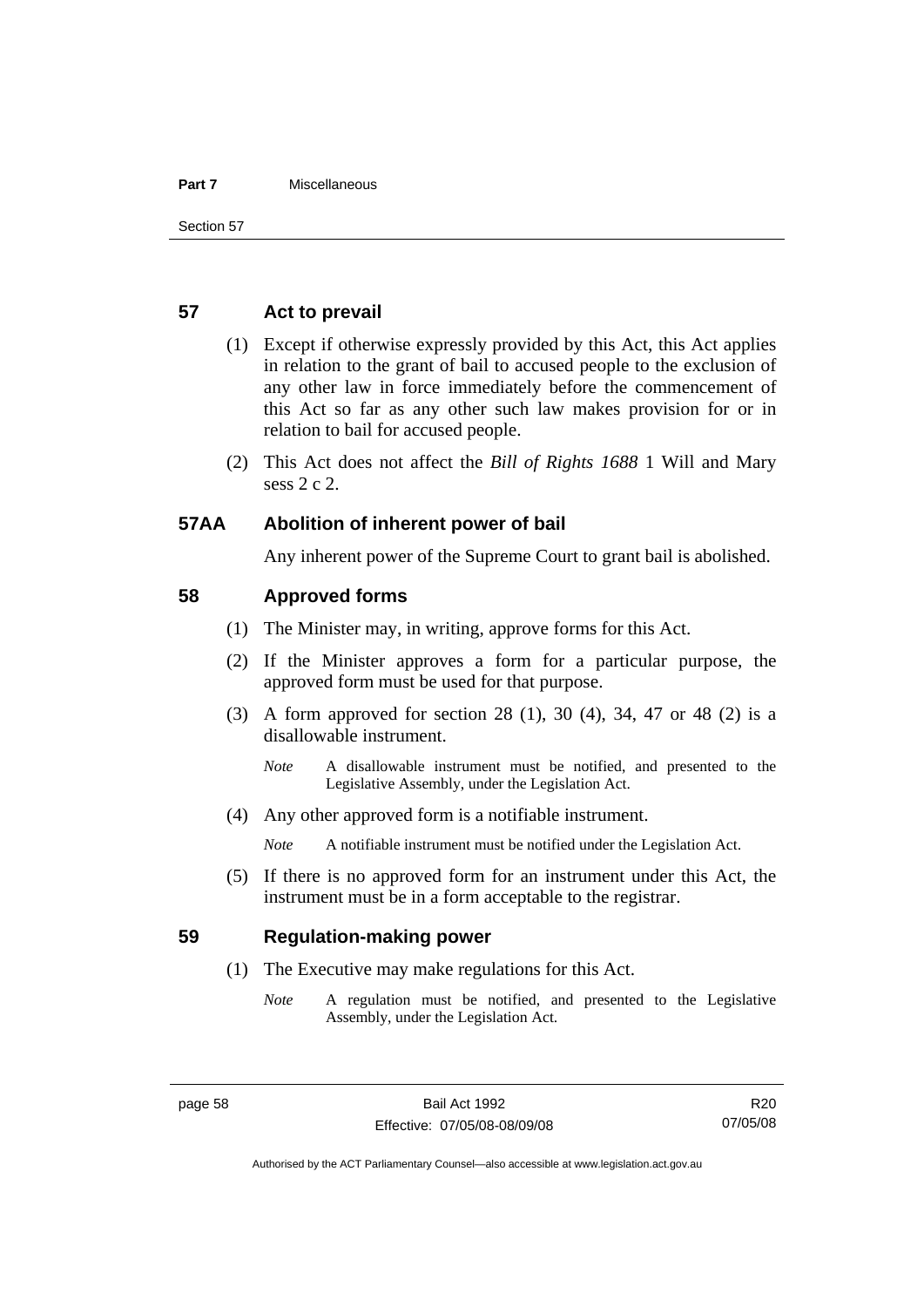## 57 Act to prevail

(1) Except if otherwise expressly provided by this Act, this Act applies in relation to the grant of bail to accused people to the exclusion of any other law in force immediately before the commencement of this Act so far as any other such law makes provision for or in relation to bail for accused people.

(2) This Act does not affect the *Bill of Rights 1688* 1 Will and Mary sess 2 c 2.

## 57AA Abolition of inherent power of bail

Any inherent power of the Supreme Court to grant bail is abolished.

## 58 Approved forms

(1) The Minister may, in writing, approve forms for this Act.

(2) If the Minister approves a form for a particular purpose, the approved form must be used for that purpose.

(3) A form approved for section 28 (1), 30 (4), 34, 47 or 48 (2) is a disallowable instrument.

*Note* A disallowable instrument must be notified, and presented to the Legislative Assembly, under the Legislation Act.

(4) Any other approved form is a notifiable instrument.

*Note* A notifiable instrument must be notified under the Legislation Act.

(5) If there is no approved form for an instrument under this Act, the instrument must be in a form acceptable to the registrar.

## 59 Regulation-making power

(1) The Executive may make regulations for this Act.

*Note* A regulation must be notified, and presented to the Legislative Assembly, under the Legislation Act.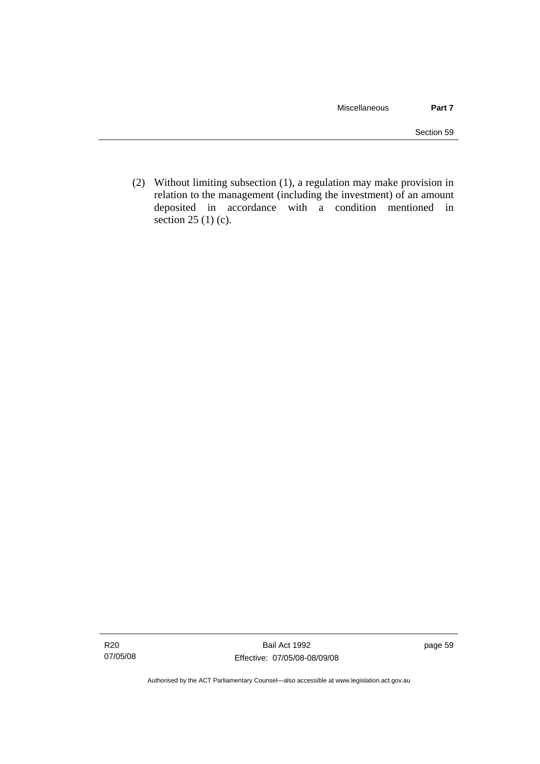(2) Without limiting subsection (1), a regulation may make provision in relation to the management (including the investment) of an amount deposited in accordance with a condition mentioned in section 25 (1) (c).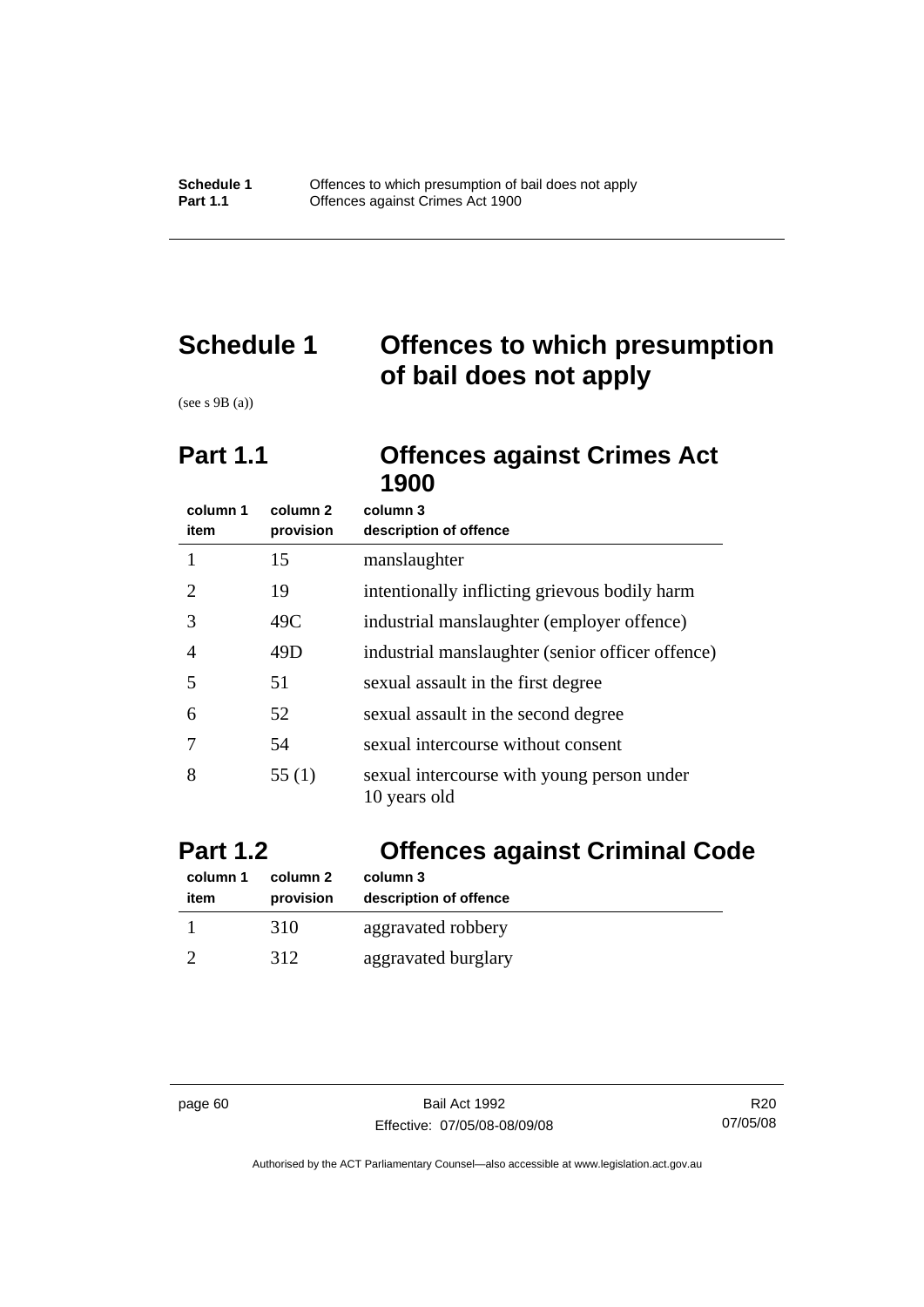# Schedule 1 Offences to which presumption of bail does not apply

(see s 9B (a))

## Part 1.1 Offences against Crimes Act 1900

| column 1 item | column 2 provision | column 3 description of offence |
|---|---|---|
| 1 | 15 | manslaughter |
| 2 | 19 | intentionally inflicting grievous bodily harm |
| 3 | 49C | industrial manslaughter (employer offence) |
| 4 | 49D | industrial manslaughter (senior officer offence) |
| 5 | 51 | sexual assault in the first degree |
| 6 | 52 | sexual assault in the second degree |
| 7 | 54 | sexual intercourse without consent |
| 8 | 55 (1) | sexual intercourse with young person under 10 years old |

## Part 1.2 Offences against Criminal Code

| column 1 item | column 2 provision | column 3 description of offence |
|---|---|---|
| 1 | 310 | aggravated robbery |
| 2 | 312 | aggravated burglary |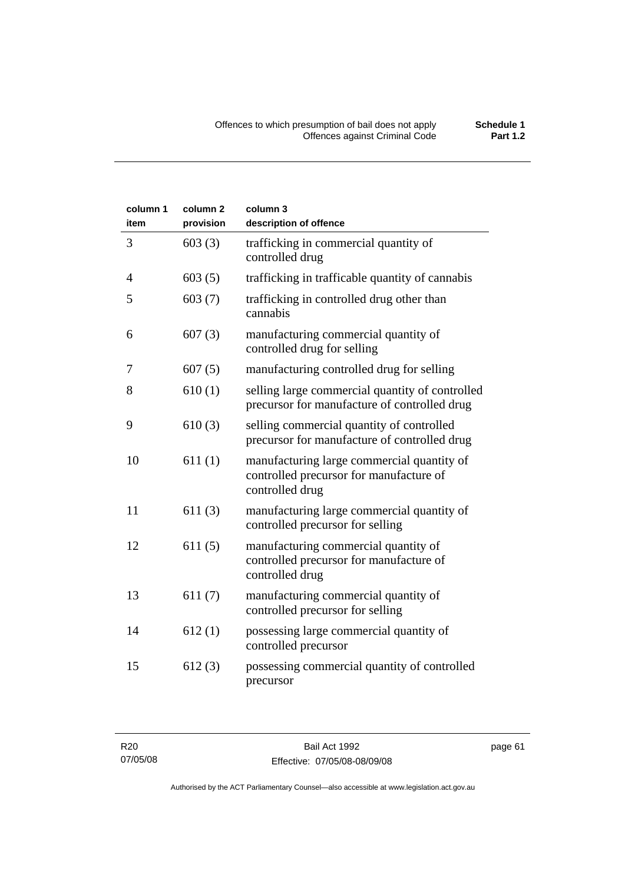| column 1 item | column 2 provision | column 3 description of offence |
|---|---|---|
| 3 | 603 (3) | trafficking in commercial quantity of controlled drug |
| 4 | 603 (5) | trafficking in trafficable quantity of cannabis |
| 5 | 603 (7) | trafficking in controlled drug other than cannabis |
| 6 | 607 (3) | manufacturing commercial quantity of controlled drug for selling |
| 7 | 607 (5) | manufacturing controlled drug for selling |
| 8 | 610 (1) | selling large commercial quantity of controlled precursor for manufacture of controlled drug |
| 9 | 610 (3) | selling commercial quantity of controlled precursor for manufacture of controlled drug |
| 10 | 611 (1) | manufacturing large commercial quantity of controlled precursor for manufacture of controlled drug |
| 11 | 611 (3) | manufacturing large commercial quantity of controlled precursor for selling |
| 12 | 611 (5) | manufacturing commercial quantity of controlled precursor for manufacture of controlled drug |
| 13 | 611 (7) | manufacturing commercial quantity of controlled precursor for selling |
| 14 | 612 (1) | possessing large commercial quantity of controlled precursor |
| 15 | 612 (3) | possessing commercial quantity of controlled precursor |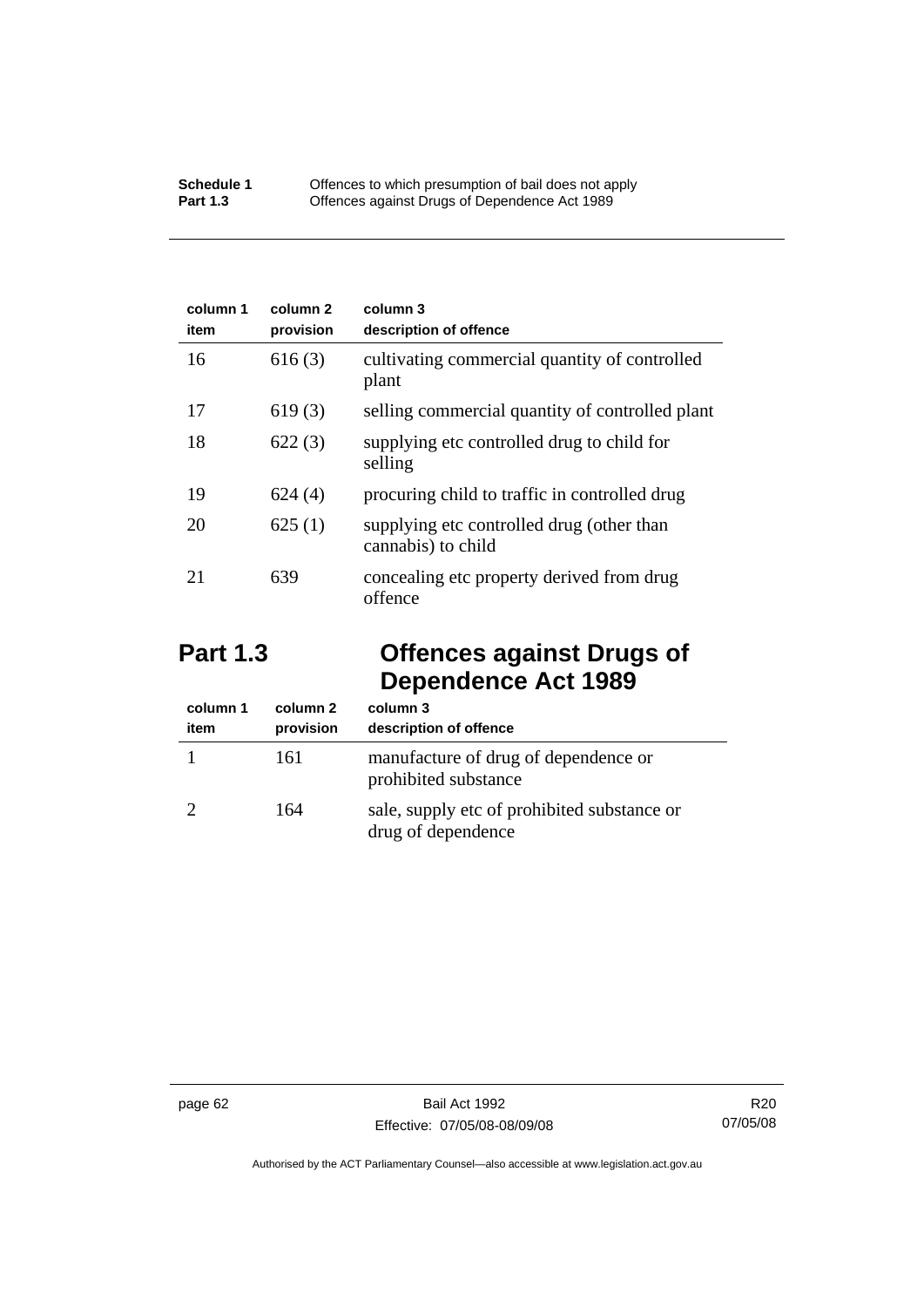| column 1<br>item | column 2<br>provision | column 3<br>description of offence |
|---|---|---|
| 16 | 616 (3) | cultivating commercial quantity of controlled plant |
| 17 | 619 (3) | selling commercial quantity of controlled plant |
| 18 | 622 (3) | supplying etc controlled drug to child for selling |
| 19 | 624 (4) | procuring child to traffic in controlled drug |
| 20 | 625 (1) | supplying etc controlled drug (other than cannabis) to child |
| 21 | 639 | concealing etc property derived from drug offence |

## Part 1.3 Offences against Drugs of Dependence Act 1989

| column 1<br>item | column 2<br>provision | column 3<br>description of offence |
|---|---|---|
| 1 | 161 | manufacture of drug of dependence or prohibited substance |
| 2 | 164 | sale, supply etc of prohibited substance or drug of dependence |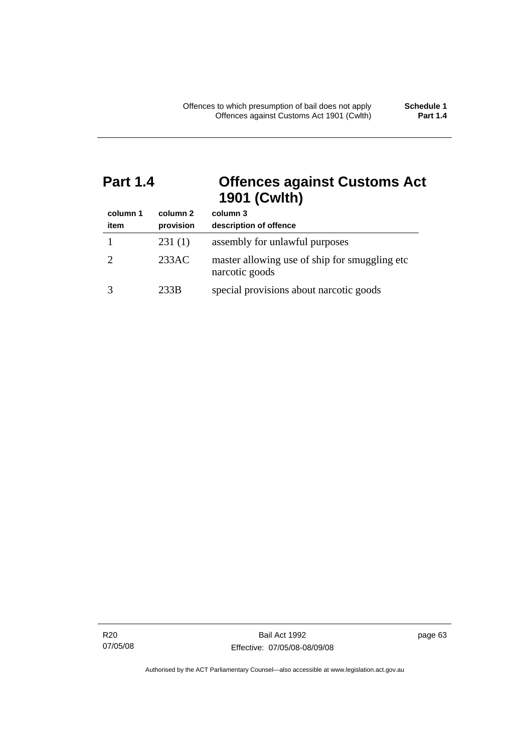## Part 1.4 Offences against Customs Act 1901 (Cwlth)

| column 1<br>item | column 2<br>provision | column 3<br>description of offence |
|---|---|---|
| 1 | 231 (1) | assembly for unlawful purposes |
| 2 | 233AC | master allowing use of ship for smuggling etc narcotic goods |
| 3 | 233B | special provisions about narcotic goods |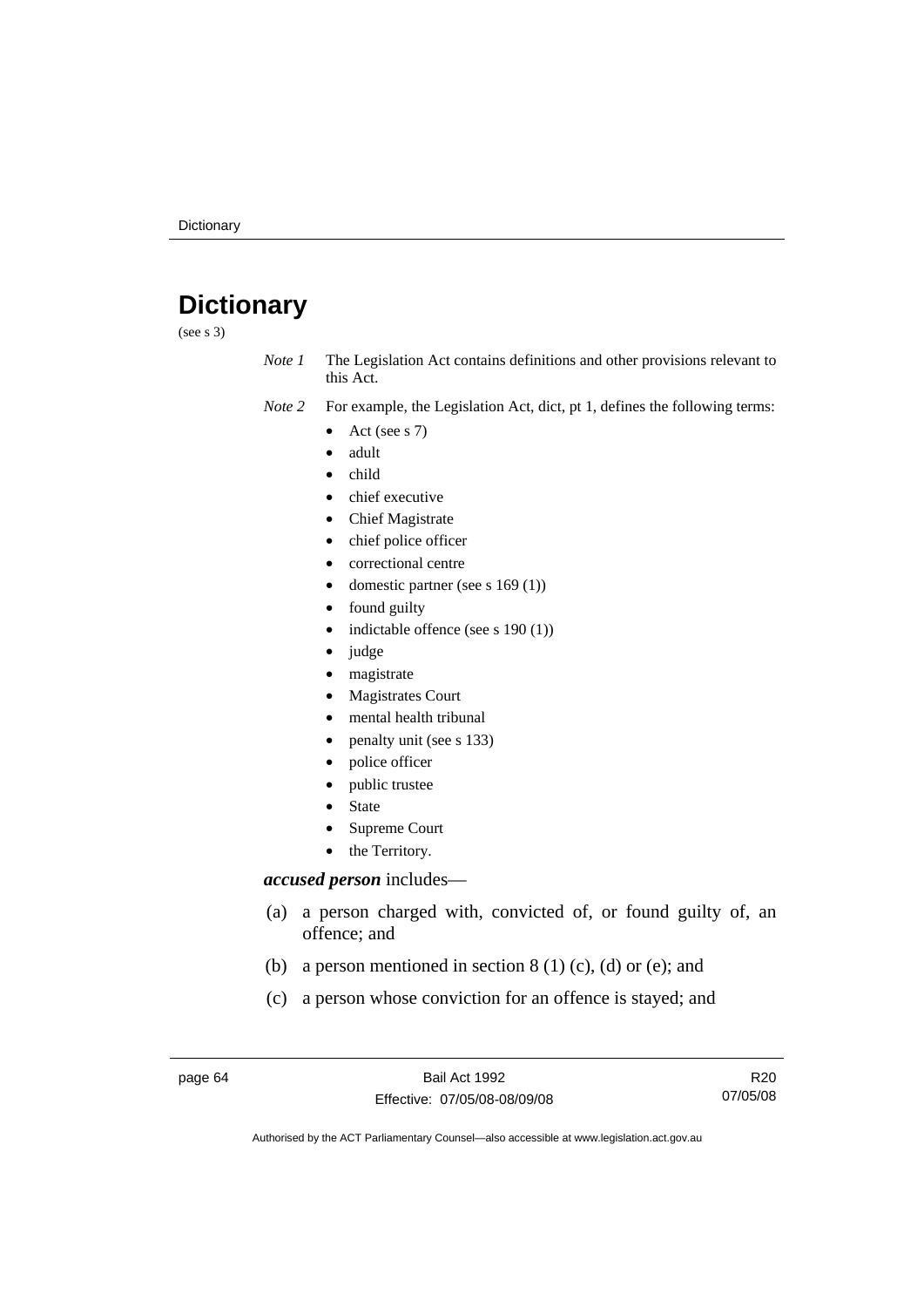# Dictionary

(see s 3)

*Note 1* The Legislation Act contains definitions and other provisions relevant to this Act.

*Note 2* For example, the Legislation Act, dict, pt 1, defines the following terms:

- Act (see s 7)
- adult
- child
- chief executive
- Chief Magistrate
- chief police officer
- correctional centre
- domestic partner (see s 169 (1))
- found guilty
- indictable offence (see s 190 (1))
- judge
- magistrate
- Magistrates Court
- mental health tribunal
- penalty unit (see s 133)
- police officer
- public trustee
- State
- Supreme Court
- the Territory.

***accused person*** includes—

(a) a person charged with, convicted of, or found guilty of, an offence; and

(b) a person mentioned in section 8 (1) (c), (d) or (e); and

(c) a person whose conviction for an offence is stayed; and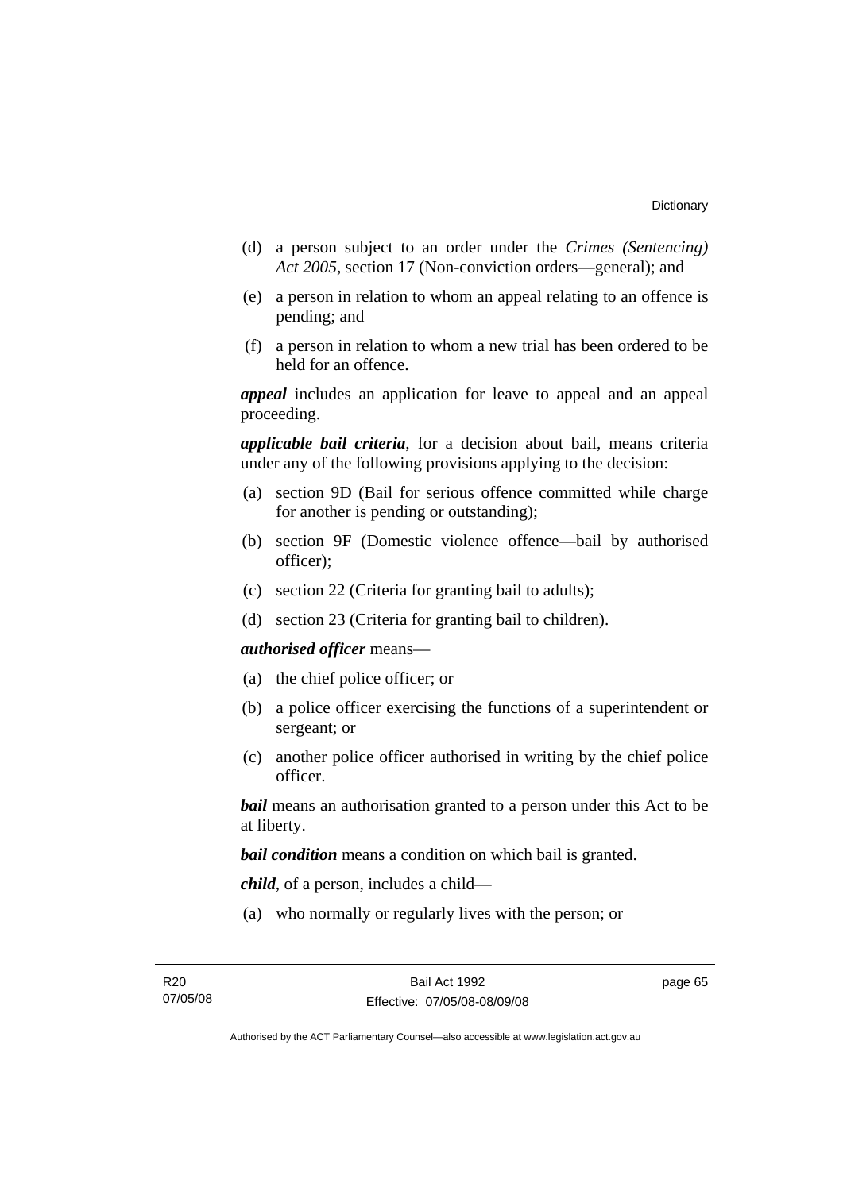(d) a person subject to an order under the *Crimes (Sentencing) Act 2005*, section 17 (Non-conviction orders—general); and

(e) a person in relation to whom an appeal relating to an offence is pending; and

(f) a person in relation to whom a new trial has been ordered to be held for an offence.

***appeal*** includes an application for leave to appeal and an appeal proceeding.

***applicable bail criteria***, for a decision about bail, means criteria under any of the following provisions applying to the decision:

(a) section 9D (Bail for serious offence committed while charge for another is pending or outstanding);

(b) section 9F (Domestic violence offence—bail by authorised officer);

(c) section 22 (Criteria for granting bail to adults);

(d) section 23 (Criteria for granting bail to children).

***authorised officer*** means—

(a) the chief police officer; or

(b) a police officer exercising the functions of a superintendent or sergeant; or

(c) another police officer authorised in writing by the chief police officer.

***bail*** means an authorisation granted to a person under this Act to be at liberty.

***bail condition*** means a condition on which bail is granted.

***child***, of a person, includes a child—

(a) who normally or regularly lives with the person; or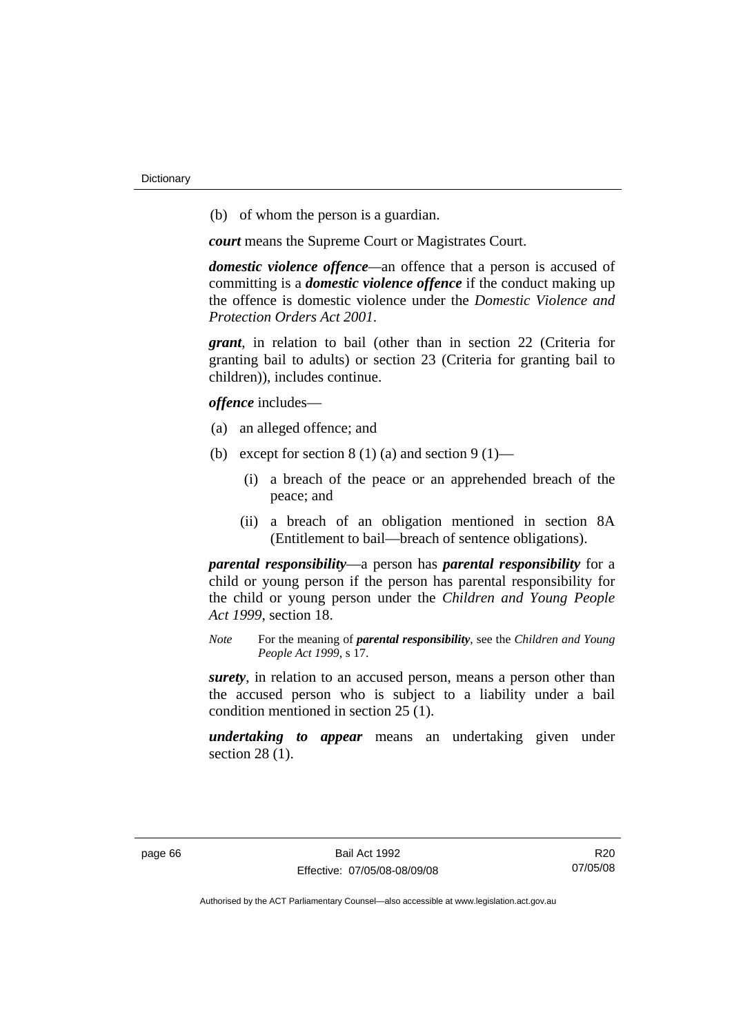(b) of whom the person is a guardian.

***court*** means the Supreme Court or Magistrates Court.

***domestic violence offence***—an offence that a person is accused of committing is a ***domestic violence offence*** if the conduct making up the offence is domestic violence under the *Domestic Violence and Protection Orders Act 2001*.

***grant***, in relation to bail (other than in section 22 (Criteria for granting bail to adults) or section 23 (Criteria for granting bail to children)), includes continue.

***offence*** includes—

(a) an alleged offence; and

(b) except for section 8 (1) (a) and section 9 (1)—

  (i) a breach of the peace or an apprehended breach of the peace; and

  (ii) a breach of an obligation mentioned in section 8A (Entitlement to bail—breach of sentence obligations).

***parental responsibility***—a person has ***parental responsibility*** for a child or young person if the person has parental responsibility for the child or young person under the *Children and Young People Act 1999*, section 18.

*Note* For the meaning of ***parental responsibility***, see the *Children and Young People Act 1999*, s 17.

***surety***, in relation to an accused person, means a person other than the accused person who is subject to a liability under a bail condition mentioned in section 25 (1).

***undertaking to appear*** means an undertaking given under section 28 (1).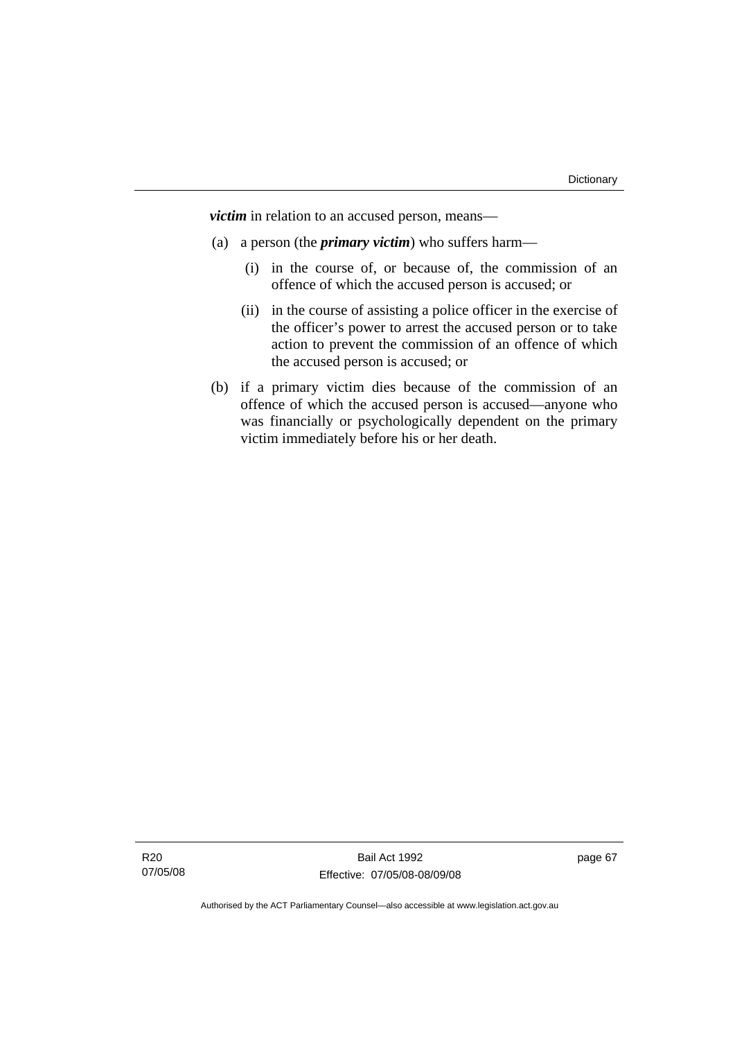***victim*** in relation to an accused person, means—

(a) a person (the ***primary victim***) who suffers harm—

   (i) in the course of, or because of, the commission of an offence of which the accused person is accused; or

   (ii) in the course of assisting a police officer in the exercise of the officer's power to arrest the accused person or to take action to prevent the commission of an offence of which the accused person is accused; or

(b) if a primary victim dies because of the commission of an offence of which the accused person is accused—anyone who was financially or psychologically dependent on the primary victim immediately before his or her death.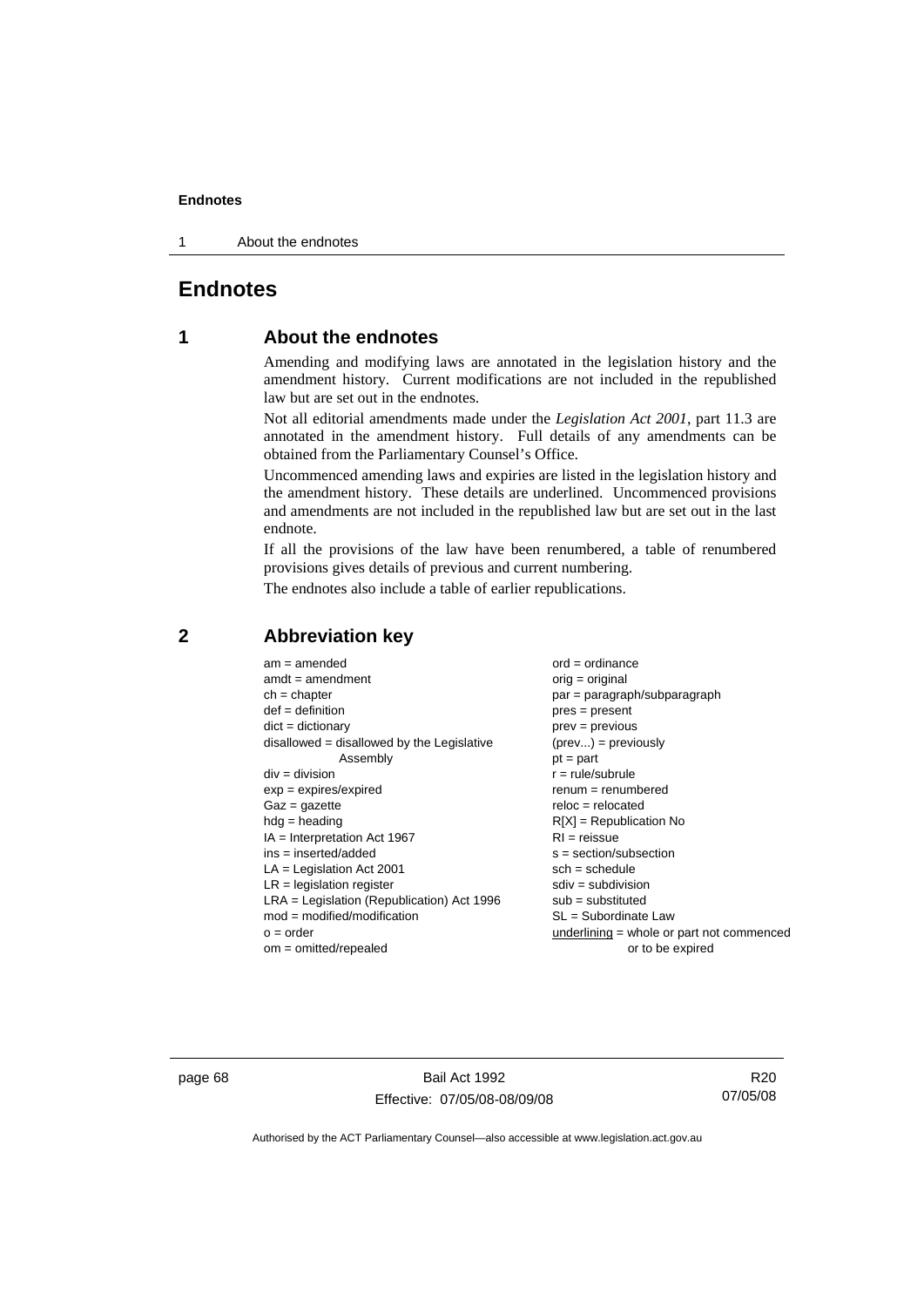# Endnotes

## 1 About the endnotes

Amending and modifying laws are annotated in the legislation history and the amendment history. Current modifications are not included in the republished law but are set out in the endnotes.

Not all editorial amendments made under the *Legislation Act 2001*, part 11.3 are annotated in the amendment history. Full details of any amendments can be obtained from the Parliamentary Counsel's Office.

Uncommenced amending laws and expiries are listed in the legislation history and the amendment history. These details are underlined. Uncommenced provisions and amendments are not included in the republished law but are set out in the last endnote.

If all the provisions of the law have been renumbered, a table of renumbered provisions gives details of previous and current numbering.

The endnotes also include a table of earlier republications.

## 2 Abbreviation key

am = amended
amdt = amendment
ch = chapter
def = definition
dict = dictionary
disallowed = disallowed by the Legislative Assembly
div = division
exp = expires/expired
Gaz = gazette
hdg = heading
IA = Interpretation Act 1967
ins = inserted/added
LA = Legislation Act 2001
LR = legislation register
LRA = Legislation (Republication) Act 1996
mod = modified/modification
o = order
om = omitted/repealed
ord = ordinance
orig = original
par = paragraph/subparagraph
pres = present
prev = previous
(prev...) = previously
pt = part
r = rule/subrule
renum = renumbered
reloc = relocated
R[X] = Republication No
RI = reissue
s = section/subsection
sch = schedule
sdiv = subdivision
sub = substituted
SL = Subordinate Law
underlining = whole or part not commenced or to be expired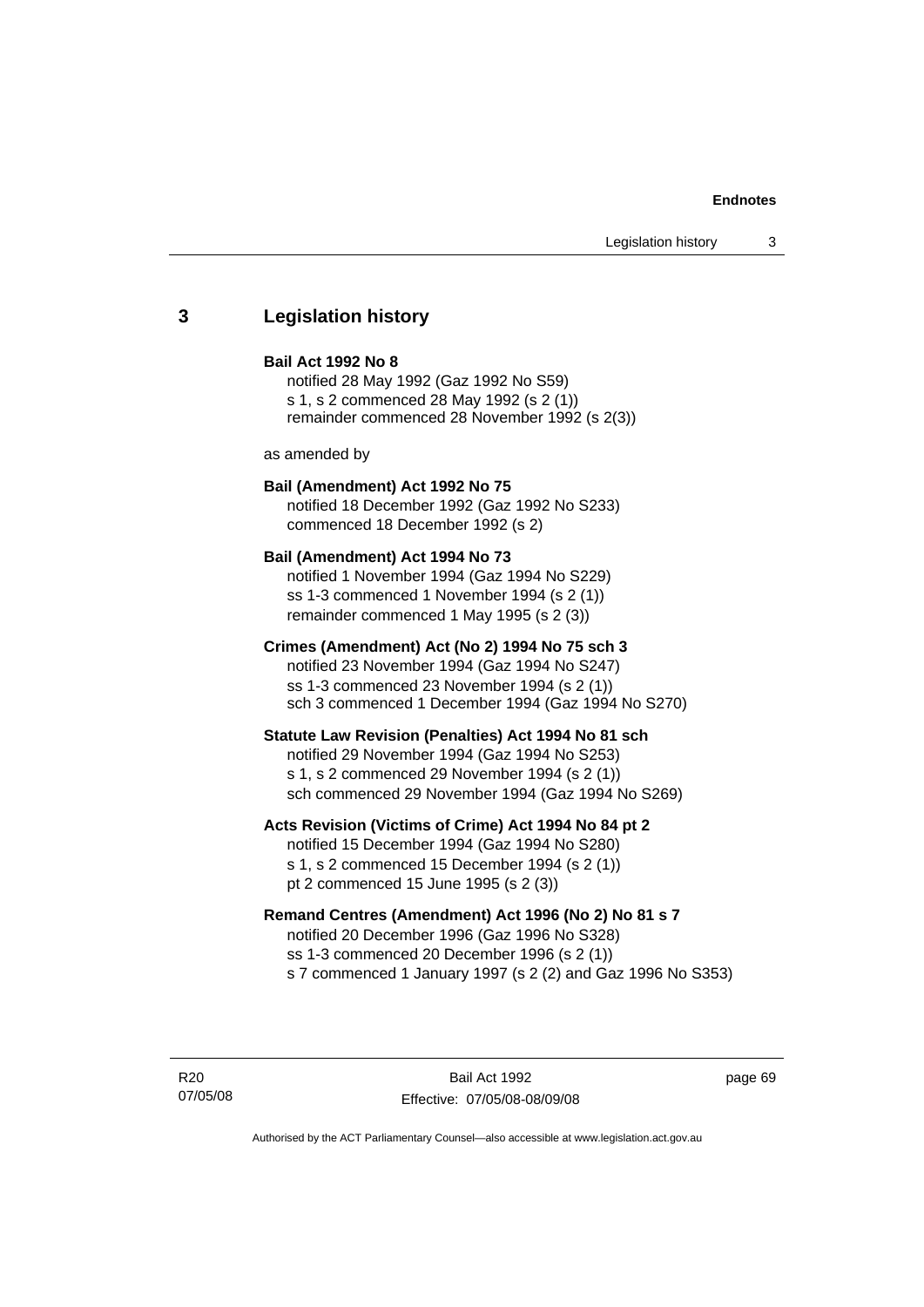## 3 Legislation history

**Bail Act 1992 No 8**

notified 28 May 1992 (Gaz 1992 No S59)
s 1, s 2 commenced 28 May 1992 (s 2 (1))
remainder commenced 28 November 1992 (s 2(3))

as amended by

**Bail (Amendment) Act 1992 No 75**

notified 18 December 1992 (Gaz 1992 No S233)
commenced 18 December 1992 (s 2)

**Bail (Amendment) Act 1994 No 73**

notified 1 November 1994 (Gaz 1994 No S229)
ss 1-3 commenced 1 November 1994 (s 2 (1))
remainder commenced 1 May 1995 (s 2 (3))

**Crimes (Amendment) Act (No 2) 1994 No 75 sch 3**

notified 23 November 1994 (Gaz 1994 No S247)
ss 1-3 commenced 23 November 1994 (s 2 (1))
sch 3 commenced 1 December 1994 (Gaz 1994 No S270)

**Statute Law Revision (Penalties) Act 1994 No 81 sch**

notified 29 November 1994 (Gaz 1994 No S253)
s 1, s 2 commenced 29 November 1994 (s 2 (1))
sch commenced 29 November 1994 (Gaz 1994 No S269)

**Acts Revision (Victims of Crime) Act 1994 No 84 pt 2**

notified 15 December 1994 (Gaz 1994 No S280)
s 1, s 2 commenced 15 December 1994 (s 2 (1))
pt 2 commenced 15 June 1995 (s 2 (3))

**Remand Centres (Amendment) Act 1996 (No 2) No 81 s 7**

notified 20 December 1996 (Gaz 1996 No S328)
ss 1-3 commenced 20 December 1996 (s 2 (1))
s 7 commenced 1 January 1997 (s 2 (2) and Gaz 1996 No S353)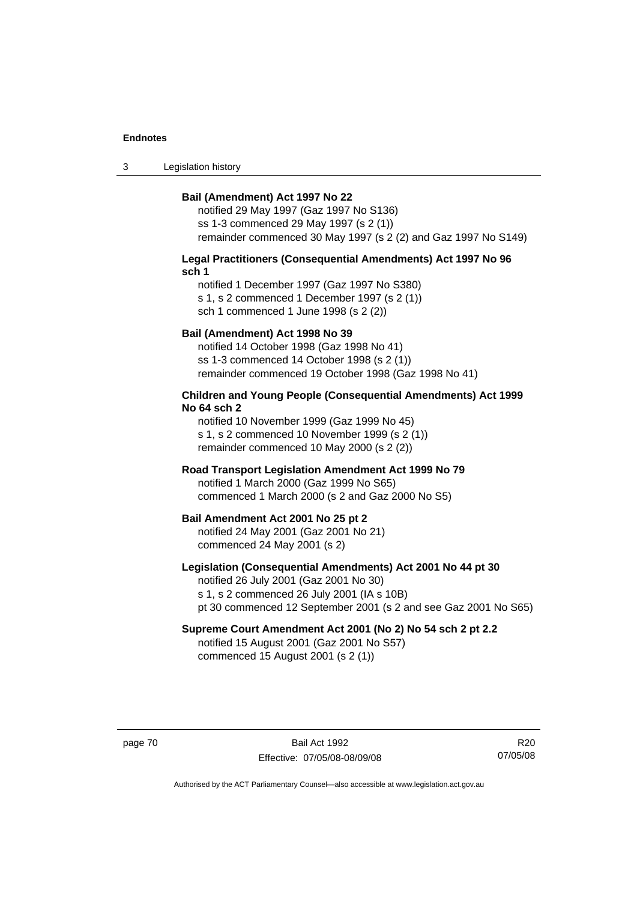**Bail (Amendment) Act 1997 No 22**

notified 29 May 1997 (Gaz 1997 No S136)
ss 1-3 commenced 29 May 1997 (s 2 (1))
remainder commenced 30 May 1997 (s 2 (2) and Gaz 1997 No S149)

**Legal Practitioners (Consequential Amendments) Act 1997 No 96 sch 1**

notified 1 December 1997 (Gaz 1997 No S380)
s 1, s 2 commenced 1 December 1997 (s 2 (1))
sch 1 commenced 1 June 1998 (s 2 (2))

**Bail (Amendment) Act 1998 No 39**

notified 14 October 1998 (Gaz 1998 No 41)
ss 1-3 commenced 14 October 1998 (s 2 (1))
remainder commenced 19 October 1998 (Gaz 1998 No 41)

**Children and Young People (Consequential Amendments) Act 1999 No 64 sch 2**

notified 10 November 1999 (Gaz 1999 No 45)
s 1, s 2 commenced 10 November 1999 (s 2 (1))
remainder commenced 10 May 2000 (s 2 (2))

**Road Transport Legislation Amendment Act 1999 No 79**

notified 1 March 2000 (Gaz 1999 No S65)
commenced 1 March 2000 (s 2 and Gaz 2000 No S5)

**Bail Amendment Act 2001 No 25 pt 2**

notified 24 May 2001 (Gaz 2001 No 21)
commenced 24 May 2001 (s 2)

**Legislation (Consequential Amendments) Act 2001 No 44 pt 30**

notified 26 July 2001 (Gaz 2001 No 30)
s 1, s 2 commenced 26 July 2001 (IA s 10B)
pt 30 commenced 12 September 2001 (s 2 and see Gaz 2001 No S65)

**Supreme Court Amendment Act 2001 (No 2) No 54 sch 2 pt 2.2**

notified 15 August 2001 (Gaz 2001 No S57)
commenced 15 August 2001 (s 2 (1))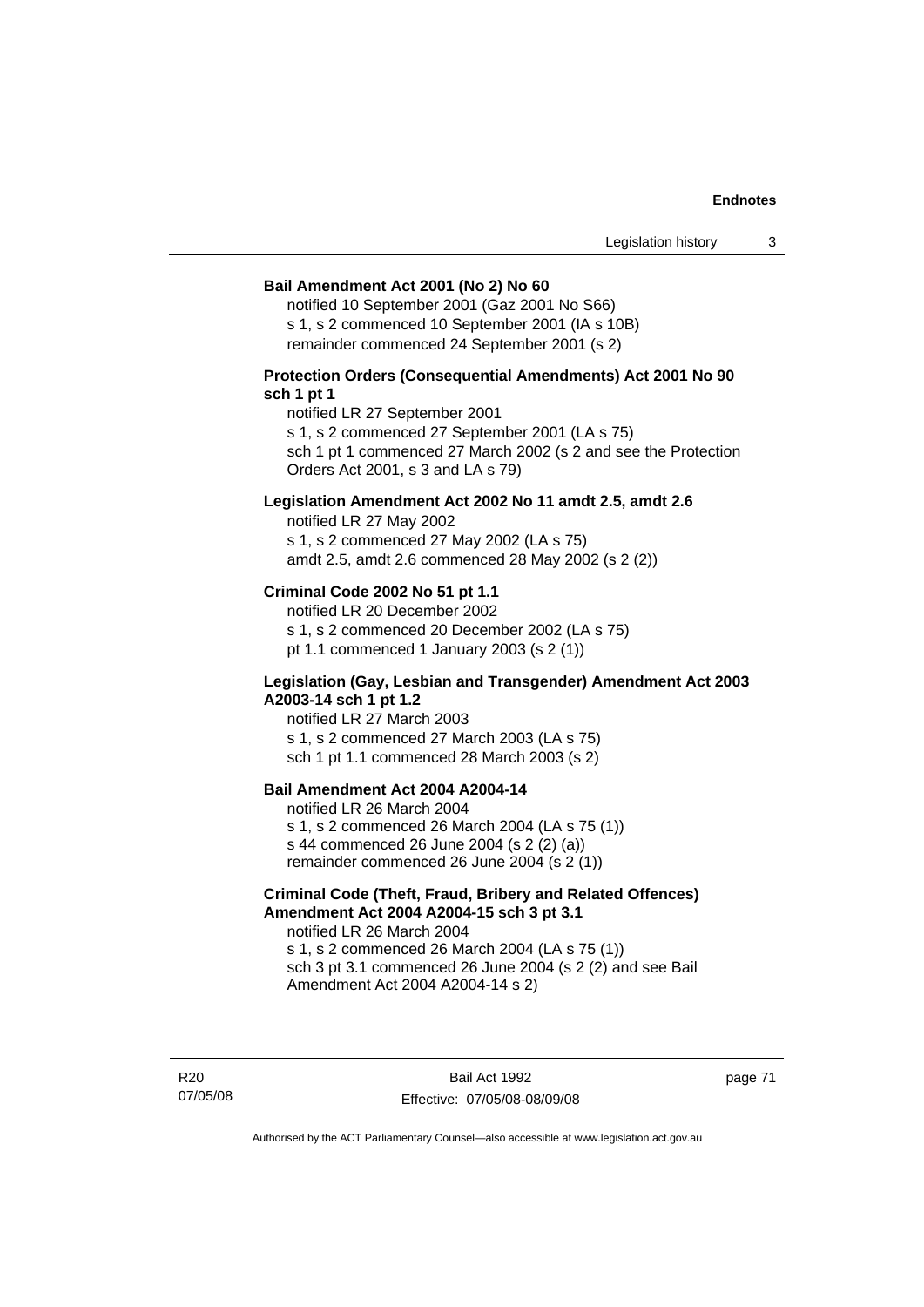**Bail Amendment Act 2001 (No 2) No 60**

notified 10 September 2001 (Gaz 2001 No S66)
s 1, s 2 commenced 10 September 2001 (IA s 10B)
remainder commenced 24 September 2001 (s 2)

**Protection Orders (Consequential Amendments) Act 2001 No 90 sch 1 pt 1**

notified LR 27 September 2001
s 1, s 2 commenced 27 September 2001 (LA s 75)
sch 1 pt 1 commenced 27 March 2002 (s 2 and see the Protection Orders Act 2001, s 3 and LA s 79)

**Legislation Amendment Act 2002 No 11 amdt 2.5, amdt 2.6**

notified LR 27 May 2002
s 1, s 2 commenced 27 May 2002 (LA s 75)
amdt 2.5, amdt 2.6 commenced 28 May 2002 (s 2 (2))

**Criminal Code 2002 No 51 pt 1.1**

notified LR 20 December 2002
s 1, s 2 commenced 20 December 2002 (LA s 75)
pt 1.1 commenced 1 January 2003 (s 2 (1))

**Legislation (Gay, Lesbian and Transgender) Amendment Act 2003 A2003-14 sch 1 pt 1.2**

notified LR 27 March 2003
s 1, s 2 commenced 27 March 2003 (LA s 75)
sch 1 pt 1.1 commenced 28 March 2003 (s 2)

**Bail Amendment Act 2004 A2004-14**

notified LR 26 March 2004
s 1, s 2 commenced 26 March 2004 (LA s 75 (1))
s 44 commenced 26 June 2004 (s 2 (2) (a))
remainder commenced 26 June 2004 (s 2 (1))

**Criminal Code (Theft, Fraud, Bribery and Related Offences) Amendment Act 2004 A2004-15 sch 3 pt 3.1**

notified LR 26 March 2004
s 1, s 2 commenced 26 March 2004 (LA s 75 (1))
sch 3 pt 3.1 commenced 26 June 2004 (s 2 (2) and see Bail Amendment Act 2004 A2004-14 s 2)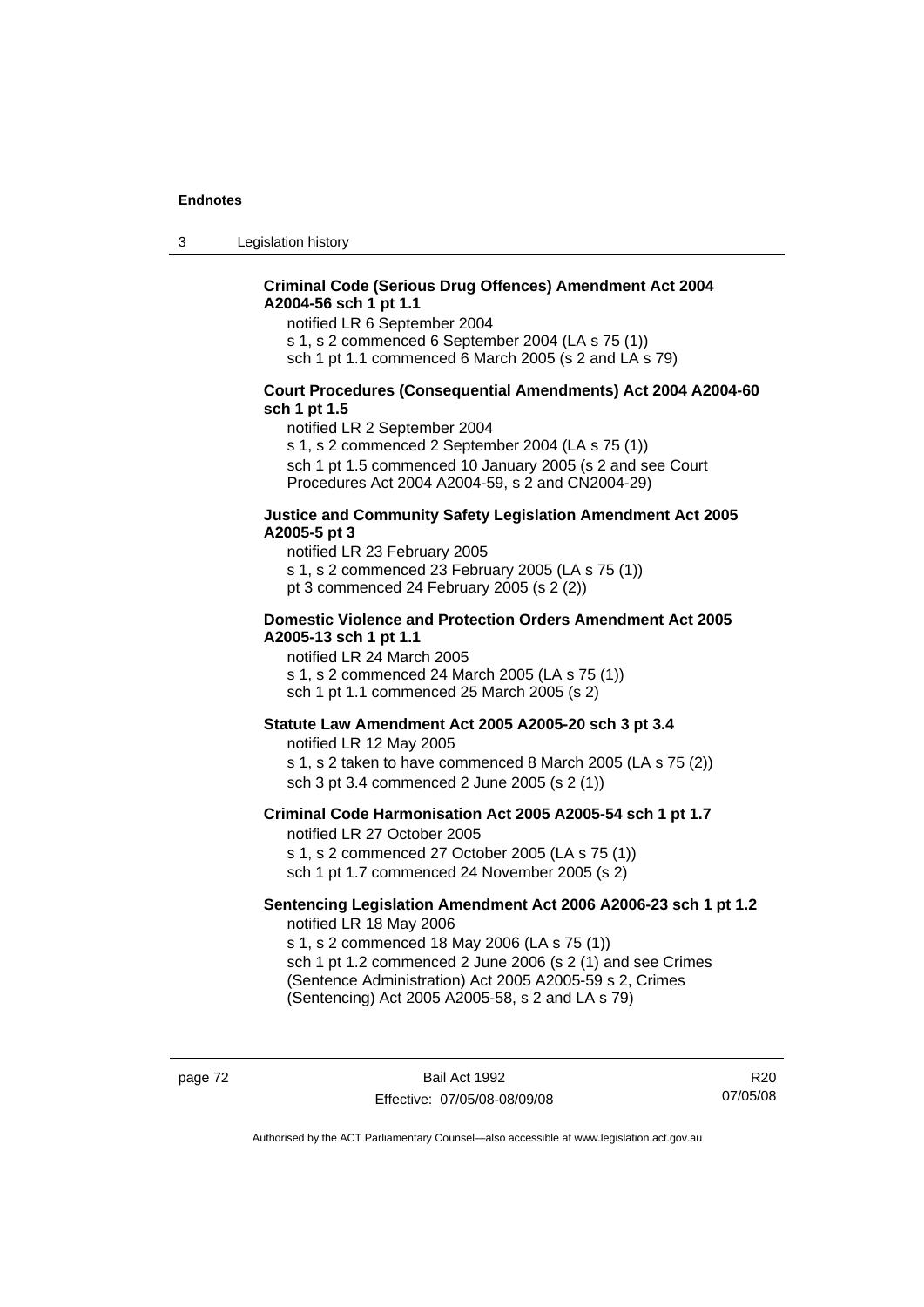**Criminal Code (Serious Drug Offences) Amendment Act 2004 A2004-56 sch 1 pt 1.1**

notified LR 6 September 2004
s 1, s 2 commenced 6 September 2004 (LA s 75 (1))
sch 1 pt 1.1 commenced 6 March 2005 (s 2 and LA s 79)

**Court Procedures (Consequential Amendments) Act 2004 A2004-60 sch 1 pt 1.5**

notified LR 2 September 2004
s 1, s 2 commenced 2 September 2004 (LA s 75 (1))
sch 1 pt 1.5 commenced 10 January 2005 (s 2 and see Court Procedures Act 2004 A2004-59, s 2 and CN2004-29)

**Justice and Community Safety Legislation Amendment Act 2005 A2005-5 pt 3**

notified LR 23 February 2005
s 1, s 2 commenced 23 February 2005 (LA s 75 (1))
pt 3 commenced 24 February 2005 (s 2 (2))

**Domestic Violence and Protection Orders Amendment Act 2005 A2005-13 sch 1 pt 1.1**

notified LR 24 March 2005
s 1, s 2 commenced 24 March 2005 (LA s 75 (1))
sch 1 pt 1.1 commenced 25 March 2005 (s 2)

**Statute Law Amendment Act 2005 A2005-20 sch 3 pt 3.4**

notified LR 12 May 2005
s 1, s 2 taken to have commenced 8 March 2005 (LA s 75 (2))
sch 3 pt 3.4 commenced 2 June 2005 (s 2 (1))

**Criminal Code Harmonisation Act 2005 A2005-54 sch 1 pt 1.7**

notified LR 27 October 2005
s 1, s 2 commenced 27 October 2005 (LA s 75 (1))
sch 1 pt 1.7 commenced 24 November 2005 (s 2)

**Sentencing Legislation Amendment Act 2006 A2006-23 sch 1 pt 1.2**

notified LR 18 May 2006
s 1, s 2 commenced 18 May 2006 (LA s 75 (1))
sch 1 pt 1.2 commenced 2 June 2006 (s 2 (1) and see Crimes (Sentence Administration) Act 2005 A2005-59 s 2, Crimes (Sentencing) Act 2005 A2005-58, s 2 and LA s 79)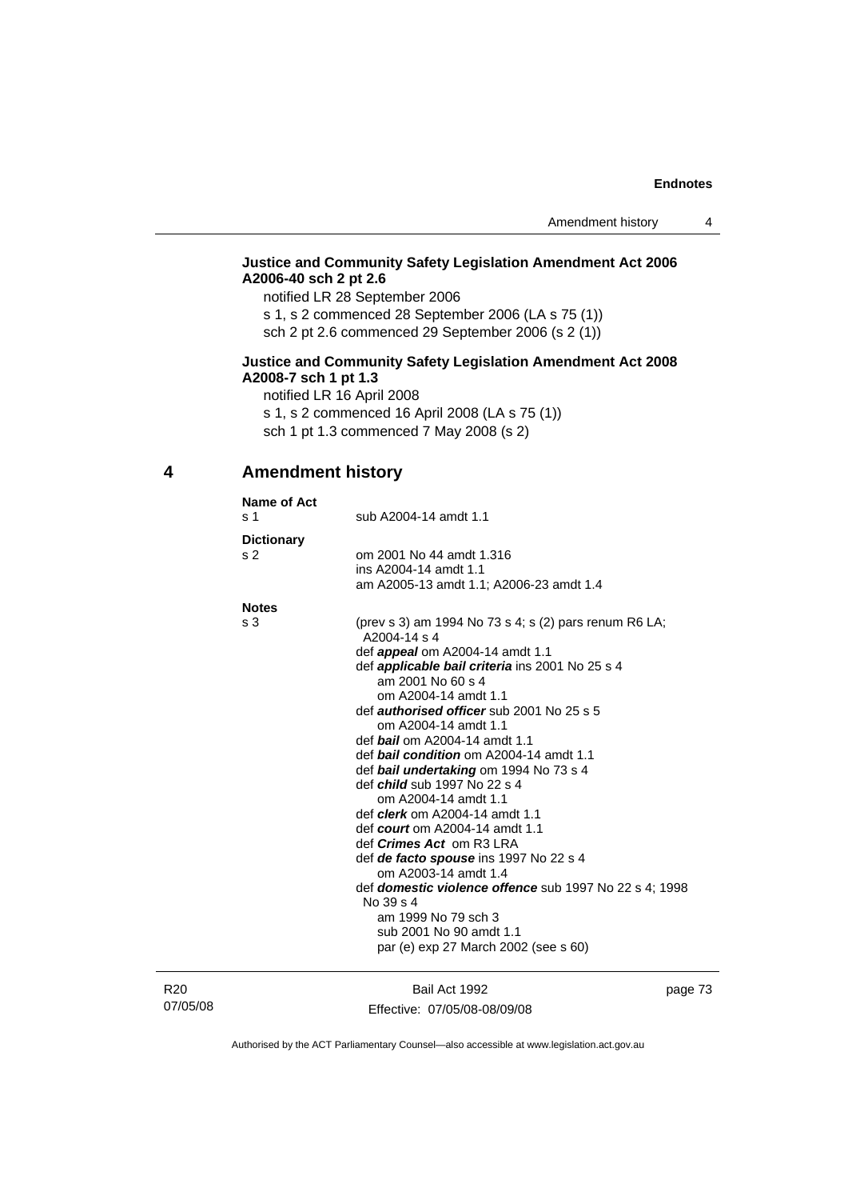**Justice and Community Safety Legislation Amendment Act 2006 A2006-40 sch 2 pt 2.6**

notified LR 28 September 2006

s 1, s 2 commenced 28 September 2006 (LA s 75 (1))

sch 2 pt 2.6 commenced 29 September 2006 (s 2 (1))

**Justice and Community Safety Legislation Amendment Act 2008 A2008-7 sch 1 pt 1.3**

notified LR 16 April 2008

s 1, s 2 commenced 16 April 2008 (LA s 75 (1))

sch 1 pt 1.3 commenced 7 May 2008 (s 2)

## 4 Amendment history

**Name of Act**

s 1 sub A2004-14 amdt 1.1

**Dictionary**

s 2 om 2001 No 44 amdt 1.316
ins A2004-14 amdt 1.1
am A2005-13 amdt 1.1; A2006-23 amdt 1.4

**Notes**

s 3 (prev s 3) am 1994 No 73 s 4; s (2) pars renum R6 LA; A2004-14 s 4
def ***appeal*** om A2004-14 amdt 1.1
def ***applicable bail criteria*** ins 2001 No 25 s 4
am 2001 No 60 s 4
om A2004-14 amdt 1.1
def ***authorised officer*** sub 2001 No 25 s 5
om A2004-14 amdt 1.1
def ***bail*** om A2004-14 amdt 1.1
def ***bail condition*** om A2004-14 amdt 1.1
def ***bail undertaking*** om 1994 No 73 s 4
def ***child*** sub 1997 No 22 s 4
om A2004-14 amdt 1.1
def ***clerk*** om A2004-14 amdt 1.1
def ***court*** om A2004-14 amdt 1.1
def ***Crimes Act*** om R3 LRA
def ***de facto spouse*** ins 1997 No 22 s 4
om A2003-14 amdt 1.4
def ***domestic violence offence*** sub 1997 No 22 s 4; 1998 No 39 s 4
am 1999 No 79 sch 3
sub 2001 No 90 amdt 1.1
par (e) exp 27 March 2002 (see s 60)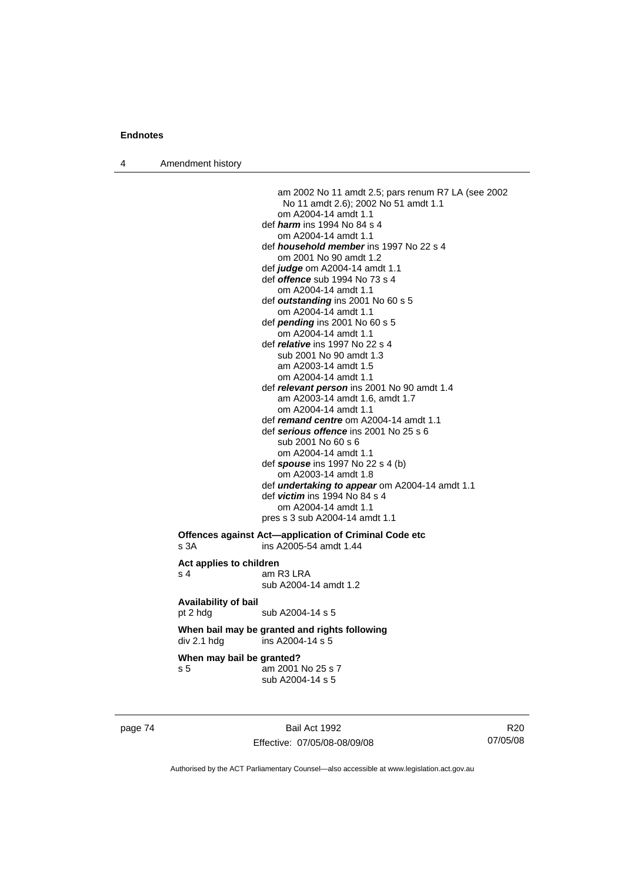am 2002 No 11 amdt 2.5; pars renum R7 LA (see 2002 No 11 amdt 2.6); 2002 No 51 amdt 1.1
om A2004-14 amdt 1.1

def ***harm*** ins 1994 No 84 s 4
om A2004-14 amdt 1.1

def ***household member*** ins 1997 No 22 s 4
om 2001 No 90 amdt 1.2

def ***judge*** om A2004-14 amdt 1.1

def ***offence*** sub 1994 No 73 s 4
om A2004-14 amdt 1.1

def ***outstanding*** ins 2001 No 60 s 5
om A2004-14 amdt 1.1

def ***pending*** ins 2001 No 60 s 5
om A2004-14 amdt 1.1

def ***relative*** ins 1997 No 22 s 4
sub 2001 No 90 amdt 1.3
am A2003-14 amdt 1.5
om A2004-14 amdt 1.1

def ***relevant person*** ins 2001 No 90 amdt 1.4
am A2003-14 amdt 1.6, amdt 1.7
om A2004-14 amdt 1.1

def ***remand centre*** om A2004-14 amdt 1.1

def ***serious offence*** ins 2001 No 25 s 6
sub 2001 No 60 s 6
om A2004-14 amdt 1.1

def ***spouse*** ins 1997 No 22 s 4 (b)
om A2003-14 amdt 1.8

def ***undertaking to appear*** om A2004-14 amdt 1.1

def ***victim*** ins 1994 No 84 s 4
om A2004-14 amdt 1.1

pres s 3 sub A2004-14 amdt 1.1

**Offences against Act—application of Criminal Code etc**
s 3A ins A2005-54 amdt 1.44

**Act applies to children**
s 4 am R3 LRA
sub A2004-14 amdt 1.2

**Availability of bail**
pt 2 hdg sub A2004-14 s 5

**When bail may be granted and rights following**
div 2.1 hdg ins A2004-14 s 5

**When may bail be granted?**
s 5 am 2001 No 25 s 7
sub A2004-14 s 5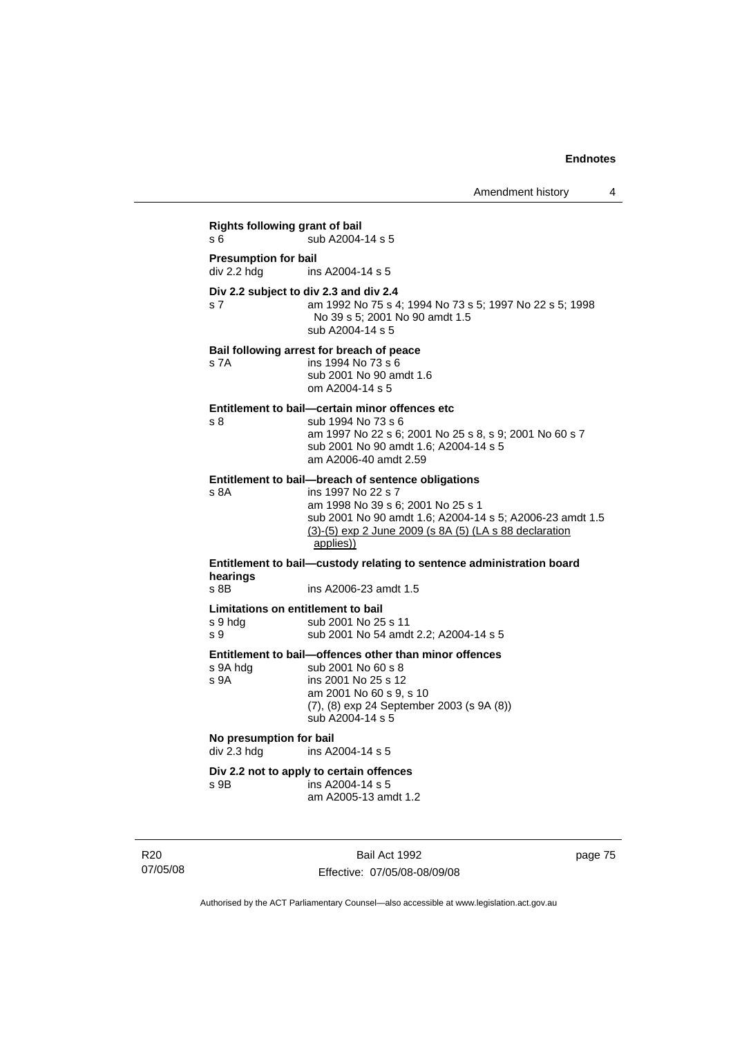**Rights following grant of bail**

| | |
|---|---|
| s 6 | sub A2004-14 s 5 |

**Presumption for bail**

| | |
|---|---|
| div 2.2 hdg | ins A2004-14 s 5 |

**Div 2.2 subject to div 2.3 and div 2.4**

| | |
|---|---|
| s 7 | am 1992 No 75 s 4; 1994 No 73 s 5; 1997 No 22 s 5; 1998 No 39 s 5; 2001 No 90 amdt 1.5<br>sub A2004-14 s 5 |

**Bail following arrest for breach of peace**

| | |
|---|---|
| s 7A | ins 1994 No 73 s 6<br>sub 2001 No 90 amdt 1.6<br>om A2004-14 s 5 |

**Entitlement to bail—certain minor offences etc**

| | |
|---|---|
| s 8 | sub 1994 No 73 s 6<br>am 1997 No 22 s 6; 2001 No 25 s 8, s 9; 2001 No 60 s 7<br>sub 2001 No 90 amdt 1.6; A2004-14 s 5<br>am A2006-40 amdt 2.59 |

**Entitlement to bail—breach of sentence obligations**

| | |
|---|---|
| s 8A | ins 1997 No 22 s 7<br>am 1998 No 39 s 6; 2001 No 25 s 1<br>sub 2001 No 90 amdt 1.6; A2004-14 s 5; A2006-23 amdt 1.5<br>(3)-(5) exp 2 June 2009 (s 8A (5) (LA s 88 declaration applies)) |

**Entitlement to bail—custody relating to sentence administration board hearings**

| | |
|---|---|
| s 8B | ins A2006-23 amdt 1.5 |

**Limitations on entitlement to bail**

| | |
|---|---|
| s 9 hdg | sub 2001 No 25 s 11 |
| s 9 | sub 2001 No 54 amdt 2.2; A2004-14 s 5 |

**Entitlement to bail—offences other than minor offences**

| | |
|---|---|
| s 9A hdg | sub 2001 No 60 s 8 |
| s 9A | ins 2001 No 25 s 12<br>am 2001 No 60 s 9, s 10<br>(7), (8) exp 24 September 2003 (s 9A (8))<br>sub A2004-14 s 5 |

**No presumption for bail**

| | |
|---|---|
| div 2.3 hdg | ins A2004-14 s 5 |

**Div 2.2 not to apply to certain offences**

| | |
|---|---|
| s 9B | ins A2004-14 s 5<br>am A2005-13 amdt 1.2 |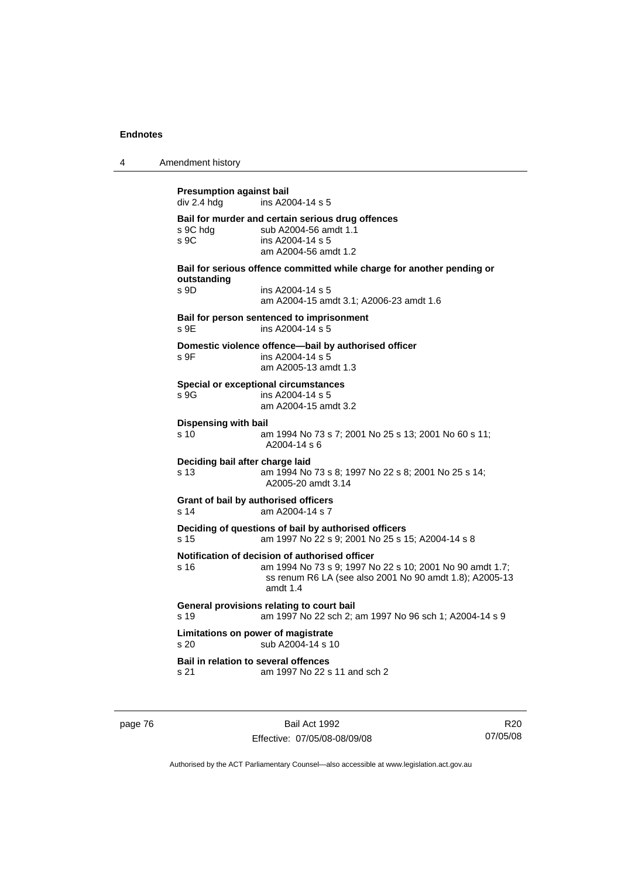**Presumption against bail**
div 2.4 hdg ins A2004-14 s 5

**Bail for murder and certain serious drug offences**
s 9C hdg sub A2004-56 amdt 1.1
s 9C ins A2004-14 s 5
am A2004-56 amdt 1.2

**Bail for serious offence committed while charge for another pending or outstanding**
s 9D ins A2004-14 s 5
am A2004-15 amdt 3.1; A2006-23 amdt 1.6

**Bail for person sentenced to imprisonment**
s 9E ins A2004-14 s 5

**Domestic violence offence—bail by authorised officer**
s 9F ins A2004-14 s 5
am A2005-13 amdt 1.3

**Special or exceptional circumstances**
s 9G ins A2004-14 s 5
am A2004-15 amdt 3.2

**Dispensing with bail**
s 10 am 1994 No 73 s 7; 2001 No 25 s 13; 2001 No 60 s 11; A2004-14 s 6

**Deciding bail after charge laid**
s 13 am 1994 No 73 s 8; 1997 No 22 s 8; 2001 No 25 s 14; A2005-20 amdt 3.14

**Grant of bail by authorised officers**
s 14 am A2004-14 s 7

**Deciding of questions of bail by authorised officers**
s 15 am 1997 No 22 s 9; 2001 No 25 s 15; A2004-14 s 8

**Notification of decision of authorised officer**
s 16 am 1994 No 73 s 9; 1997 No 22 s 10; 2001 No 90 amdt 1.7; ss renum R6 LA (see also 2001 No 90 amdt 1.8); A2005-13 amdt 1.4

**General provisions relating to court bail**
s 19 am 1997 No 22 sch 2; am 1997 No 96 sch 1; A2004-14 s 9

**Limitations on power of magistrate**
s 20 sub A2004-14 s 10

**Bail in relation to several offences**
s 21 am 1997 No 22 s 11 and sch 2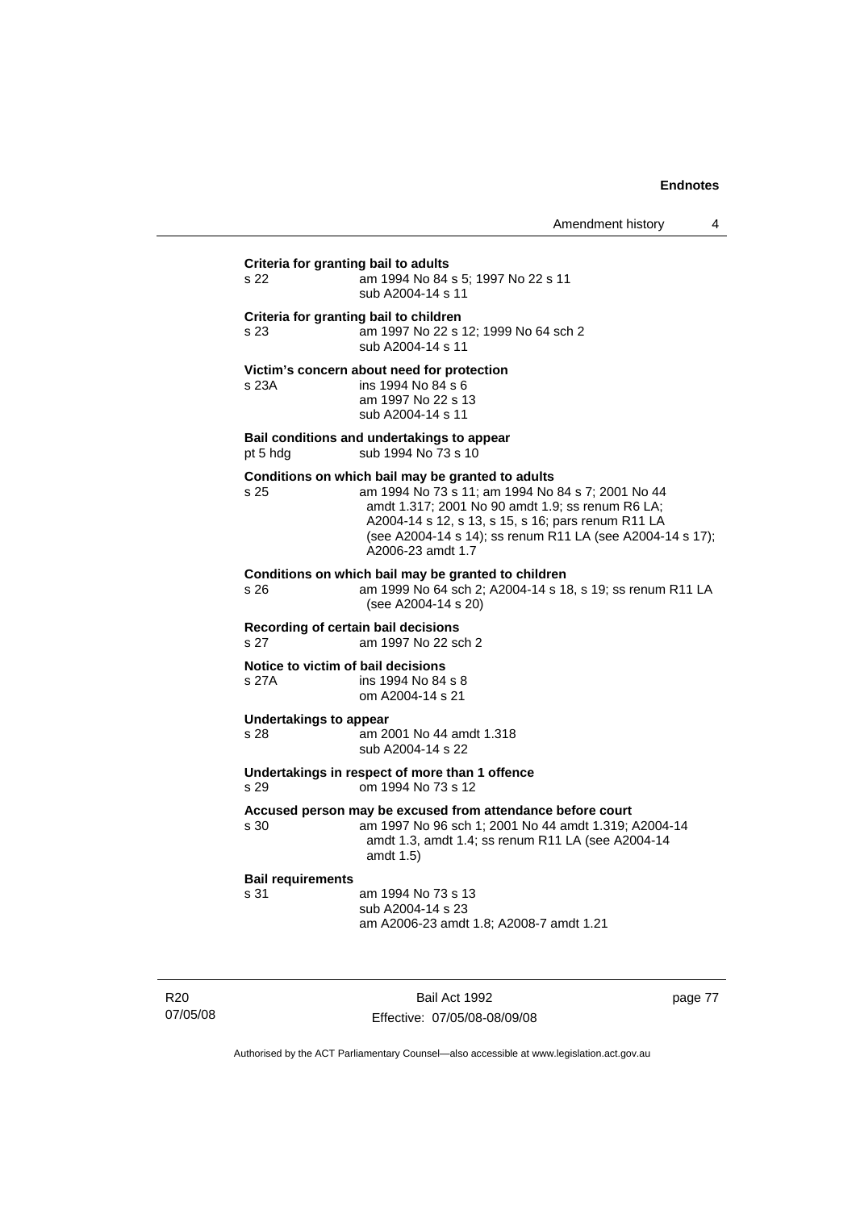**Criteria for granting bail to adults**

s 22 am 1994 No 84 s 5; 1997 No 22 s 11
sub A2004-14 s 11

**Criteria for granting bail to children**

s 23 am 1997 No 22 s 12; 1999 No 64 sch 2
sub A2004-14 s 11

**Victim's concern about need for protection**

s 23A ins 1994 No 84 s 6
am 1997 No 22 s 13
sub A2004-14 s 11

**Bail conditions and undertakings to appear**

pt 5 hdg sub 1994 No 73 s 10

**Conditions on which bail may be granted to adults**

s 25 am 1994 No 73 s 11; am 1994 No 84 s 7; 2001 No 44 amdt 1.317; 2001 No 90 amdt 1.9; ss renum R6 LA; A2004-14 s 12, s 13, s 15, s 16; pars renum R11 LA (see A2004-14 s 14); ss renum R11 LA (see A2004-14 s 17); A2006-23 amdt 1.7

**Conditions on which bail may be granted to children**

s 26 am 1999 No 64 sch 2; A2004-14 s 18, s 19; ss renum R11 LA (see A2004-14 s 20)

**Recording of certain bail decisions**

s 27 am 1997 No 22 sch 2

**Notice to victim of bail decisions**

s 27A ins 1994 No 84 s 8
om A2004-14 s 21

**Undertakings to appear**

s 28 am 2001 No 44 amdt 1.318
sub A2004-14 s 22

**Undertakings in respect of more than 1 offence**

s 29 om 1994 No 73 s 12

**Accused person may be excused from attendance before court**

s 30 am 1997 No 96 sch 1; 2001 No 44 amdt 1.319; A2004-14 amdt 1.3, amdt 1.4; ss renum R11 LA (see A2004-14 amdt 1.5)

**Bail requirements**

s 31 am 1994 No 73 s 13
sub A2004-14 s 23
am A2006-23 amdt 1.8; A2008-7 amdt 1.21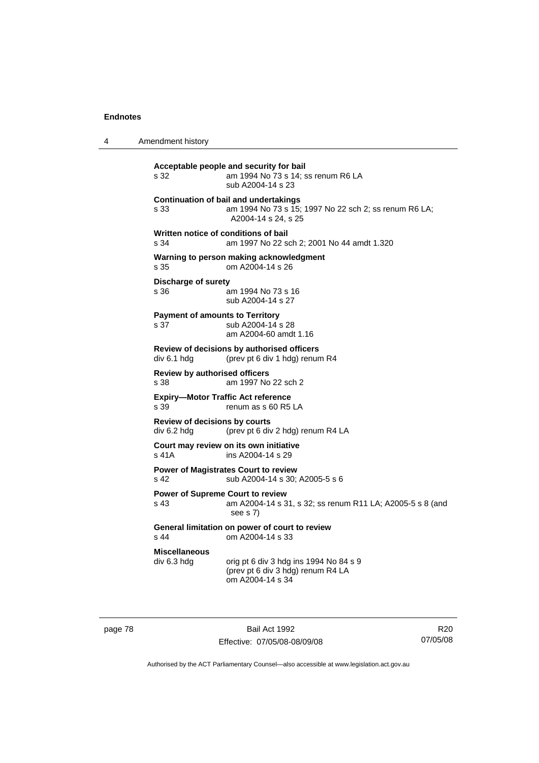**Acceptable people and security for bail**
s 32 am 1994 No 73 s 14; ss renum R6 LA
sub A2004-14 s 23

**Continuation of bail and undertakings**
s 33 am 1994 No 73 s 15; 1997 No 22 sch 2; ss renum R6 LA; A2004-14 s 24, s 25

**Written notice of conditions of bail**
s 34 am 1997 No 22 sch 2; 2001 No 44 amdt 1.320

**Warning to person making acknowledgment**
s 35 om A2004-14 s 26

**Discharge of surety**
s 36 am 1994 No 73 s 16
sub A2004-14 s 27

**Payment of amounts to Territory**
s 37 sub A2004-14 s 28
am A2004-60 amdt 1.16

**Review of decisions by authorised officers**
div 6.1 hdg (prev pt 6 div 1 hdg) renum R4

**Review by authorised officers**
s 38 am 1997 No 22 sch 2

**Expiry—Motor Traffic Act reference**
s 39 renum as s 60 R5 LA

**Review of decisions by courts**
div 6.2 hdg (prev pt 6 div 2 hdg) renum R4 LA

**Court may review on its own initiative**
s 41A ins A2004-14 s 29

**Power of Magistrates Court to review**
s 42 sub A2004-14 s 30; A2005-5 s 6

**Power of Supreme Court to review**
s 43 am A2004-14 s 31, s 32; ss renum R11 LA; A2005-5 s 8 (and see s 7)

**General limitation on power of court to review**
s 44 om A2004-14 s 33

**Miscellaneous**
div 6.3 hdg orig pt 6 div 3 hdg ins 1994 No 84 s 9
(prev pt 6 div 3 hdg) renum R4 LA
om A2004-14 s 34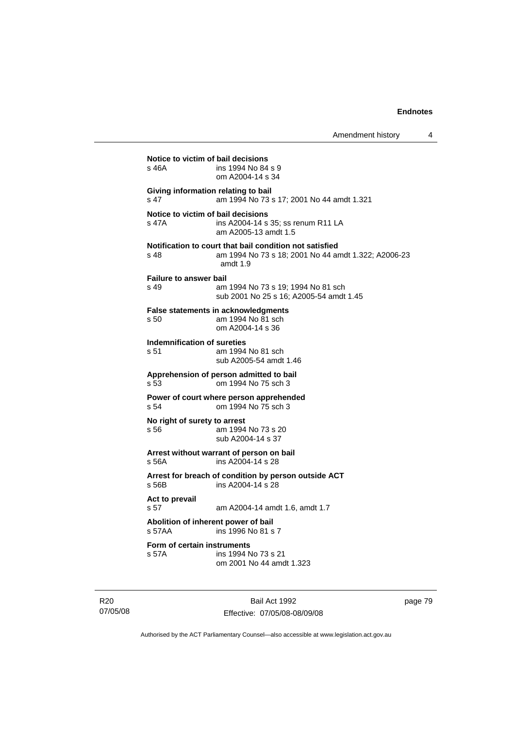**Notice to victim of bail decisions**
s 46A ins 1994 No 84 s 9
om A2004-14 s 34

**Giving information relating to bail**
s 47 am 1994 No 73 s 17; 2001 No 44 amdt 1.321

**Notice to victim of bail decisions**
s 47A ins A2004-14 s 35; ss renum R11 LA
am A2005-13 amdt 1.5

**Notification to court that bail condition not satisfied**
s 48 am 1994 No 73 s 18; 2001 No 44 amdt 1.322; A2006-23 amdt 1.9

**Failure to answer bail**
s 49 am 1994 No 73 s 19; 1994 No 81 sch
sub 2001 No 25 s 16; A2005-54 amdt 1.45

**False statements in acknowledgments**
s 50 am 1994 No 81 sch
om A2004-14 s 36

**Indemnification of sureties**
s 51 am 1994 No 81 sch
sub A2005-54 amdt 1.46

**Apprehension of person admitted to bail**
s 53 om 1994 No 75 sch 3

**Power of court where person apprehended**
s 54 om 1994 No 75 sch 3

**No right of surety to arrest**
s 56 am 1994 No 73 s 20
sub A2004-14 s 37

**Arrest without warrant of person on bail**
s 56A ins A2004-14 s 28

**Arrest for breach of condition by person outside ACT**
s 56B ins A2004-14 s 28

**Act to prevail**
s 57 am A2004-14 amdt 1.6, amdt 1.7

**Abolition of inherent power of bail**
s 57AA ins 1996 No 81 s 7

**Form of certain instruments**
s 57A ins 1994 No 73 s 21
om 2001 No 44 amdt 1.323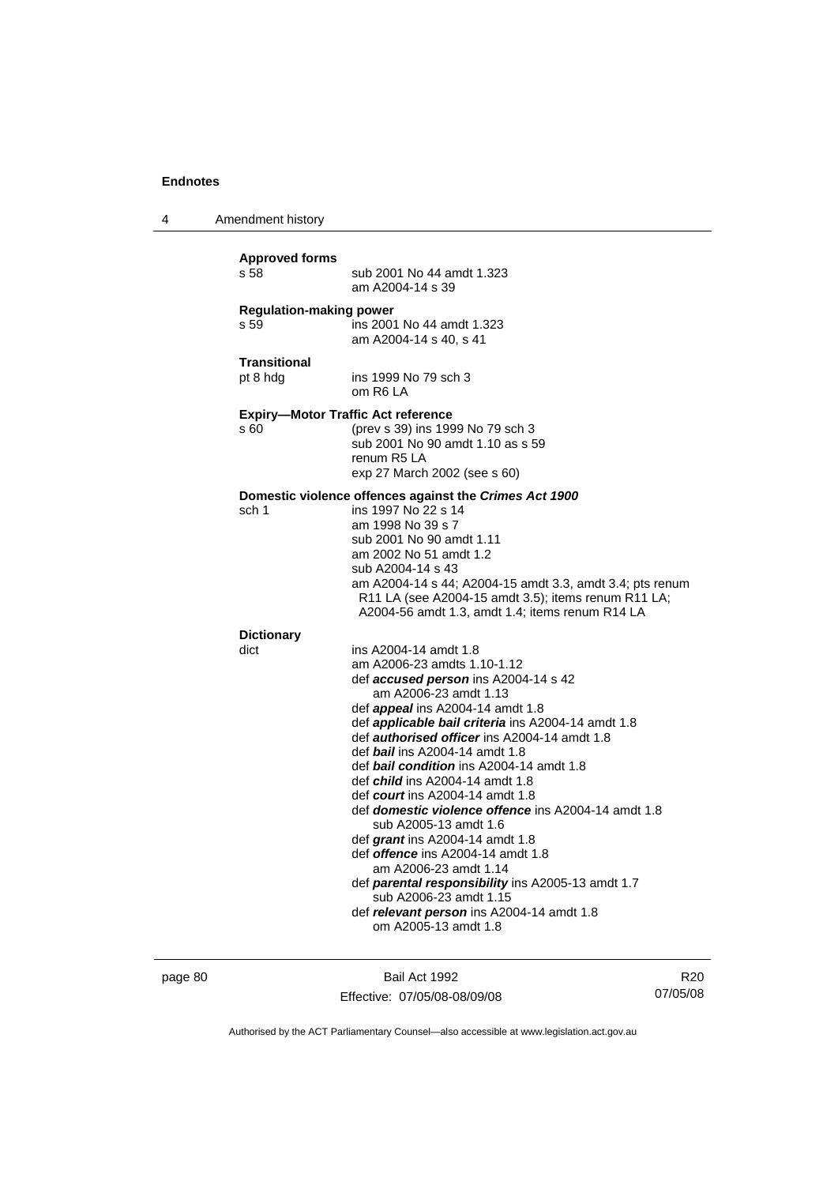**Approved forms**
s 58 sub 2001 No 44 amdt 1.323
am A2004-14 s 39

**Regulation-making power**
s 59 ins 2001 No 44 amdt 1.323
am A2004-14 s 40, s 41

**Transitional**
pt 8 hdg ins 1999 No 79 sch 3
om R6 LA

**Expiry—Motor Traffic Act reference**
s 60 (prev s 39) ins 1999 No 79 sch 3
sub 2001 No 90 amdt 1.10 as s 59
renum R5 LA
exp 27 March 2002 (see s 60)

**Domestic violence offences against the *Crimes Act 1900***
sch 1 ins 1997 No 22 s 14
am 1998 No 39 s 7
sub 2001 No 90 amdt 1.11
am 2002 No 51 amdt 1.2
sub A2004-14 s 43
am A2004-14 s 44; A2004-15 amdt 3.3, amdt 3.4; pts renum R11 LA (see A2004-15 amdt 3.5); items renum R11 LA; A2004-56 amdt 1.3, amdt 1.4; items renum R14 LA

**Dictionary**
dict ins A2004-14 amdt 1.8
am A2006-23 amdts 1.10-1.12
def ***accused person*** ins A2004-14 s 42
am A2006-23 amdt 1.13
def ***appeal*** ins A2004-14 amdt 1.8
def ***applicable bail criteria*** ins A2004-14 amdt 1.8
def ***authorised officer*** ins A2004-14 amdt 1.8
def ***bail*** ins A2004-14 amdt 1.8
def ***bail condition*** ins A2004-14 amdt 1.8
def ***child*** ins A2004-14 amdt 1.8
def ***court*** ins A2004-14 amdt 1.8
def ***domestic violence offence*** ins A2004-14 amdt 1.8
sub A2005-13 amdt 1.6
def ***grant*** ins A2004-14 amdt 1.8
def ***offence*** ins A2004-14 amdt 1.8
am A2006-23 amdt 1.14
def ***parental responsibility*** ins A2005-13 amdt 1.7
sub A2006-23 amdt 1.15
def ***relevant person*** ins A2004-14 amdt 1.8
om A2005-13 amdt 1.8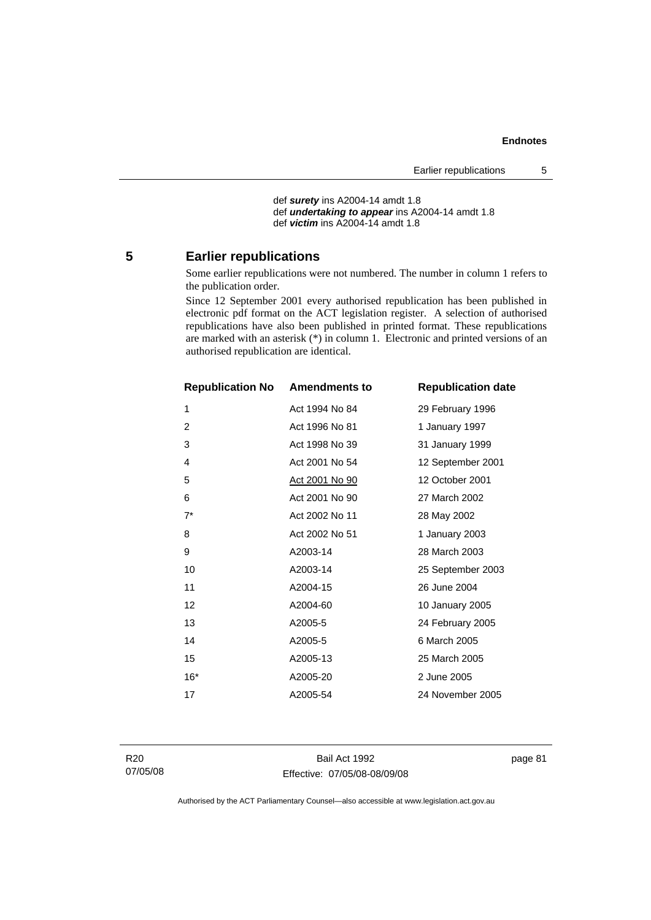def ***surety*** ins A2004-14 amdt 1.8
def ***undertaking to appear*** ins A2004-14 amdt 1.8
def ***victim*** ins A2004-14 amdt 1.8

## 5 Earlier republications

Some earlier republications were not numbered. The number in column 1 refers to the publication order.

Since 12 September 2001 every authorised republication has been published in electronic pdf format on the ACT legislation register. A selection of authorised republications have also been published in printed format. These republications are marked with an asterisk (*) in column 1. Electronic and printed versions of an authorised republication are identical.

| Republication No | Amendments to | Republication date |
|---|---|---|
| 1 | Act 1994 No 84 | 29 February 1996 |
| 2 | Act 1996 No 81 | 1 January 1997 |
| 3 | Act 1998 No 39 | 31 January 1999 |
| 4 | Act 2001 No 54 | 12 September 2001 |
| 5 | Act 2001 No 90 | 12 October 2001 |
| 6 | Act 2001 No 90 | 27 March 2002 |
| 7* | Act 2002 No 11 | 28 May 2002 |
| 8 | Act 2002 No 51 | 1 January 2003 |
| 9 | A2003-14 | 28 March 2003 |
| 10 | A2003-14 | 25 September 2003 |
| 11 | A2004-15 | 26 June 2004 |
| 12 | A2004-60 | 10 January 2005 |
| 13 | A2005-5 | 24 February 2005 |
| 14 | A2005-5 | 6 March 2005 |
| 15 | A2005-13 | 25 March 2005 |
| 16* | A2005-20 | 2 June 2005 |
| 17 | A2005-54 | 24 November 2005 |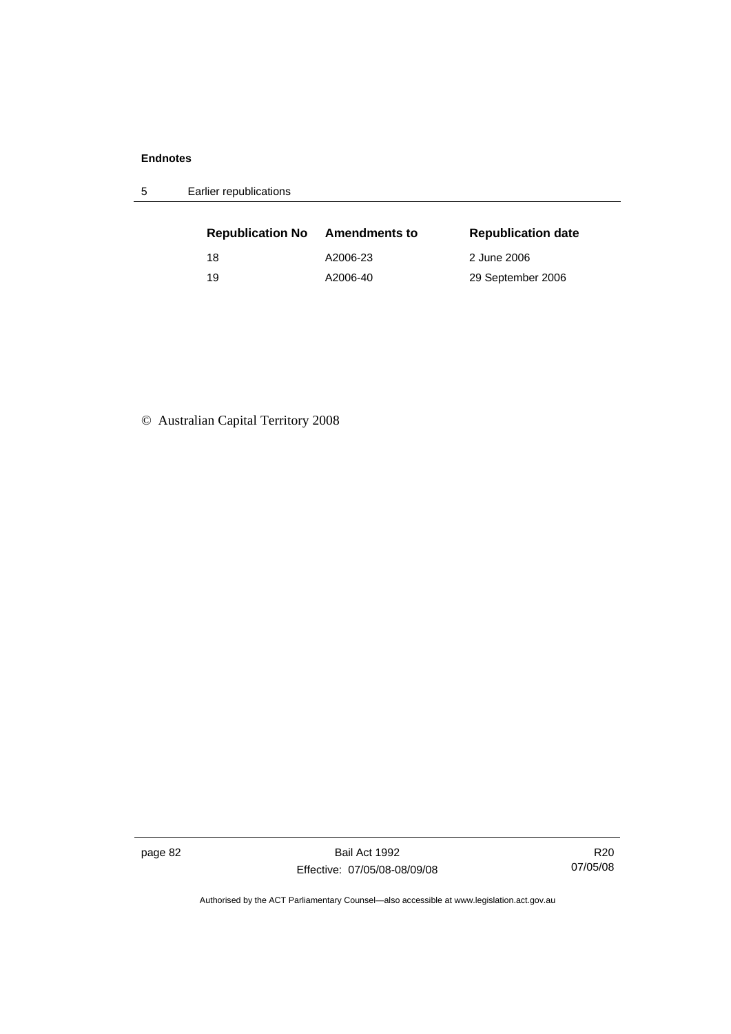| Republication No | Amendments to | Republication date |
|---|---|---|
| 18 | A2006-23 | 2 June 2006 |
| 19 | A2006-40 | 29 September 2006 |

© Australian Capital Territory 2008